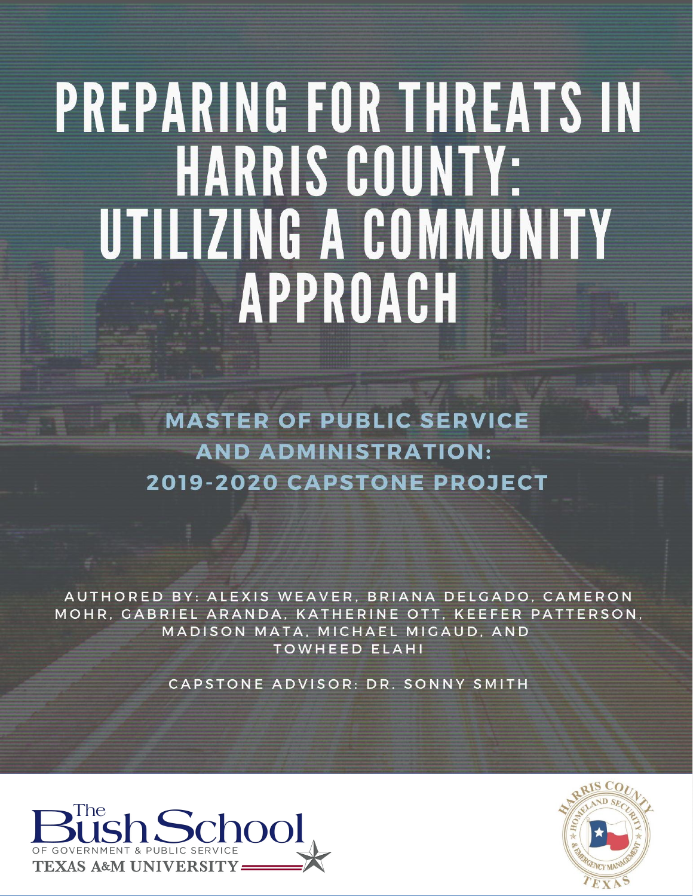# PREPARING FOR THREATS IN HARRIS COUNTY: UTILIZING A COMMUNITY APPROACH

## MASTER OF PUBLIC SERVICE AND ADMINISTRATION: 2019-2020 CAPSTONE PROJECT

AUTHORED BY: ALEXIS WEAVER, BRIANA DELGADO, CAMERON MOHR, GABRIEL ARANDA, KATHERINE OTT, KEEFER PATTERSON, MADISON MATA, MICHAEL MIGAUD, AND TOWHEED ELAHI

CAPSTONE ADVISOR: DR. SONNY SMITH

The Bush School OF GOVERNMENT & PUBLIC SERVICE TEXAS A&M UNIVERSITY

HARRIS COUNTY HOMELAND SECURITY & EMERGENCY MANAGEMENT TEXAS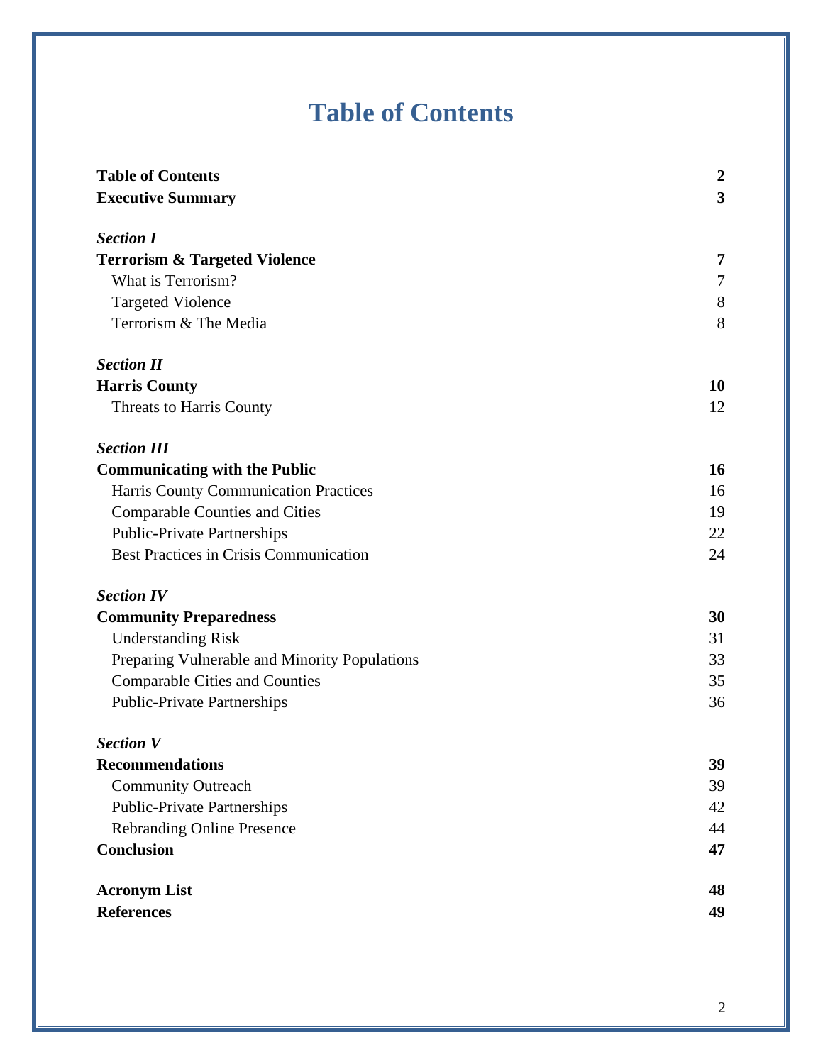# Table of Contents

| | |
|---|---|
| **Table of Contents** | **2** |
| **Executive Summary** | **3** |
| | |
| ***Section I*** | |
| **Terrorism & Targeted Violence** | **7** |
| What is Terrorism? | 7 |
| Targeted Violence | 8 |
| Terrorism & The Media | 8 |
| | |
| ***Section II*** | |
| **Harris County** | **10** |
| Threats to Harris County | 12 |
| | |
| ***Section III*** | |
| **Communicating with the Public** | **16** |
| Harris County Communication Practices | 16 |
| Comparable Counties and Cities | 19 |
| Public-Private Partnerships | 22 |
| Best Practices in Crisis Communication | 24 |
| | |
| ***Section IV*** | |
| **Community Preparedness** | **30** |
| Understanding Risk | 31 |
| Preparing Vulnerable and Minority Populations | 33 |
| Comparable Cities and Counties | 35 |
| Public-Private Partnerships | 36 |
| | |
| ***Section V*** | |
| **Recommendations** | **39** |
| Community Outreach | 39 |
| Public-Private Partnerships | 42 |
| Rebranding Online Presence | 44 |
| **Conclusion** | **47** |
| | |
| **Acronym List** | **48** |
| **References** | **49** |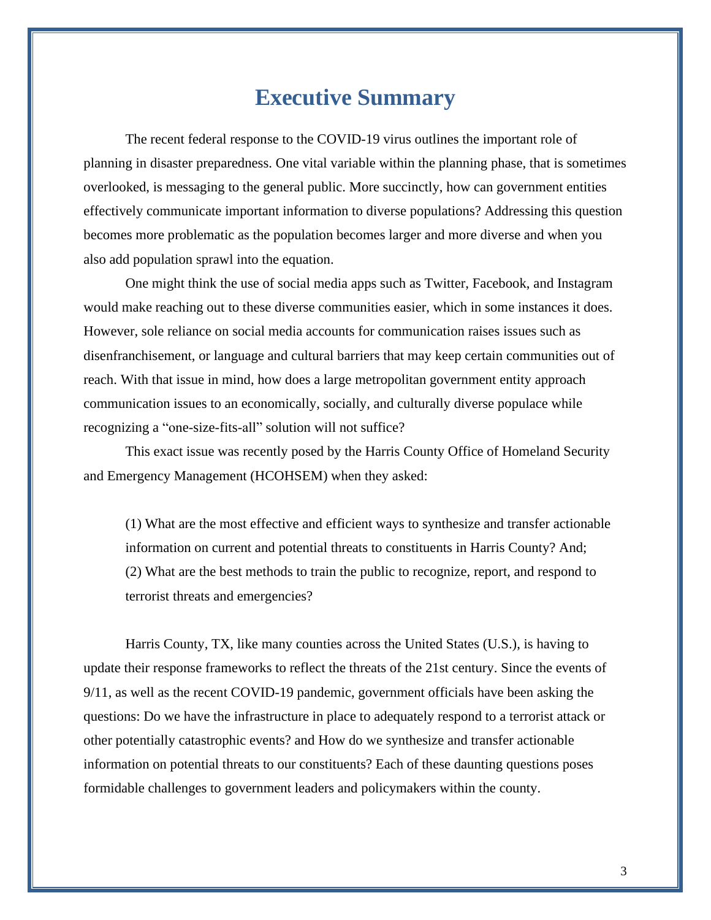# Executive Summary

The recent federal response to the COVID-19 virus outlines the important role of planning in disaster preparedness. One vital variable within the planning phase, that is sometimes overlooked, is messaging to the general public. More succinctly, how can government entities effectively communicate important information to diverse populations? Addressing this question becomes more problematic as the population becomes larger and more diverse and when you also add population sprawl into the equation.

One might think the use of social media apps such as Twitter, Facebook, and Instagram would make reaching out to these diverse communities easier, which in some instances it does. However, sole reliance on social media accounts for communication raises issues such as disenfranchisement, or language and cultural barriers that may keep certain communities out of reach. With that issue in mind, how does a large metropolitan government entity approach communication issues to an economically, socially, and culturally diverse populace while recognizing a "one-size-fits-all" solution will not suffice?

This exact issue was recently posed by the Harris County Office of Homeland Security and Emergency Management (HCOHSEM) when they asked:

> (1) What are the most effective and efficient ways to synthesize and transfer actionable information on current and potential threats to constituents in Harris County? And;
> (2) What are the best methods to train the public to recognize, report, and respond to terrorist threats and emergencies?

Harris County, TX, like many counties across the United States (U.S.), is having to update their response frameworks to reflect the threats of the 21st century. Since the events of 9/11, as well as the recent COVID-19 pandemic, government officials have been asking the questions: Do we have the infrastructure in place to adequately respond to a terrorist attack or other potentially catastrophic events? and How do we synthesize and transfer actionable information on potential threats to our constituents? Each of these daunting questions poses formidable challenges to government leaders and policymakers within the county.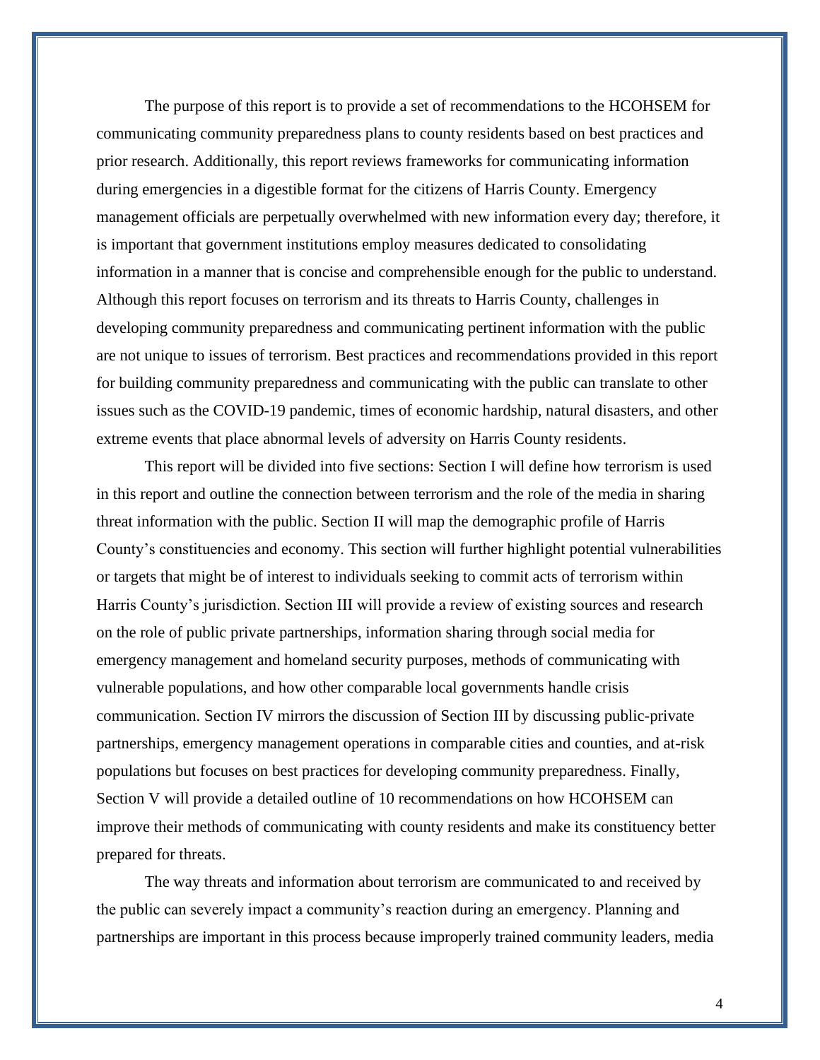The purpose of this report is to provide a set of recommendations to the HCOHSEM for communicating community preparedness plans to county residents based on best practices and prior research. Additionally, this report reviews frameworks for communicating information during emergencies in a digestible format for the citizens of Harris County. Emergency management officials are perpetually overwhelmed with new information every day; therefore, it is important that government institutions employ measures dedicated to consolidating information in a manner that is concise and comprehensible enough for the public to understand. Although this report focuses on terrorism and its threats to Harris County, challenges in developing community preparedness and communicating pertinent information with the public are not unique to issues of terrorism. Best practices and recommendations provided in this report for building community preparedness and communicating with the public can translate to other issues such as the COVID-19 pandemic, times of economic hardship, natural disasters, and other extreme events that place abnormal levels of adversity on Harris County residents.

This report will be divided into five sections: Section I will define how terrorism is used in this report and outline the connection between terrorism and the role of the media in sharing threat information with the public. Section II will map the demographic profile of Harris County's constituencies and economy. This section will further highlight potential vulnerabilities or targets that might be of interest to individuals seeking to commit acts of terrorism within Harris County's jurisdiction. Section III will provide a review of existing sources and research on the role of public private partnerships, information sharing through social media for emergency management and homeland security purposes, methods of communicating with vulnerable populations, and how other comparable local governments handle crisis communication. Section IV mirrors the discussion of Section III by discussing public-private partnerships, emergency management operations in comparable cities and counties, and at-risk populations but focuses on best practices for developing community preparedness. Finally, Section V will provide a detailed outline of 10 recommendations on how HCOHSEM can improve their methods of communicating with county residents and make its constituency better prepared for threats.

The way threats and information about terrorism are communicated to and received by the public can severely impact a community's reaction during an emergency. Planning and partnerships are important in this process because improperly trained community leaders, media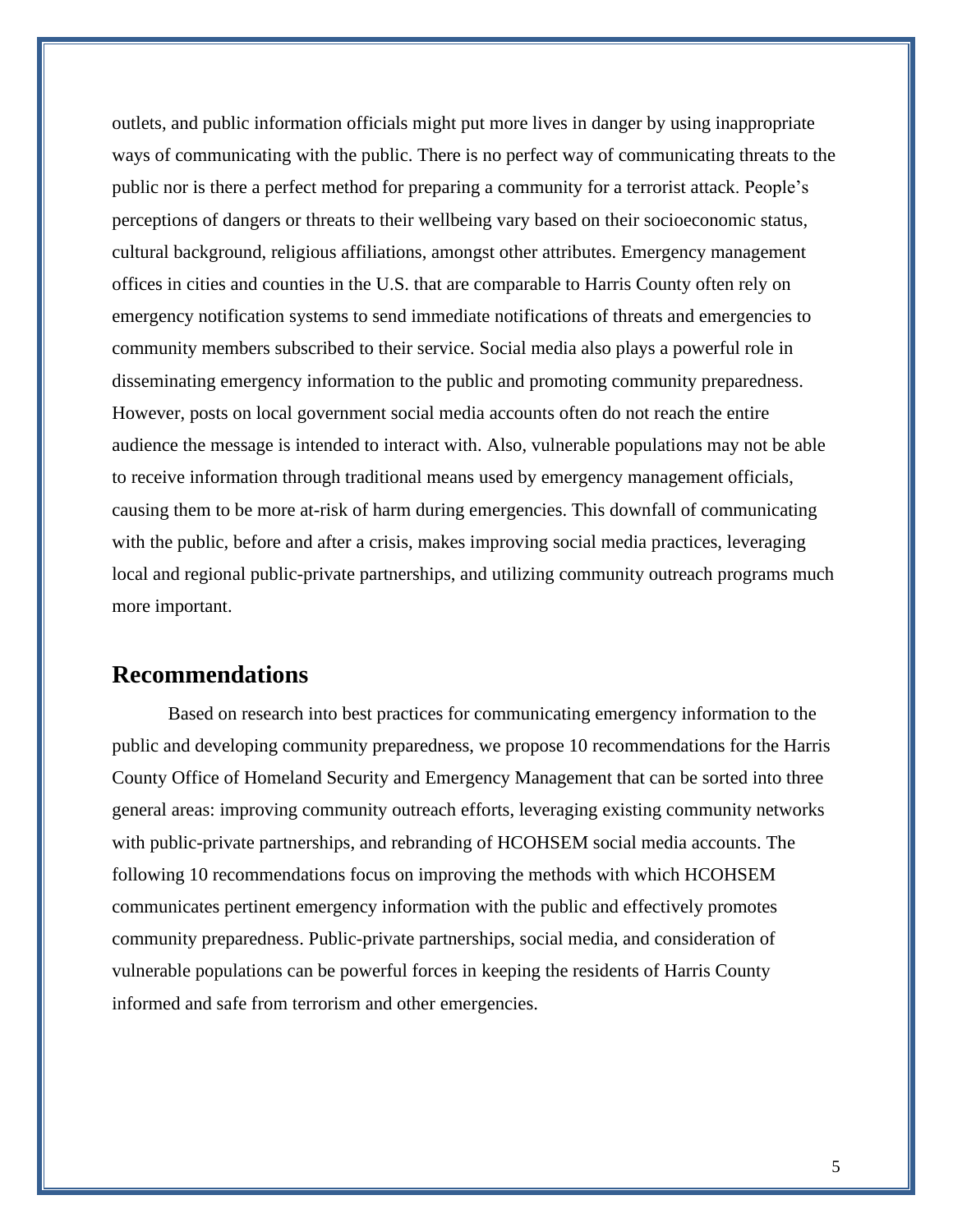outlets, and public information officials might put more lives in danger by using inappropriate ways of communicating with the public. There is no perfect way of communicating threats to the public nor is there a perfect method for preparing a community for a terrorist attack. People's perceptions of dangers or threats to their wellbeing vary based on their socioeconomic status, cultural background, religious affiliations, amongst other attributes. Emergency management offices in cities and counties in the U.S. that are comparable to Harris County often rely on emergency notification systems to send immediate notifications of threats and emergencies to community members subscribed to their service. Social media also plays a powerful role in disseminating emergency information to the public and promoting community preparedness. However, posts on local government social media accounts often do not reach the entire audience the message is intended to interact with. Also, vulnerable populations may not be able to receive information through traditional means used by emergency management officials, causing them to be more at-risk of harm during emergencies. This downfall of communicating with the public, before and after a crisis, makes improving social media practices, leveraging local and regional public-private partnerships, and utilizing community outreach programs much more important.

## Recommendations

Based on research into best practices for communicating emergency information to the public and developing community preparedness, we propose 10 recommendations for the Harris County Office of Homeland Security and Emergency Management that can be sorted into three general areas: improving community outreach efforts, leveraging existing community networks with public-private partnerships, and rebranding of HCOHSEM social media accounts. The following 10 recommendations focus on improving the methods with which HCOHSEM communicates pertinent emergency information with the public and effectively promotes community preparedness. Public-private partnerships, social media, and consideration of vulnerable populations can be powerful forces in keeping the residents of Harris County informed and safe from terrorism and other emergencies.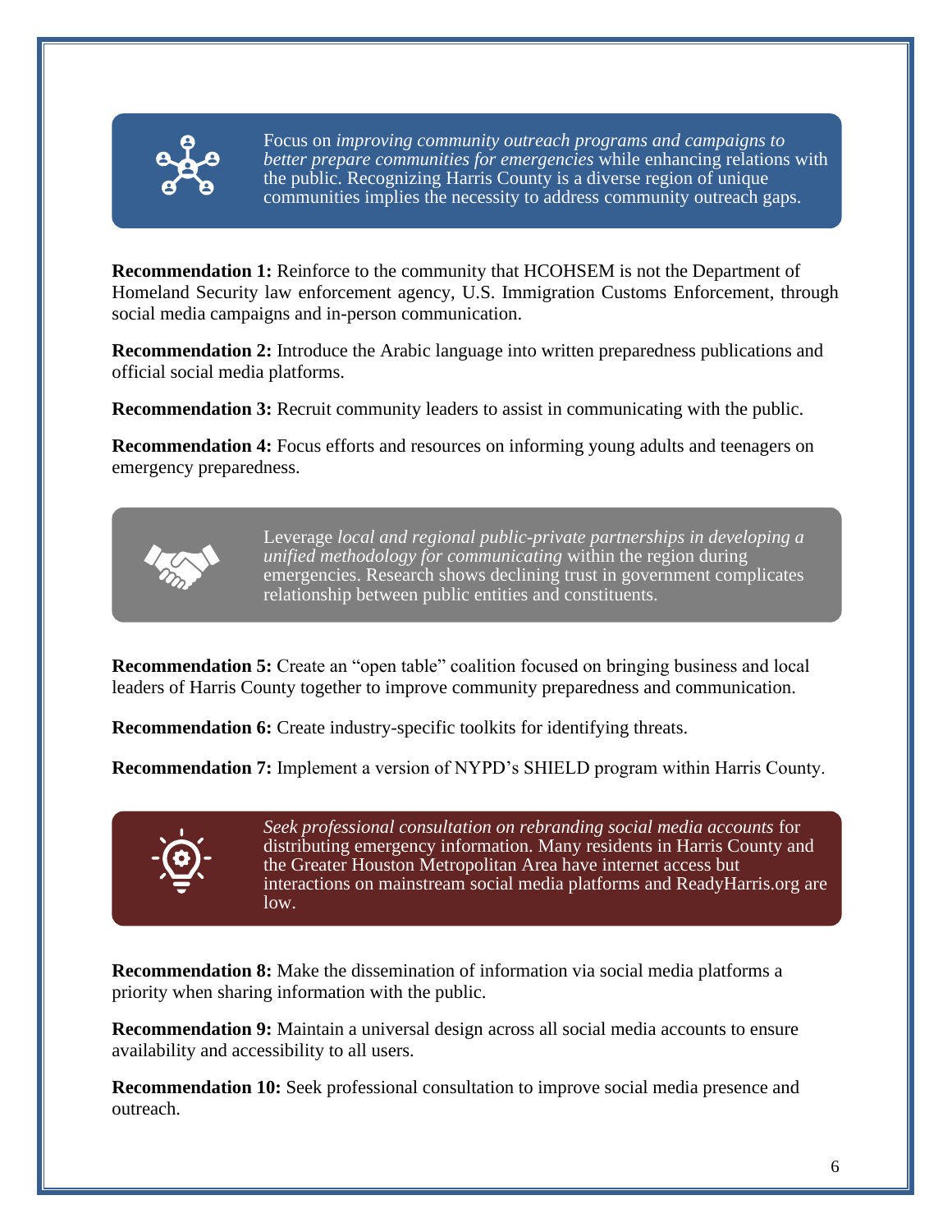Focus on *improving community outreach programs and campaigns to better prepare communities for emergencies* while enhancing relations with the public. Recognizing Harris County is a diverse region of unique communities implies the necessity to address community outreach gaps.

**Recommendation 1:** Reinforce to the community that HCOHSEM is not the Department of Homeland Security law enforcement agency, U.S. Immigration Customs Enforcement, through social media campaigns and in-person communication.

**Recommendation 2:** Introduce the Arabic language into written preparedness publications and official social media platforms.

**Recommendation 3:** Recruit community leaders to assist in communicating with the public.

**Recommendation 4:** Focus efforts and resources on informing young adults and teenagers on emergency preparedness.

Leverage *local and regional public-private partnerships in developing a unified methodology for communicating* within the region during emergencies. Research shows declining trust in government complicates relationship between public entities and constituents.

**Recommendation 5:** Create an "open table" coalition focused on bringing business and local leaders of Harris County together to improve community preparedness and communication.

**Recommendation 6:** Create industry-specific toolkits for identifying threats.

**Recommendation 7:** Implement a version of NYPD's SHIELD program within Harris County.

*Seek professional consultation on rebranding social media accounts* for distributing emergency information. Many residents in Harris County and the Greater Houston Metropolitan Area have internet access but interactions on mainstream social media platforms and ReadyHarris.org are low.

**Recommendation 8:** Make the dissemination of information via social media platforms a priority when sharing information with the public.

**Recommendation 9:** Maintain a universal design across all social media accounts to ensure availability and accessibility to all users.

**Recommendation 10:** Seek professional consultation to improve social media presence and outreach.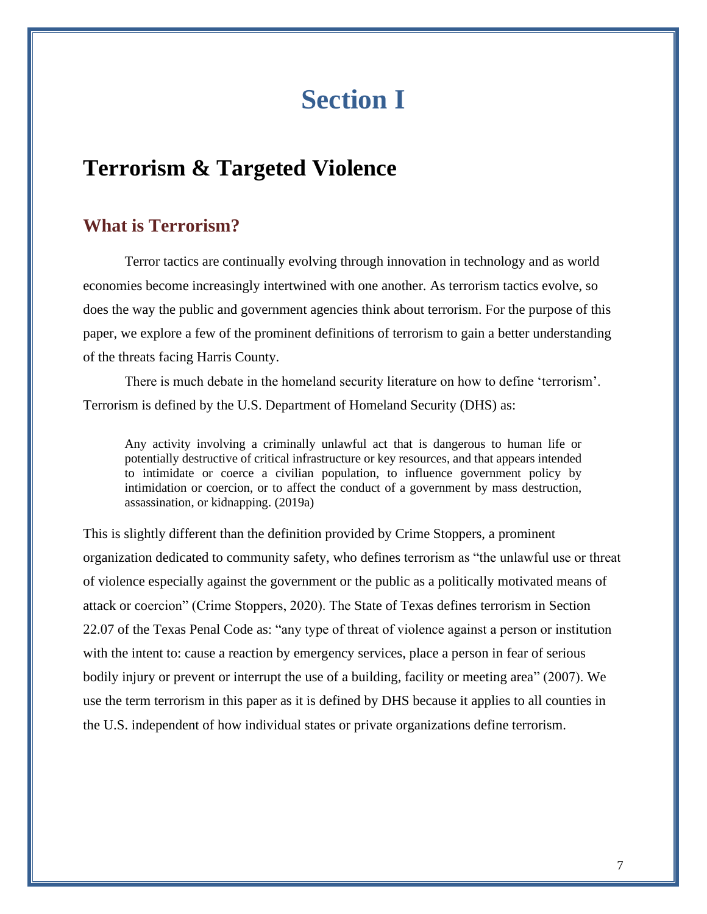# Section I

## Terrorism & Targeted Violence

### What is Terrorism?

Terror tactics are continually evolving through innovation in technology and as world economies become increasingly intertwined with one another. As terrorism tactics evolve, so does the way the public and government agencies think about terrorism. For the purpose of this paper, we explore a few of the prominent definitions of terrorism to gain a better understanding of the threats facing Harris County.

There is much debate in the homeland security literature on how to define 'terrorism'. Terrorism is defined by the U.S. Department of Homeland Security (DHS) as:

> Any activity involving a criminally unlawful act that is dangerous to human life or potentially destructive of critical infrastructure or key resources, and that appears intended to intimidate or coerce a civilian population, to influence government policy by intimidation or coercion, or to affect the conduct of a government by mass destruction, assassination, or kidnapping. (2019a)

This is slightly different than the definition provided by Crime Stoppers, a prominent organization dedicated to community safety, who defines terrorism as "the unlawful use or threat of violence especially against the government or the public as a politically motivated means of attack or coercion" (Crime Stoppers, 2020). The State of Texas defines terrorism in Section 22.07 of the Texas Penal Code as: "any type of threat of violence against a person or institution with the intent to: cause a reaction by emergency services, place a person in fear of serious bodily injury or prevent or interrupt the use of a building, facility or meeting area" (2007). We use the term terrorism in this paper as it is defined by DHS because it applies to all counties in the U.S. independent of how individual states or private organizations define terrorism.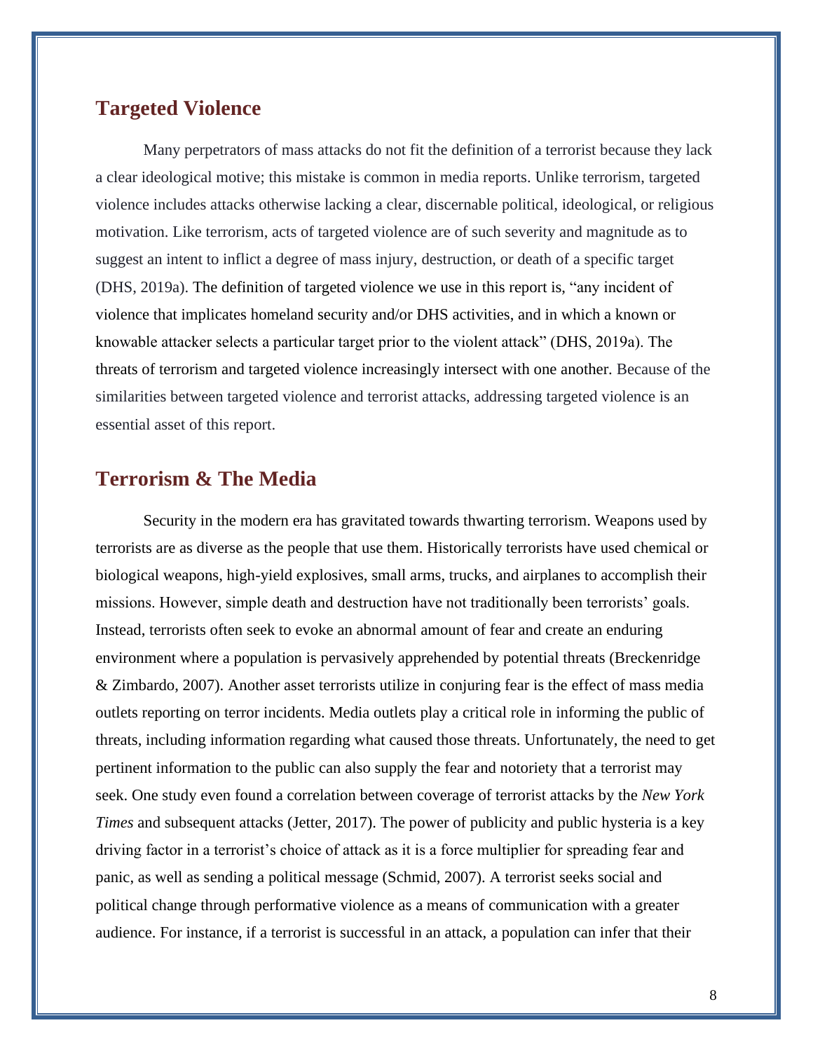## Targeted Violence

Many perpetrators of mass attacks do not fit the definition of a terrorist because they lack a clear ideological motive; this mistake is common in media reports. Unlike terrorism, targeted violence includes attacks otherwise lacking a clear, discernable political, ideological, or religious motivation. Like terrorism, acts of targeted violence are of such severity and magnitude as to suggest an intent to inflict a degree of mass injury, destruction, or death of a specific target (DHS, 2019a). The definition of targeted violence we use in this report is, "any incident of violence that implicates homeland security and/or DHS activities, and in which a known or knowable attacker selects a particular target prior to the violent attack" (DHS, 2019a). The threats of terrorism and targeted violence increasingly intersect with one another. Because of the similarities between targeted violence and terrorist attacks, addressing targeted violence is an essential asset of this report.

## Terrorism & The Media

Security in the modern era has gravitated towards thwarting terrorism. Weapons used by terrorists are as diverse as the people that use them. Historically terrorists have used chemical or biological weapons, high-yield explosives, small arms, trucks, and airplanes to accomplish their missions. However, simple death and destruction have not traditionally been terrorists' goals. Instead, terrorists often seek to evoke an abnormal amount of fear and create an enduring environment where a population is pervasively apprehended by potential threats (Breckenridge & Zimbardo, 2007). Another asset terrorists utilize in conjuring fear is the effect of mass media outlets reporting on terror incidents. Media outlets play a critical role in informing the public of threats, including information regarding what caused those threats. Unfortunately, the need to get pertinent information to the public can also supply the fear and notoriety that a terrorist may seek. One study even found a correlation between coverage of terrorist attacks by the *New York Times* and subsequent attacks (Jetter, 2017). The power of publicity and public hysteria is a key driving factor in a terrorist's choice of attack as it is a force multiplier for spreading fear and panic, as well as sending a political message (Schmid, 2007). A terrorist seeks social and political change through performative violence as a means of communication with a greater audience. For instance, if a terrorist is successful in an attack, a population can infer that their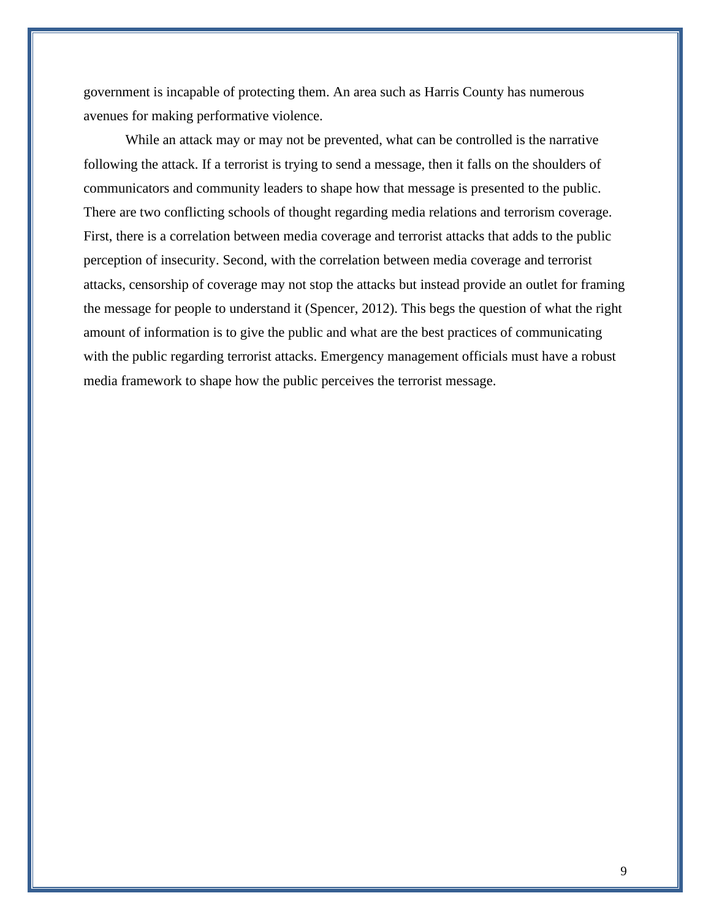government is incapable of protecting them. An area such as Harris County has numerous avenues for making performative violence.

While an attack may or may not be prevented, what can be controlled is the narrative following the attack. If a terrorist is trying to send a message, then it falls on the shoulders of communicators and community leaders to shape how that message is presented to the public. There are two conflicting schools of thought regarding media relations and terrorism coverage. First, there is a correlation between media coverage and terrorist attacks that adds to the public perception of insecurity. Second, with the correlation between media coverage and terrorist attacks, censorship of coverage may not stop the attacks but instead provide an outlet for framing the message for people to understand it (Spencer, 2012). This begs the question of what the right amount of information is to give the public and what are the best practices of communicating with the public regarding terrorist attacks. Emergency management officials must have a robust media framework to shape how the public perceives the terrorist message.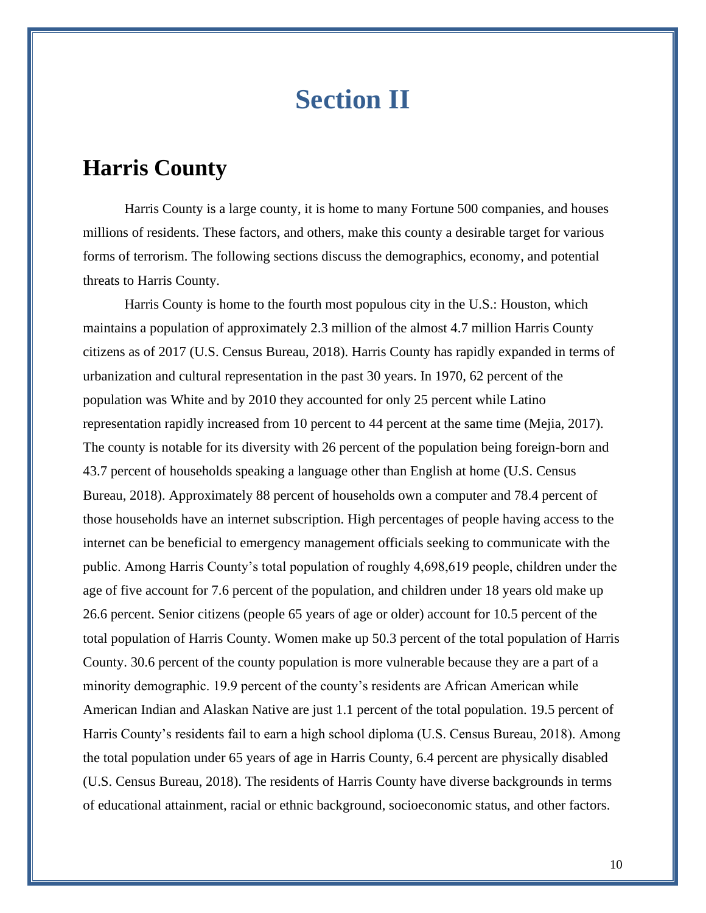# Section II

## Harris County

Harris County is a large county, it is home to many Fortune 500 companies, and houses millions of residents. These factors, and others, make this county a desirable target for various forms of terrorism. The following sections discuss the demographics, economy, and potential threats to Harris County.

Harris County is home to the fourth most populous city in the U.S.: Houston, which maintains a population of approximately 2.3 million of the almost 4.7 million Harris County citizens as of 2017 (U.S. Census Bureau, 2018). Harris County has rapidly expanded in terms of urbanization and cultural representation in the past 30 years. In 1970, 62 percent of the population was White and by 2010 they accounted for only 25 percent while Latino representation rapidly increased from 10 percent to 44 percent at the same time (Mejia, 2017). The county is notable for its diversity with 26 percent of the population being foreign-born and 43.7 percent of households speaking a language other than English at home (U.S. Census Bureau, 2018). Approximately 88 percent of households own a computer and 78.4 percent of those households have an internet subscription. High percentages of people having access to the internet can be beneficial to emergency management officials seeking to communicate with the public. Among Harris County's total population of roughly 4,698,619 people, children under the age of five account for 7.6 percent of the population, and children under 18 years old make up 26.6 percent. Senior citizens (people 65 years of age or older) account for 10.5 percent of the total population of Harris County. Women make up 50.3 percent of the total population of Harris County. 30.6 percent of the county population is more vulnerable because they are a part of a minority demographic. 19.9 percent of the county's residents are African American while American Indian and Alaskan Native are just 1.1 percent of the total population. 19.5 percent of Harris County's residents fail to earn a high school diploma (U.S. Census Bureau, 2018). Among the total population under 65 years of age in Harris County, 6.4 percent are physically disabled (U.S. Census Bureau, 2018). The residents of Harris County have diverse backgrounds in terms of educational attainment, racial or ethnic background, socioeconomic status, and other factors.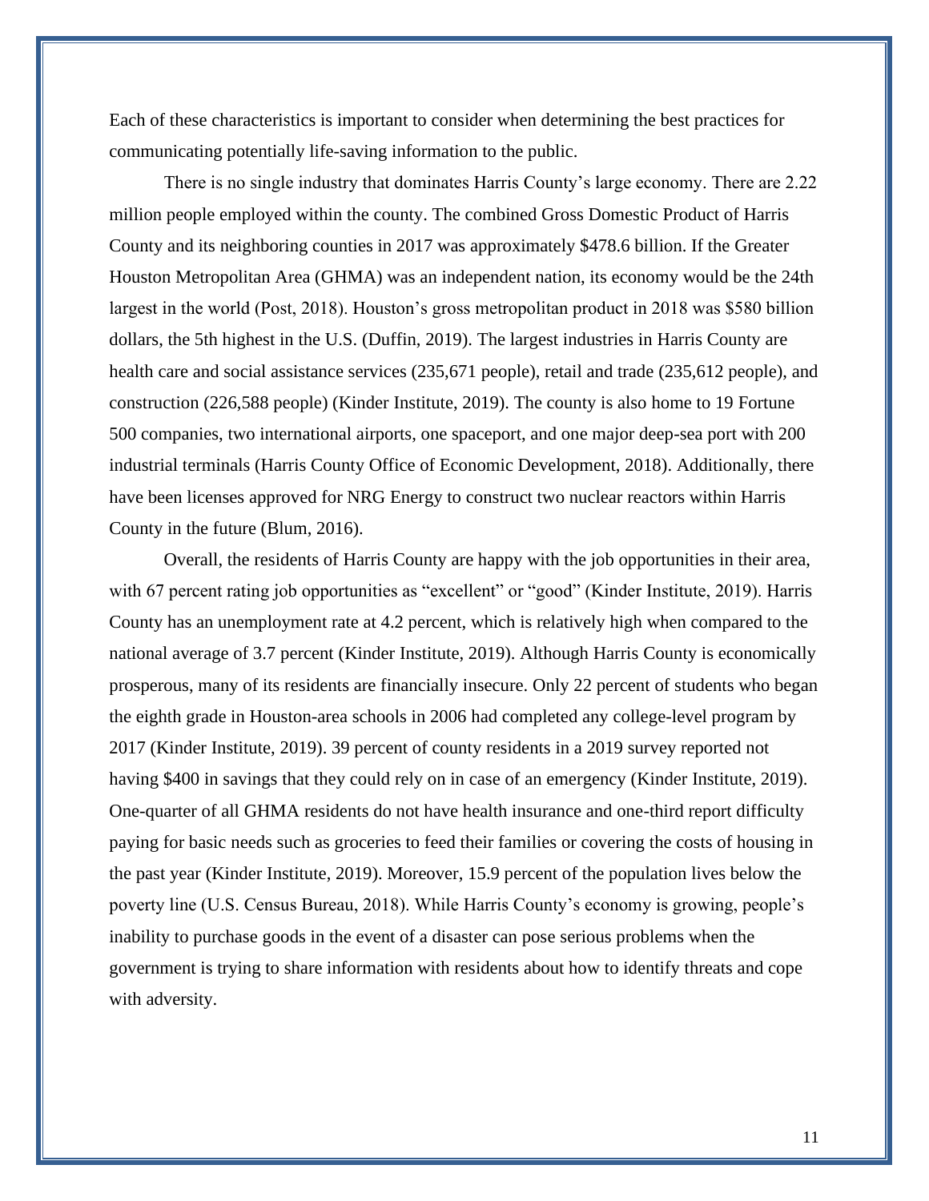Each of these characteristics is important to consider when determining the best practices for communicating potentially life-saving information to the public.

There is no single industry that dominates Harris County's large economy. There are 2.22 million people employed within the county. The combined Gross Domestic Product of Harris County and its neighboring counties in 2017 was approximately $478.6 billion. If the Greater Houston Metropolitan Area (GHMA) was an independent nation, its economy would be the 24th largest in the world (Post, 2018). Houston's gross metropolitan product in 2018 was $580 billion dollars, the 5th highest in the U.S. (Duffin, 2019). The largest industries in Harris County are health care and social assistance services (235,671 people), retail and trade (235,612 people), and construction (226,588 people) (Kinder Institute, 2019). The county is also home to 19 Fortune 500 companies, two international airports, one spaceport, and one major deep-sea port with 200 industrial terminals (Harris County Office of Economic Development, 2018). Additionally, there have been licenses approved for NRG Energy to construct two nuclear reactors within Harris County in the future (Blum, 2016).

Overall, the residents of Harris County are happy with the job opportunities in their area, with 67 percent rating job opportunities as "excellent" or "good" (Kinder Institute, 2019). Harris County has an unemployment rate at 4.2 percent, which is relatively high when compared to the national average of 3.7 percent (Kinder Institute, 2019). Although Harris County is economically prosperous, many of its residents are financially insecure. Only 22 percent of students who began the eighth grade in Houston-area schools in 2006 had completed any college-level program by 2017 (Kinder Institute, 2019). 39 percent of county residents in a 2019 survey reported not having $400 in savings that they could rely on in case of an emergency (Kinder Institute, 2019). One-quarter of all GHMA residents do not have health insurance and one-third report difficulty paying for basic needs such as groceries to feed their families or covering the costs of housing in the past year (Kinder Institute, 2019). Moreover, 15.9 percent of the population lives below the poverty line (U.S. Census Bureau, 2018). While Harris County's economy is growing, people's inability to purchase goods in the event of a disaster can pose serious problems when the government is trying to share information with residents about how to identify threats and cope with adversity.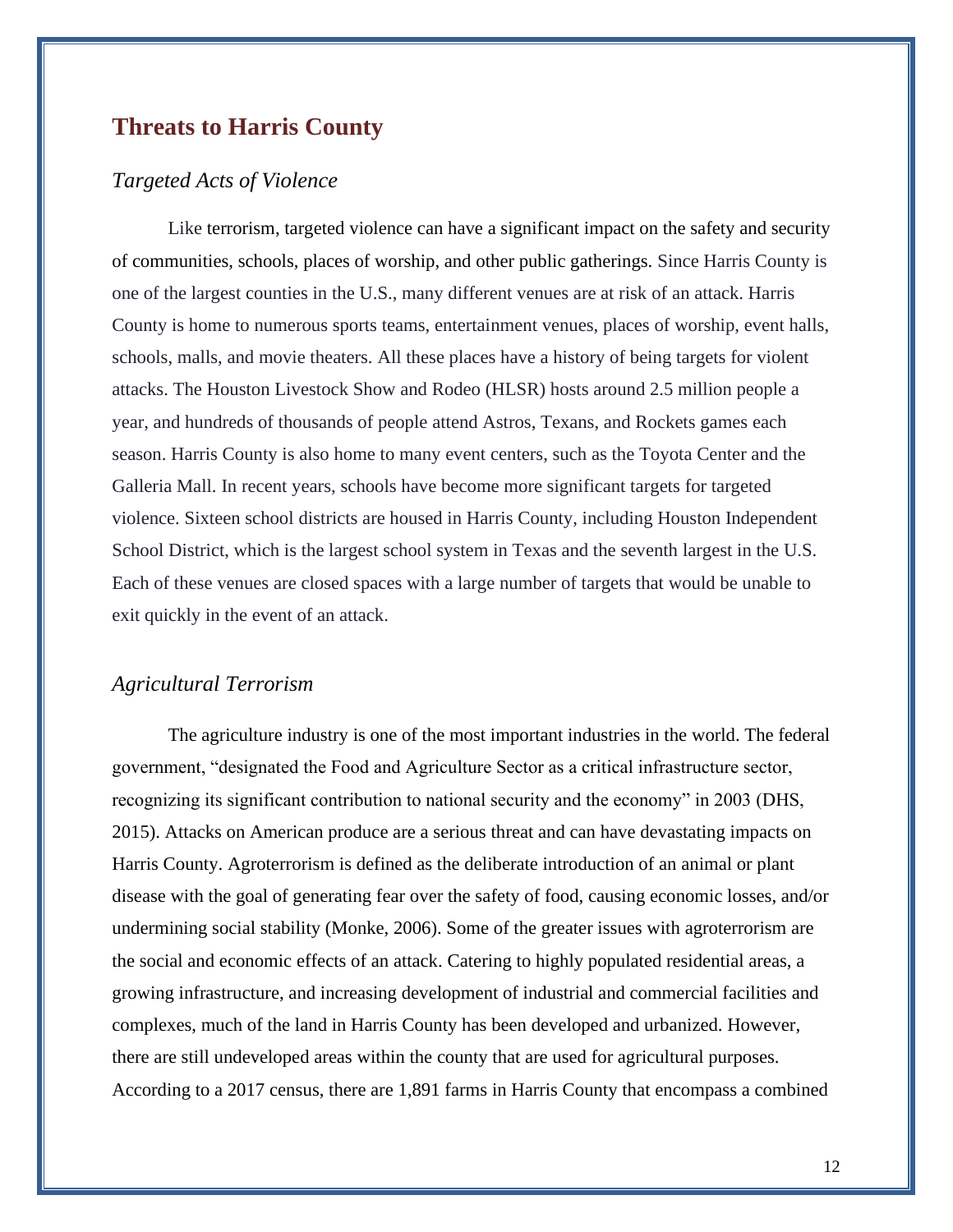## Threats to Harris County

### *Targeted Acts of Violence*

Like terrorism, targeted violence can have a significant impact on the safety and security of communities, schools, places of worship, and other public gatherings. Since Harris County is one of the largest counties in the U.S., many different venues are at risk of an attack. Harris County is home to numerous sports teams, entertainment venues, places of worship, event halls, schools, malls, and movie theaters. All these places have a history of being targets for violent attacks. The Houston Livestock Show and Rodeo (HLSR) hosts around 2.5 million people a year, and hundreds of thousands of people attend Astros, Texans, and Rockets games each season. Harris County is also home to many event centers, such as the Toyota Center and the Galleria Mall. In recent years, schools have become more significant targets for targeted violence. Sixteen school districts are housed in Harris County, including Houston Independent School District, which is the largest school system in Texas and the seventh largest in the U.S. Each of these venues are closed spaces with a large number of targets that would be unable to exit quickly in the event of an attack.

### *Agricultural Terrorism*

The agriculture industry is one of the most important industries in the world. The federal government, "designated the Food and Agriculture Sector as a critical infrastructure sector, recognizing its significant contribution to national security and the economy" in 2003 (DHS, 2015). Attacks on American produce are a serious threat and can have devastating impacts on Harris County. Agroterrorism is defined as the deliberate introduction of an animal or plant disease with the goal of generating fear over the safety of food, causing economic losses, and/or undermining social stability (Monke, 2006). Some of the greater issues with agroterrorism are the social and economic effects of an attack. Catering to highly populated residential areas, a growing infrastructure, and increasing development of industrial and commercial facilities and complexes, much of the land in Harris County has been developed and urbanized. However, there are still undeveloped areas within the county that are used for agricultural purposes. According to a 2017 census, there are 1,891 farms in Harris County that encompass a combined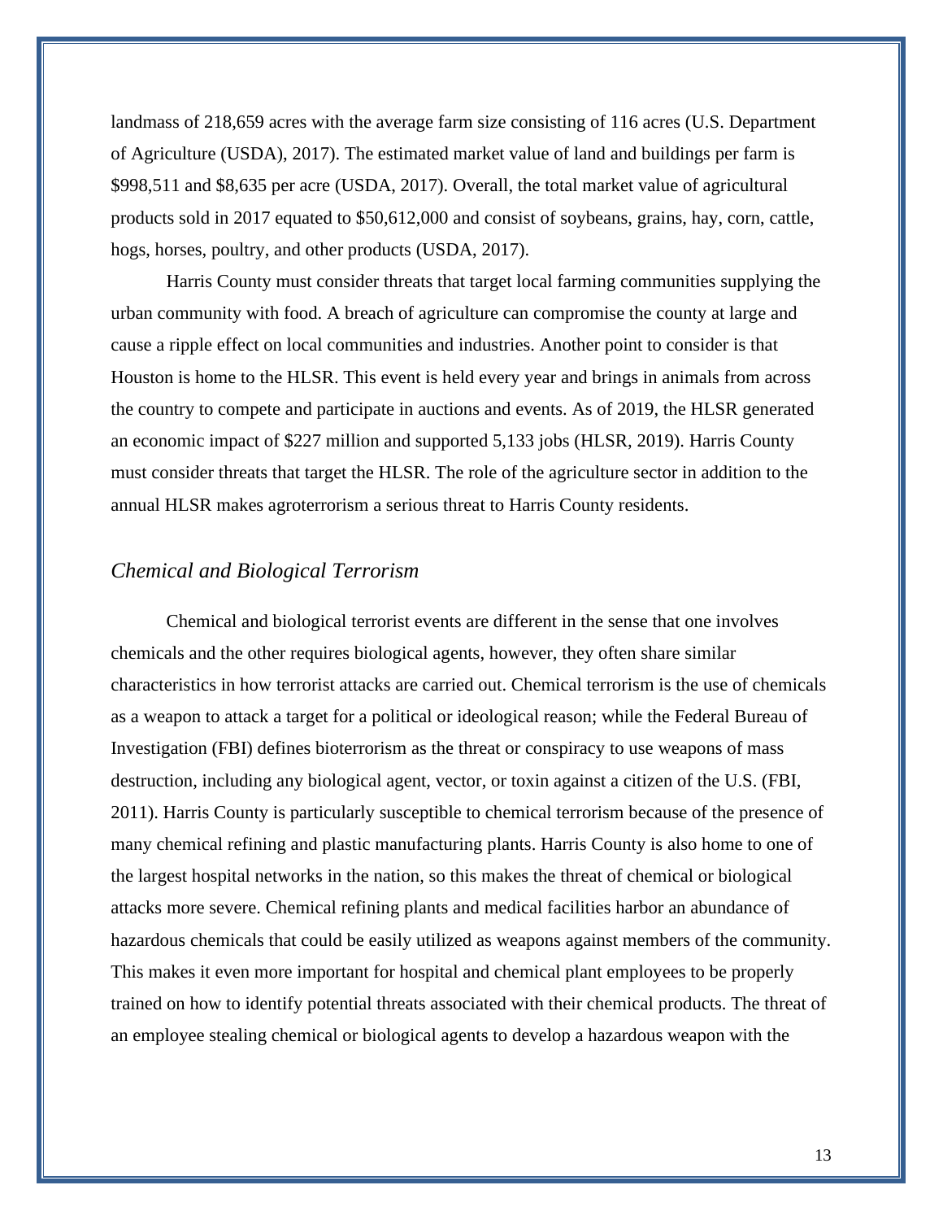landmass of 218,659 acres with the average farm size consisting of 116 acres (U.S. Department of Agriculture (USDA), 2017). The estimated market value of land and buildings per farm is $998,511 and $8,635 per acre (USDA, 2017). Overall, the total market value of agricultural products sold in 2017 equated to $50,612,000 and consist of soybeans, grains, hay, corn, cattle, hogs, horses, poultry, and other products (USDA, 2017).

Harris County must consider threats that target local farming communities supplying the urban community with food. A breach of agriculture can compromise the county at large and cause a ripple effect on local communities and industries. Another point to consider is that Houston is home to the HLSR. This event is held every year and brings in animals from across the country to compete and participate in auctions and events. As of 2019, the HLSR generated an economic impact of $227 million and supported 5,133 jobs (HLSR, 2019). Harris County must consider threats that target the HLSR. The role of the agriculture sector in addition to the annual HLSR makes agroterrorism a serious threat to Harris County residents.

### *Chemical and Biological Terrorism*

Chemical and biological terrorist events are different in the sense that one involves chemicals and the other requires biological agents, however, they often share similar characteristics in how terrorist attacks are carried out. Chemical terrorism is the use of chemicals as a weapon to attack a target for a political or ideological reason; while the Federal Bureau of Investigation (FBI) defines bioterrorism as the threat or conspiracy to use weapons of mass destruction, including any biological agent, vector, or toxin against a citizen of the U.S. (FBI, 2011). Harris County is particularly susceptible to chemical terrorism because of the presence of many chemical refining and plastic manufacturing plants. Harris County is also home to one of the largest hospital networks in the nation, so this makes the threat of chemical or biological attacks more severe. Chemical refining plants and medical facilities harbor an abundance of hazardous chemicals that could be easily utilized as weapons against members of the community. This makes it even more important for hospital and chemical plant employees to be properly trained on how to identify potential threats associated with their chemical products. The threat of an employee stealing chemical or biological agents to develop a hazardous weapon with the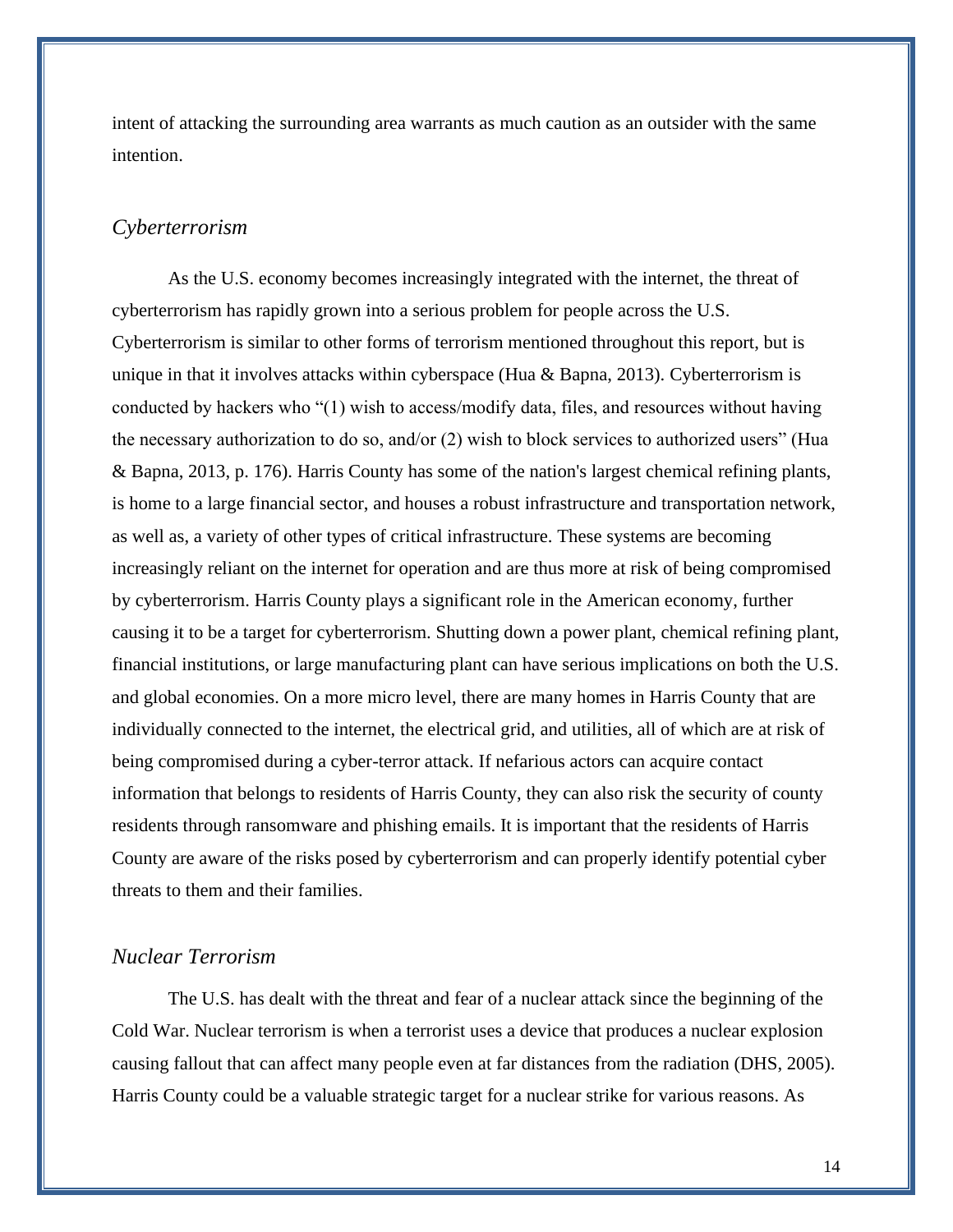intent of attacking the surrounding area warrants as much caution as an outsider with the same intention.

### *Cyberterrorism*

As the U.S. economy becomes increasingly integrated with the internet, the threat of cyberterrorism has rapidly grown into a serious problem for people across the U.S. Cyberterrorism is similar to other forms of terrorism mentioned throughout this report, but is unique in that it involves attacks within cyberspace (Hua & Bapna, 2013). Cyberterrorism is conducted by hackers who "(1) wish to access/modify data, files, and resources without having the necessary authorization to do so, and/or (2) wish to block services to authorized users" (Hua & Bapna, 2013, p. 176). Harris County has some of the nation's largest chemical refining plants, is home to a large financial sector, and houses a robust infrastructure and transportation network, as well as, a variety of other types of critical infrastructure. These systems are becoming increasingly reliant on the internet for operation and are thus more at risk of being compromised by cyberterrorism. Harris County plays a significant role in the American economy, further causing it to be a target for cyberterrorism. Shutting down a power plant, chemical refining plant, financial institutions, or large manufacturing plant can have serious implications on both the U.S. and global economies. On a more micro level, there are many homes in Harris County that are individually connected to the internet, the electrical grid, and utilities, all of which are at risk of being compromised during a cyber-terror attack. If nefarious actors can acquire contact information that belongs to residents of Harris County, they can also risk the security of county residents through ransomware and phishing emails. It is important that the residents of Harris County are aware of the risks posed by cyberterrorism and can properly identify potential cyber threats to them and their families.

### *Nuclear Terrorism*

The U.S. has dealt with the threat and fear of a nuclear attack since the beginning of the Cold War. Nuclear terrorism is when a terrorist uses a device that produces a nuclear explosion causing fallout that can affect many people even at far distances from the radiation (DHS, 2005). Harris County could be a valuable strategic target for a nuclear strike for various reasons. As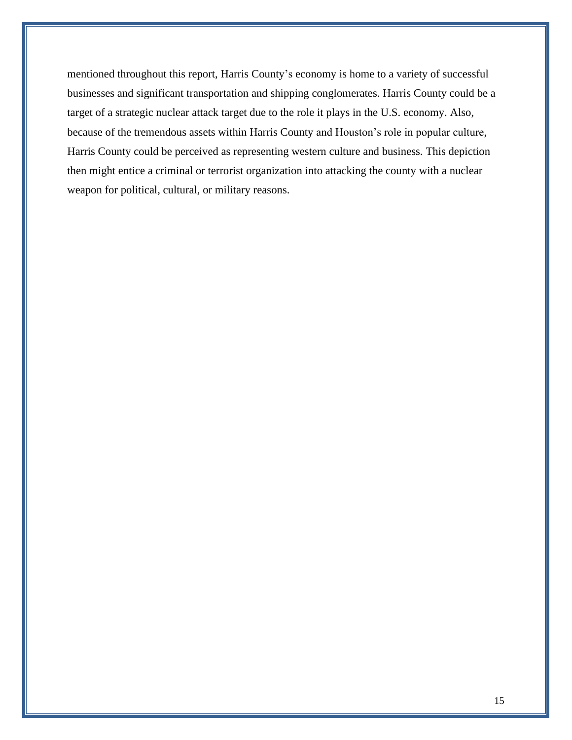mentioned throughout this report, Harris County's economy is home to a variety of successful businesses and significant transportation and shipping conglomerates. Harris County could be a target of a strategic nuclear attack target due to the role it plays in the U.S. economy. Also, because of the tremendous assets within Harris County and Houston's role in popular culture, Harris County could be perceived as representing western culture and business. This depiction then might entice a criminal or terrorist organization into attacking the county with a nuclear weapon for political, cultural, or military reasons.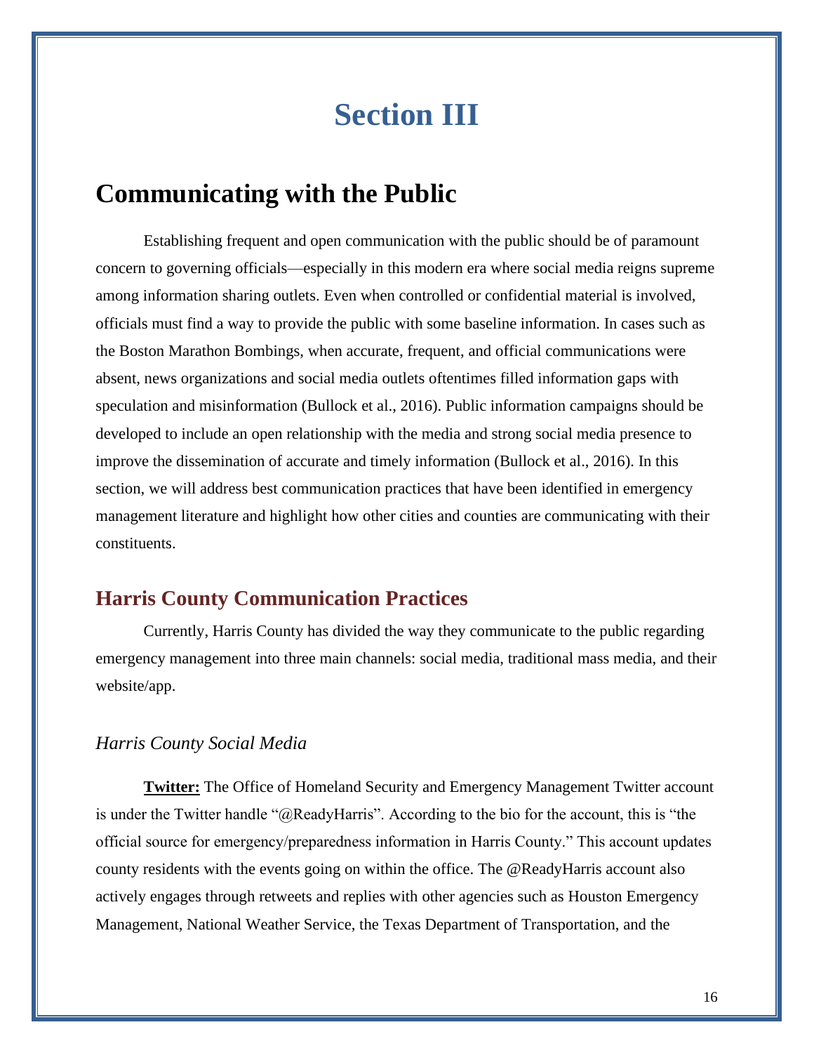# Section III

## Communicating with the Public

Establishing frequent and open communication with the public should be of paramount concern to governing officials—especially in this modern era where social media reigns supreme among information sharing outlets. Even when controlled or confidential material is involved, officials must find a way to provide the public with some baseline information. In cases such as the Boston Marathon Bombings, when accurate, frequent, and official communications were absent, news organizations and social media outlets oftentimes filled information gaps with speculation and misinformation (Bullock et al., 2016). Public information campaigns should be developed to include an open relationship with the media and strong social media presence to improve the dissemination of accurate and timely information (Bullock et al., 2016). In this section, we will address best communication practices that have been identified in emergency management literature and highlight how other cities and counties are communicating with their constituents.

### Harris County Communication Practices

Currently, Harris County has divided the way they communicate to the public regarding emergency management into three main channels: social media, traditional mass media, and their website/app.

#### *Harris County Social Media*

**Twitter:** The Office of Homeland Security and Emergency Management Twitter account is under the Twitter handle "@ReadyHarris". According to the bio for the account, this is "the official source for emergency/preparedness information in Harris County." This account updates county residents with the events going on within the office. The @ReadyHarris account also actively engages through retweets and replies with other agencies such as Houston Emergency Management, National Weather Service, the Texas Department of Transportation, and the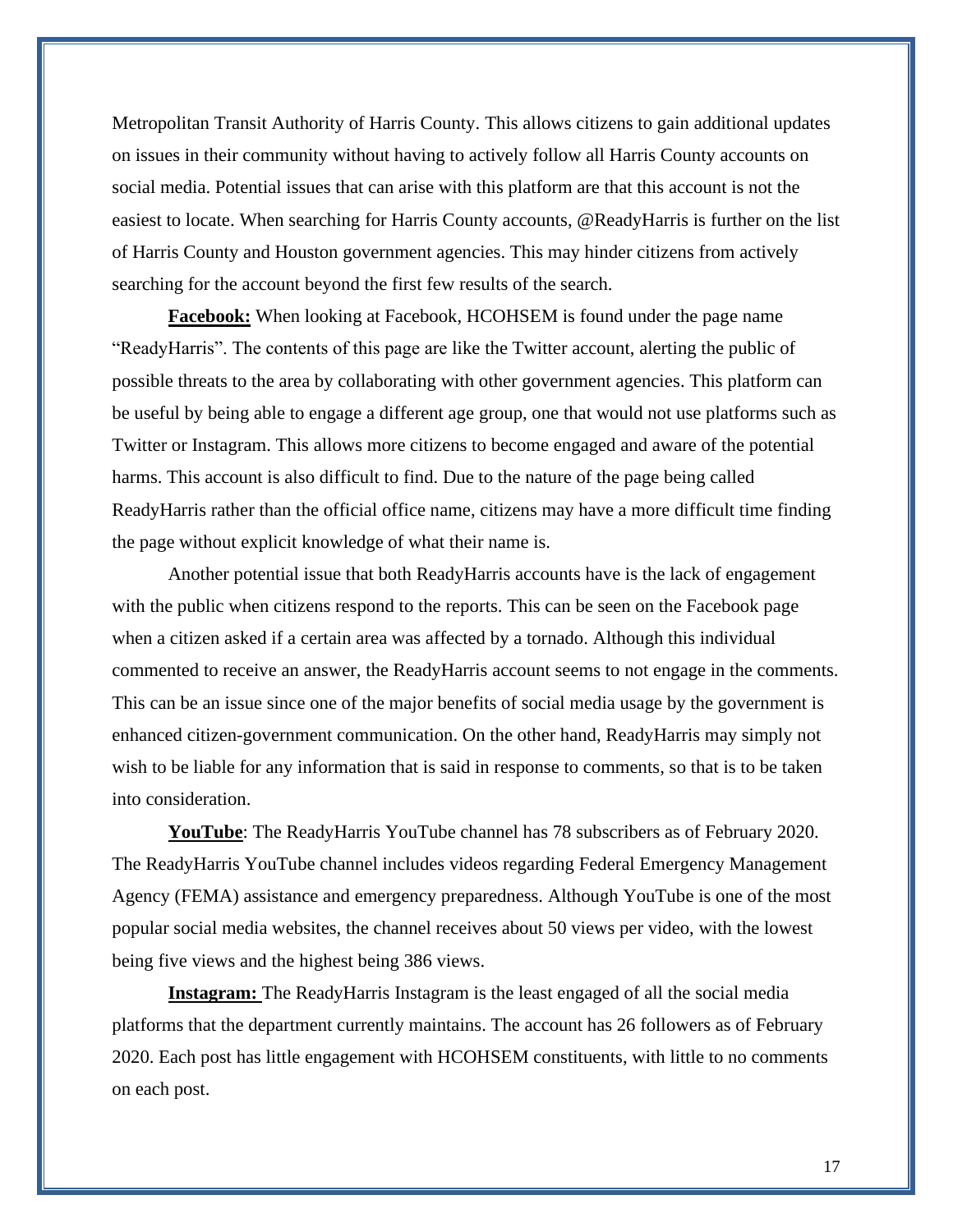Metropolitan Transit Authority of Harris County. This allows citizens to gain additional updates on issues in their community without having to actively follow all Harris County accounts on social media. Potential issues that can arise with this platform are that this account is not the easiest to locate. When searching for Harris County accounts, @ReadyHarris is further on the list of Harris County and Houston government agencies. This may hinder citizens from actively searching for the account beyond the first few results of the search.

**Facebook:** When looking at Facebook, HCOHSEM is found under the page name "ReadyHarris". The contents of this page are like the Twitter account, alerting the public of possible threats to the area by collaborating with other government agencies. This platform can be useful by being able to engage a different age group, one that would not use platforms such as Twitter or Instagram. This allows more citizens to become engaged and aware of the potential harms. This account is also difficult to find. Due to the nature of the page being called ReadyHarris rather than the official office name, citizens may have a more difficult time finding the page without explicit knowledge of what their name is.

Another potential issue that both ReadyHarris accounts have is the lack of engagement with the public when citizens respond to the reports. This can be seen on the Facebook page when a citizen asked if a certain area was affected by a tornado. Although this individual commented to receive an answer, the ReadyHarris account seems to not engage in the comments. This can be an issue since one of the major benefits of social media usage by the government is enhanced citizen-government communication. On the other hand, ReadyHarris may simply not wish to be liable for any information that is said in response to comments, so that is to be taken into consideration.

**YouTube**: The ReadyHarris YouTube channel has 78 subscribers as of February 2020. The ReadyHarris YouTube channel includes videos regarding Federal Emergency Management Agency (FEMA) assistance and emergency preparedness. Although YouTube is one of the most popular social media websites, the channel receives about 50 views per video, with the lowest being five views and the highest being 386 views.

**Instagram:** The ReadyHarris Instagram is the least engaged of all the social media platforms that the department currently maintains. The account has 26 followers as of February 2020. Each post has little engagement with HCOHSEM constituents, with little to no comments on each post.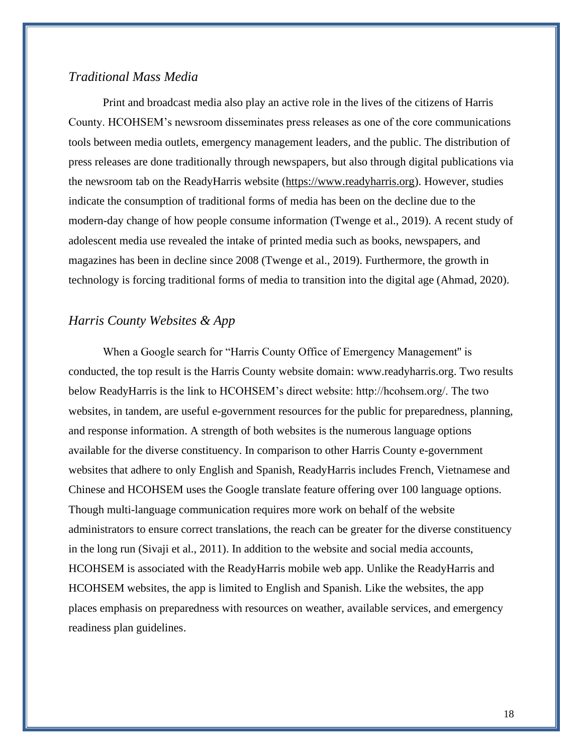### *Traditional Mass Media*

Print and broadcast media also play an active role in the lives of the citizens of Harris County. HCOHSEM's newsroom disseminates press releases as one of the core communications tools between media outlets, emergency management leaders, and the public. The distribution of press releases are done traditionally through newspapers, but also through digital publications via the newsroom tab on the ReadyHarris website (https://www.readyharris.org). However, studies indicate the consumption of traditional forms of media has been on the decline due to the modern-day change of how people consume information (Twenge et al., 2019). A recent study of adolescent media use revealed the intake of printed media such as books, newspapers, and magazines has been in decline since 2008 (Twenge et al., 2019). Furthermore, the growth in technology is forcing traditional forms of media to transition into the digital age (Ahmad, 2020).

### *Harris County Websites & App*

When a Google search for "Harris County Office of Emergency Management" is conducted, the top result is the Harris County website domain: www.readyharris.org. Two results below ReadyHarris is the link to HCOHSEM's direct website: http://hcohsem.org/. The two websites, in tandem, are useful e-government resources for the public for preparedness, planning, and response information. A strength of both websites is the numerous language options available for the diverse constituency. In comparison to other Harris County e-government websites that adhere to only English and Spanish, ReadyHarris includes French, Vietnamese and Chinese and HCOHSEM uses the Google translate feature offering over 100 language options. Though multi-language communication requires more work on behalf of the website administrators to ensure correct translations, the reach can be greater for the diverse constituency in the long run (Sivaji et al., 2011). In addition to the website and social media accounts, HCOHSEM is associated with the ReadyHarris mobile web app. Unlike the ReadyHarris and HCOHSEM websites, the app is limited to English and Spanish. Like the websites, the app places emphasis on preparedness with resources on weather, available services, and emergency readiness plan guidelines.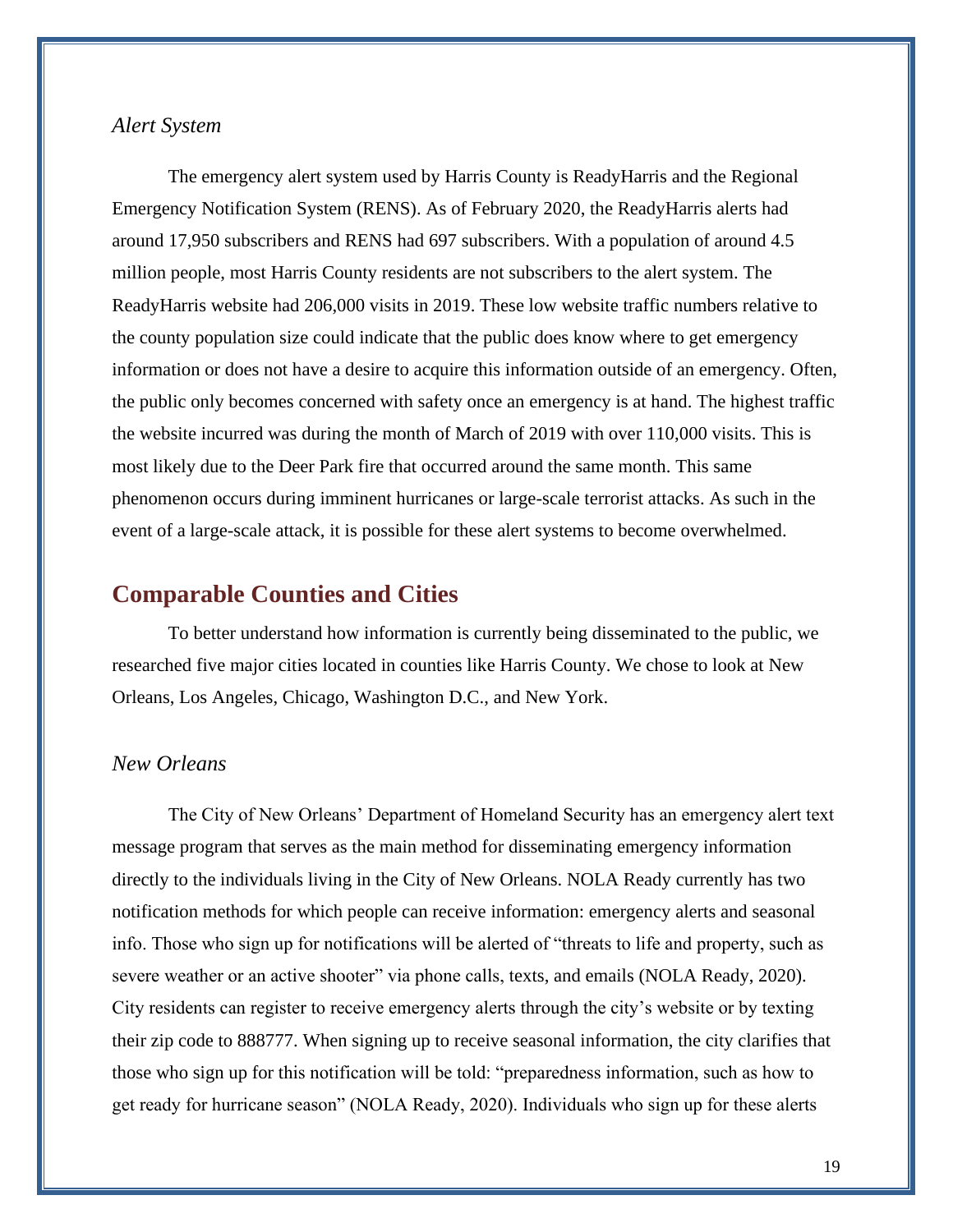### *Alert System*

The emergency alert system used by Harris County is ReadyHarris and the Regional Emergency Notification System (RENS). As of February 2020, the ReadyHarris alerts had around 17,950 subscribers and RENS had 697 subscribers. With a population of around 4.5 million people, most Harris County residents are not subscribers to the alert system. The ReadyHarris website had 206,000 visits in 2019. These low website traffic numbers relative to the county population size could indicate that the public does know where to get emergency information or does not have a desire to acquire this information outside of an emergency. Often, the public only becomes concerned with safety once an emergency is at hand. The highest traffic the website incurred was during the month of March of 2019 with over 110,000 visits. This is most likely due to the Deer Park fire that occurred around the same month. This same phenomenon occurs during imminent hurricanes or large-scale terrorist attacks. As such in the event of a large-scale attack, it is possible for these alert systems to become overwhelmed.

## Comparable Counties and Cities

To better understand how information is currently being disseminated to the public, we researched five major cities located in counties like Harris County. We chose to look at New Orleans, Los Angeles, Chicago, Washington D.C., and New York.

### *New Orleans*

The City of New Orleans' Department of Homeland Security has an emergency alert text message program that serves as the main method for disseminating emergency information directly to the individuals living in the City of New Orleans. NOLA Ready currently has two notification methods for which people can receive information: emergency alerts and seasonal info. Those who sign up for notifications will be alerted of "threats to life and property, such as severe weather or an active shooter" via phone calls, texts, and emails (NOLA Ready, 2020). City residents can register to receive emergency alerts through the city's website or by texting their zip code to 888777. When signing up to receive seasonal information, the city clarifies that those who sign up for this notification will be told: "preparedness information, such as how to get ready for hurricane season" (NOLA Ready, 2020). Individuals who sign up for these alerts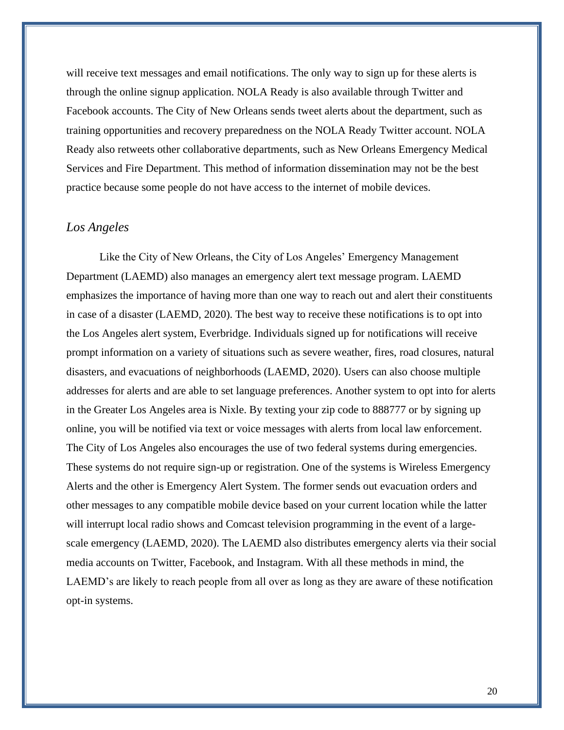will receive text messages and email notifications. The only way to sign up for these alerts is through the online signup application. NOLA Ready is also available through Twitter and Facebook accounts. The City of New Orleans sends tweet alerts about the department, such as training opportunities and recovery preparedness on the NOLA Ready Twitter account. NOLA Ready also retweets other collaborative departments, such as New Orleans Emergency Medical Services and Fire Department. This method of information dissemination may not be the best practice because some people do not have access to the internet of mobile devices.

### *Los Angeles*

Like the City of New Orleans, the City of Los Angeles' Emergency Management Department (LAEMD) also manages an emergency alert text message program. LAEMD emphasizes the importance of having more than one way to reach out and alert their constituents in case of a disaster (LAEMD, 2020). The best way to receive these notifications is to opt into the Los Angeles alert system, Everbridge. Individuals signed up for notifications will receive prompt information on a variety of situations such as severe weather, fires, road closures, natural disasters, and evacuations of neighborhoods (LAEMD, 2020). Users can also choose multiple addresses for alerts and are able to set language preferences. Another system to opt into for alerts in the Greater Los Angeles area is Nixle. By texting your zip code to 888777 or by signing up online, you will be notified via text or voice messages with alerts from local law enforcement. The City of Los Angeles also encourages the use of two federal systems during emergencies. These systems do not require sign-up or registration. One of the systems is Wireless Emergency Alerts and the other is Emergency Alert System. The former sends out evacuation orders and other messages to any compatible mobile device based on your current location while the latter will interrupt local radio shows and Comcast television programming in the event of a large-scale emergency (LAEMD, 2020). The LAEMD also distributes emergency alerts via their social media accounts on Twitter, Facebook, and Instagram. With all these methods in mind, the LAEMD's are likely to reach people from all over as long as they are aware of these notification opt-in systems.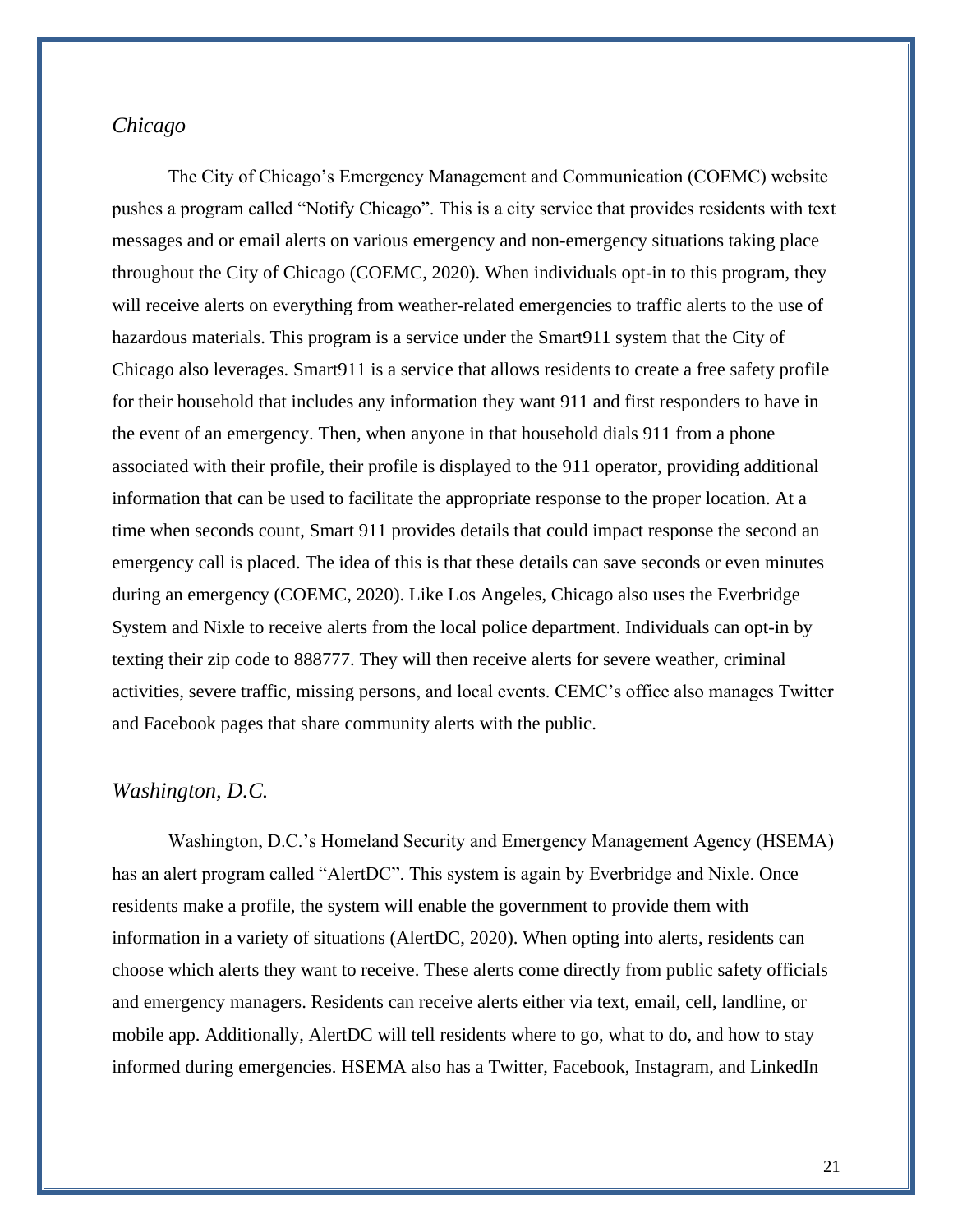### *Chicago*

The City of Chicago's Emergency Management and Communication (COEMC) website pushes a program called "Notify Chicago". This is a city service that provides residents with text messages and or email alerts on various emergency and non-emergency situations taking place throughout the City of Chicago (COEMC, 2020). When individuals opt-in to this program, they will receive alerts on everything from weather-related emergencies to traffic alerts to the use of hazardous materials. This program is a service under the Smart911 system that the City of Chicago also leverages. Smart911 is a service that allows residents to create a free safety profile for their household that includes any information they want 911 and first responders to have in the event of an emergency. Then, when anyone in that household dials 911 from a phone associated with their profile, their profile is displayed to the 911 operator, providing additional information that can be used to facilitate the appropriate response to the proper location. At a time when seconds count, Smart 911 provides details that could impact response the second an emergency call is placed. The idea of this is that these details can save seconds or even minutes during an emergency (COEMC, 2020). Like Los Angeles, Chicago also uses the Everbridge System and Nixle to receive alerts from the local police department. Individuals can opt-in by texting their zip code to 888777. They will then receive alerts for severe weather, criminal activities, severe traffic, missing persons, and local events. CEMC's office also manages Twitter and Facebook pages that share community alerts with the public.

### *Washington, D.C.*

Washington, D.C.'s Homeland Security and Emergency Management Agency (HSEMA) has an alert program called "AlertDC". This system is again by Everbridge and Nixle. Once residents make a profile, the system will enable the government to provide them with information in a variety of situations (AlertDC, 2020). When opting into alerts, residents can choose which alerts they want to receive. These alerts come directly from public safety officials and emergency managers. Residents can receive alerts either via text, email, cell, landline, or mobile app. Additionally, AlertDC will tell residents where to go, what to do, and how to stay informed during emergencies. HSEMA also has a Twitter, Facebook, Instagram, and LinkedIn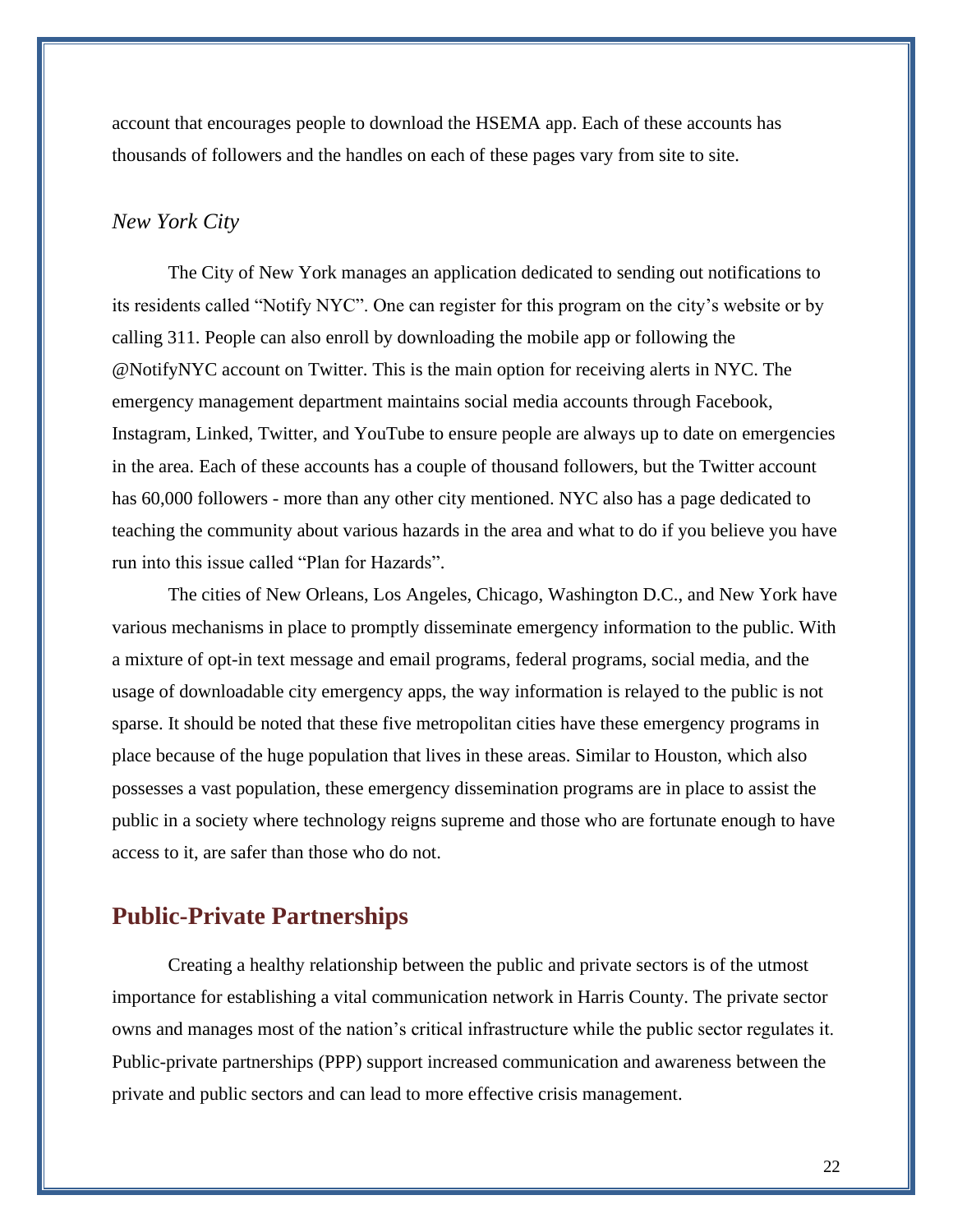account that encourages people to download the HSEMA app. Each of these accounts has thousands of followers and the handles on each of these pages vary from site to site.

### *New York City*

The City of New York manages an application dedicated to sending out notifications to its residents called "Notify NYC". One can register for this program on the city's website or by calling 311. People can also enroll by downloading the mobile app or following the @NotifyNYC account on Twitter. This is the main option for receiving alerts in NYC. The emergency management department maintains social media accounts through Facebook, Instagram, Linked, Twitter, and YouTube to ensure people are always up to date on emergencies in the area. Each of these accounts has a couple of thousand followers, but the Twitter account has 60,000 followers - more than any other city mentioned. NYC also has a page dedicated to teaching the community about various hazards in the area and what to do if you believe you have run into this issue called "Plan for Hazards".

The cities of New Orleans, Los Angeles, Chicago, Washington D.C., and New York have various mechanisms in place to promptly disseminate emergency information to the public. With a mixture of opt-in text message and email programs, federal programs, social media, and the usage of downloadable city emergency apps, the way information is relayed to the public is not sparse. It should be noted that these five metropolitan cities have these emergency programs in place because of the huge population that lives in these areas. Similar to Houston, which also possesses a vast population, these emergency dissemination programs are in place to assist the public in a society where technology reigns supreme and those who are fortunate enough to have access to it, are safer than those who do not.

## Public-Private Partnerships

Creating a healthy relationship between the public and private sectors is of the utmost importance for establishing a vital communication network in Harris County. The private sector owns and manages most of the nation's critical infrastructure while the public sector regulates it. Public-private partnerships (PPP) support increased communication and awareness between the private and public sectors and can lead to more effective crisis management.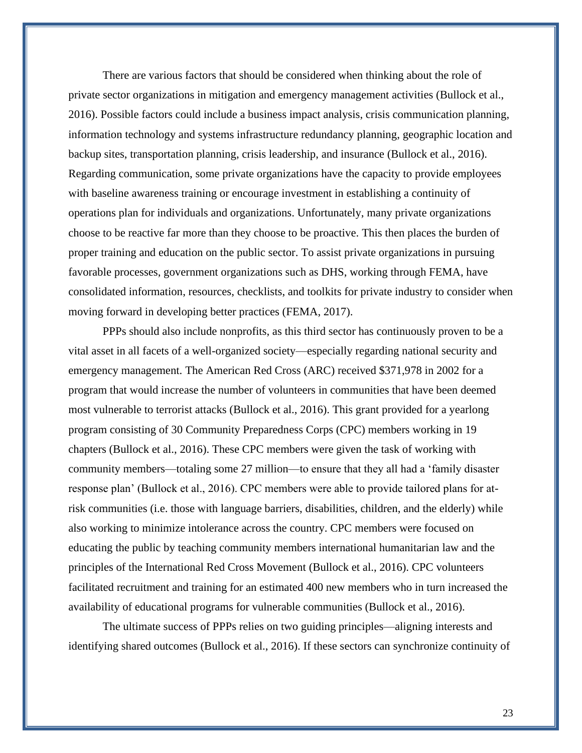There are various factors that should be considered when thinking about the role of private sector organizations in mitigation and emergency management activities (Bullock et al., 2016). Possible factors could include a business impact analysis, crisis communication planning, information technology and systems infrastructure redundancy planning, geographic location and backup sites, transportation planning, crisis leadership, and insurance (Bullock et al., 2016). Regarding communication, some private organizations have the capacity to provide employees with baseline awareness training or encourage investment in establishing a continuity of operations plan for individuals and organizations. Unfortunately, many private organizations choose to be reactive far more than they choose to be proactive. This then places the burden of proper training and education on the public sector. To assist private organizations in pursuing favorable processes, government organizations such as DHS, working through FEMA, have consolidated information, resources, checklists, and toolkits for private industry to consider when moving forward in developing better practices (FEMA, 2017).

PPPs should also include nonprofits, as this third sector has continuously proven to be a vital asset in all facets of a well-organized society—especially regarding national security and emergency management. The American Red Cross (ARC) received $371,978 in 2002 for a program that would increase the number of volunteers in communities that have been deemed most vulnerable to terrorist attacks (Bullock et al., 2016). This grant provided for a yearlong program consisting of 30 Community Preparedness Corps (CPC) members working in 19 chapters (Bullock et al., 2016). These CPC members were given the task of working with community members—totaling some 27 million—to ensure that they all had a 'family disaster response plan' (Bullock et al., 2016). CPC members were able to provide tailored plans for at-risk communities (i.e. those with language barriers, disabilities, children, and the elderly) while also working to minimize intolerance across the country. CPC members were focused on educating the public by teaching community members international humanitarian law and the principles of the International Red Cross Movement (Bullock et al., 2016). CPC volunteers facilitated recruitment and training for an estimated 400 new members who in turn increased the availability of educational programs for vulnerable communities (Bullock et al., 2016).

The ultimate success of PPPs relies on two guiding principles—aligning interests and identifying shared outcomes (Bullock et al., 2016). If these sectors can synchronize continuity of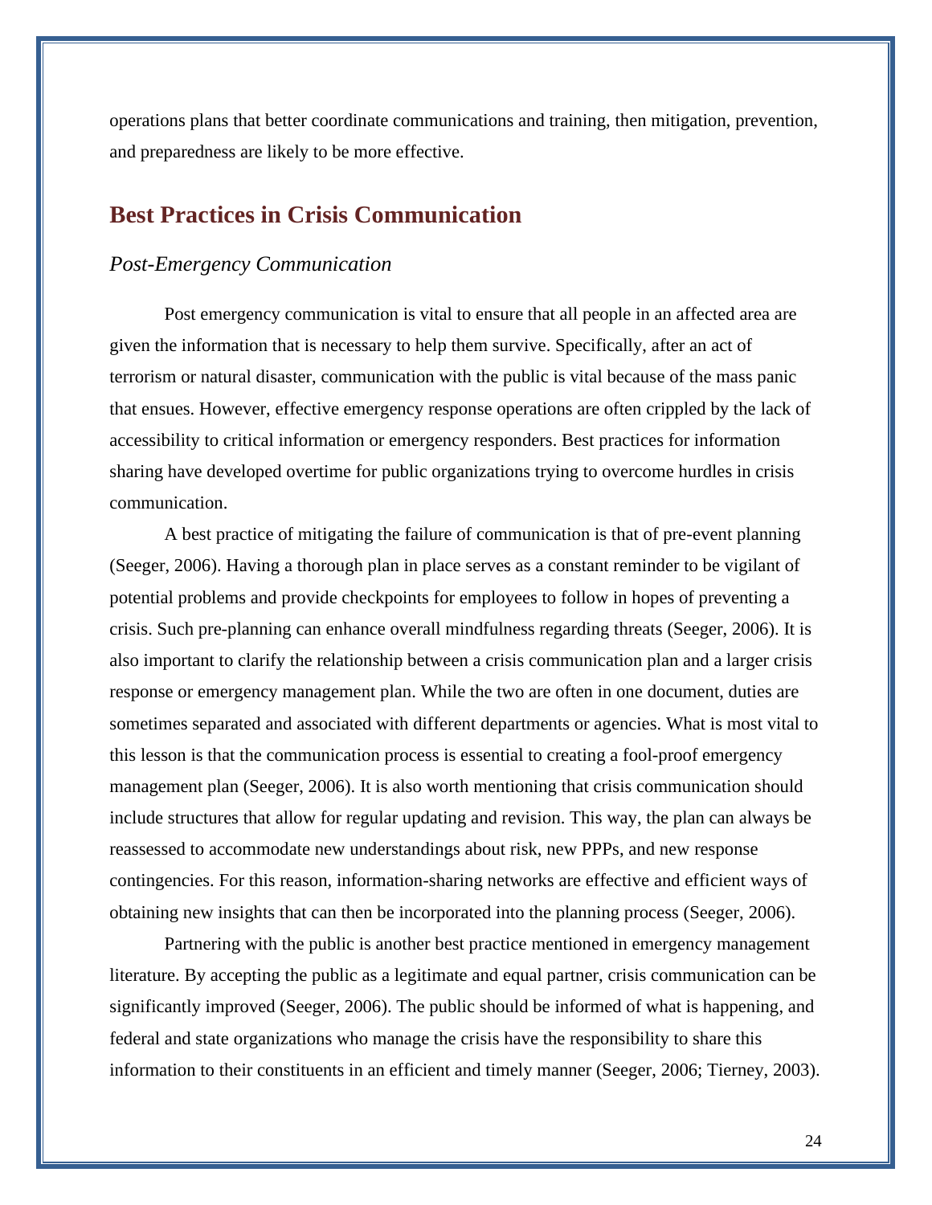operations plans that better coordinate communications and training, then mitigation, prevention, and preparedness are likely to be more effective.

## Best Practices in Crisis Communication

### *Post-Emergency Communication*

Post emergency communication is vital to ensure that all people in an affected area are given the information that is necessary to help them survive. Specifically, after an act of terrorism or natural disaster, communication with the public is vital because of the mass panic that ensues. However, effective emergency response operations are often crippled by the lack of accessibility to critical information or emergency responders. Best practices for information sharing have developed overtime for public organizations trying to overcome hurdles in crisis communication.

A best practice of mitigating the failure of communication is that of pre-event planning (Seeger, 2006). Having a thorough plan in place serves as a constant reminder to be vigilant of potential problems and provide checkpoints for employees to follow in hopes of preventing a crisis. Such pre-planning can enhance overall mindfulness regarding threats (Seeger, 2006). It is also important to clarify the relationship between a crisis communication plan and a larger crisis response or emergency management plan. While the two are often in one document, duties are sometimes separated and associated with different departments or agencies. What is most vital to this lesson is that the communication process is essential to creating a fool-proof emergency management plan (Seeger, 2006). It is also worth mentioning that crisis communication should include structures that allow for regular updating and revision. This way, the plan can always be reassessed to accommodate new understandings about risk, new PPPs, and new response contingencies. For this reason, information-sharing networks are effective and efficient ways of obtaining new insights that can then be incorporated into the planning process (Seeger, 2006).

Partnering with the public is another best practice mentioned in emergency management literature. By accepting the public as a legitimate and equal partner, crisis communication can be significantly improved (Seeger, 2006). The public should be informed of what is happening, and federal and state organizations who manage the crisis have the responsibility to share this information to their constituents in an efficient and timely manner (Seeger, 2006; Tierney, 2003).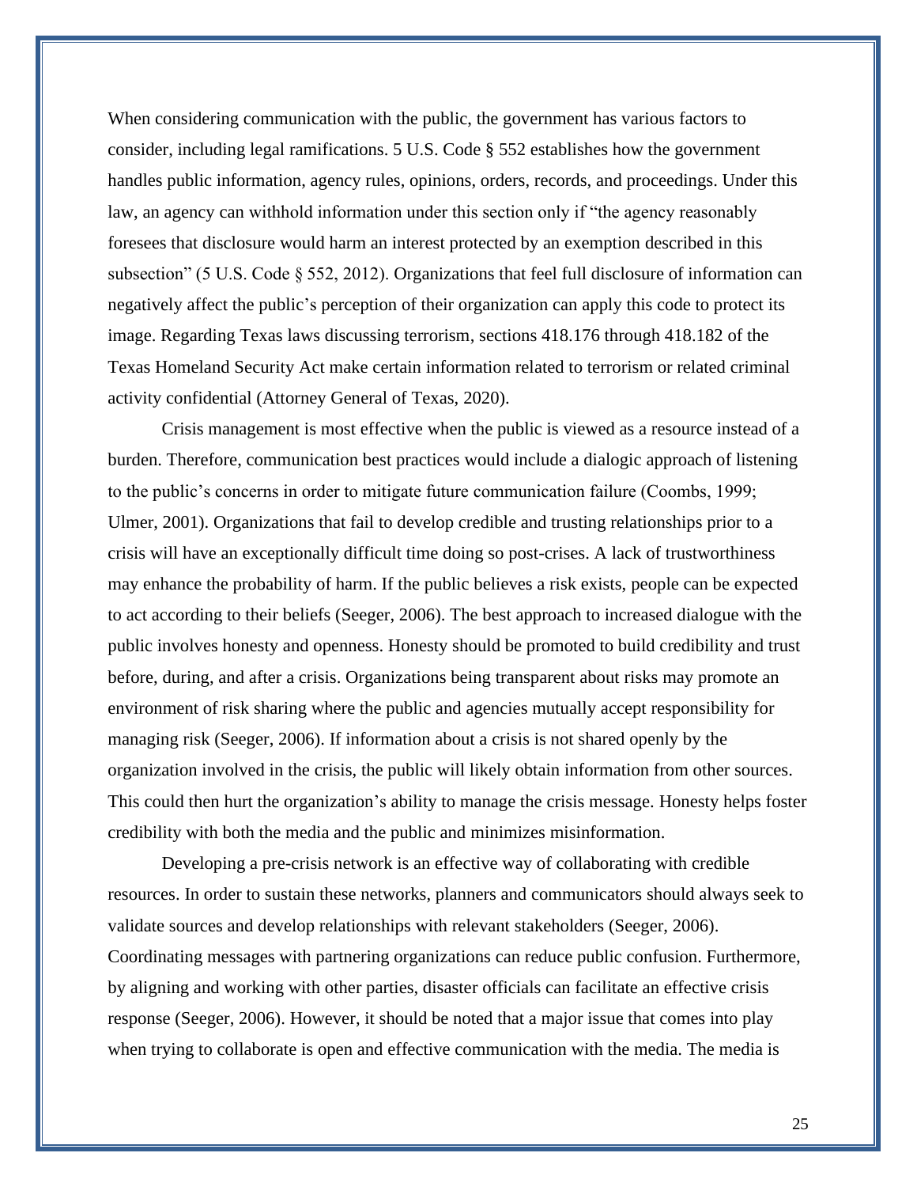When considering communication with the public, the government has various factors to consider, including legal ramifications. 5 U.S. Code § 552 establishes how the government handles public information, agency rules, opinions, orders, records, and proceedings. Under this law, an agency can withhold information under this section only if "the agency reasonably foresees that disclosure would harm an interest protected by an exemption described in this subsection" (5 U.S. Code § 552, 2012). Organizations that feel full disclosure of information can negatively affect the public's perception of their organization can apply this code to protect its image. Regarding Texas laws discussing terrorism, sections 418.176 through 418.182 of the Texas Homeland Security Act make certain information related to terrorism or related criminal activity confidential (Attorney General of Texas, 2020).

Crisis management is most effective when the public is viewed as a resource instead of a burden. Therefore, communication best practices would include a dialogic approach of listening to the public's concerns in order to mitigate future communication failure (Coombs, 1999; Ulmer, 2001). Organizations that fail to develop credible and trusting relationships prior to a crisis will have an exceptionally difficult time doing so post-crises. A lack of trustworthiness may enhance the probability of harm. If the public believes a risk exists, people can be expected to act according to their beliefs (Seeger, 2006). The best approach to increased dialogue with the public involves honesty and openness. Honesty should be promoted to build credibility and trust before, during, and after a crisis. Organizations being transparent about risks may promote an environment of risk sharing where the public and agencies mutually accept responsibility for managing risk (Seeger, 2006). If information about a crisis is not shared openly by the organization involved in the crisis, the public will likely obtain information from other sources. This could then hurt the organization's ability to manage the crisis message. Honesty helps foster credibility with both the media and the public and minimizes misinformation.

Developing a pre-crisis network is an effective way of collaborating with credible resources. In order to sustain these networks, planners and communicators should always seek to validate sources and develop relationships with relevant stakeholders (Seeger, 2006). Coordinating messages with partnering organizations can reduce public confusion. Furthermore, by aligning and working with other parties, disaster officials can facilitate an effective crisis response (Seeger, 2006). However, it should be noted that a major issue that comes into play when trying to collaborate is open and effective communication with the media. The media is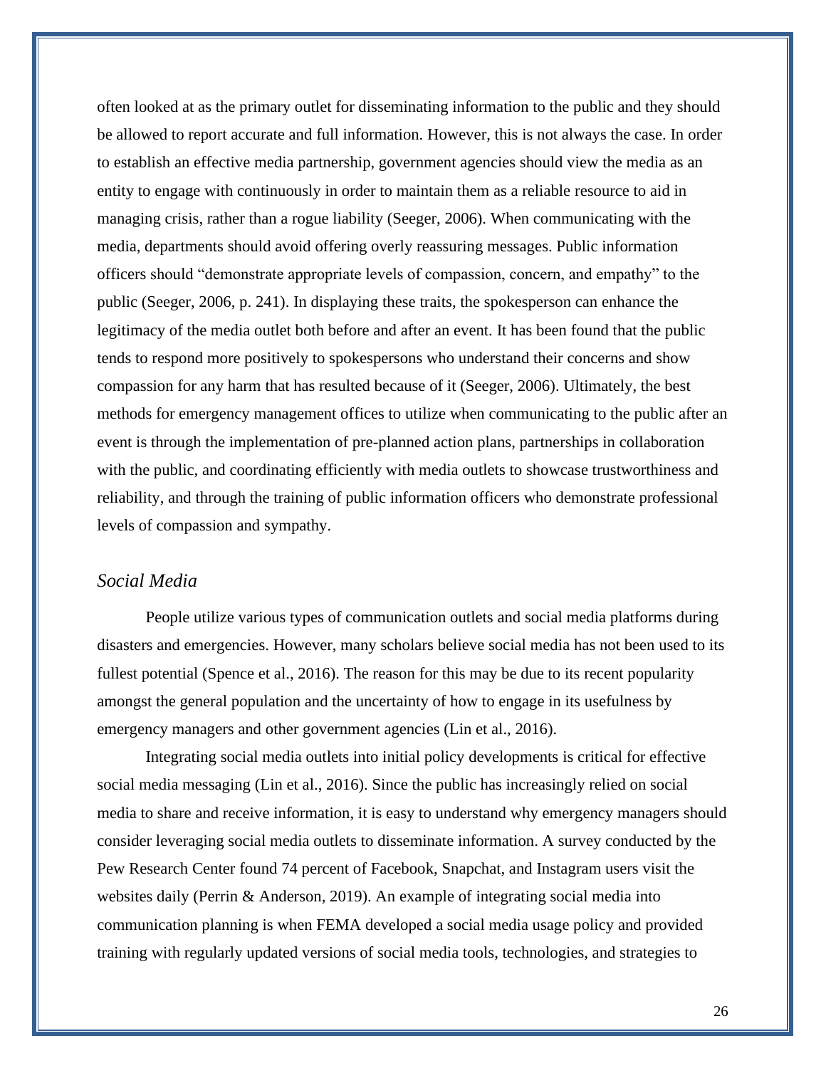often looked at as the primary outlet for disseminating information to the public and they should be allowed to report accurate and full information. However, this is not always the case. In order to establish an effective media partnership, government agencies should view the media as an entity to engage with continuously in order to maintain them as a reliable resource to aid in managing crisis, rather than a rogue liability (Seeger, 2006). When communicating with the media, departments should avoid offering overly reassuring messages. Public information officers should "demonstrate appropriate levels of compassion, concern, and empathy" to the public (Seeger, 2006, p. 241). In displaying these traits, the spokesperson can enhance the legitimacy of the media outlet both before and after an event. It has been found that the public tends to respond more positively to spokespersons who understand their concerns and show compassion for any harm that has resulted because of it (Seeger, 2006). Ultimately, the best methods for emergency management offices to utilize when communicating to the public after an event is through the implementation of pre-planned action plans, partnerships in collaboration with the public, and coordinating efficiently with media outlets to showcase trustworthiness and reliability, and through the training of public information officers who demonstrate professional levels of compassion and sympathy.

### *Social Media*

People utilize various types of communication outlets and social media platforms during disasters and emergencies. However, many scholars believe social media has not been used to its fullest potential (Spence et al., 2016). The reason for this may be due to its recent popularity amongst the general population and the uncertainty of how to engage in its usefulness by emergency managers and other government agencies (Lin et al., 2016).

Integrating social media outlets into initial policy developments is critical for effective social media messaging (Lin et al., 2016). Since the public has increasingly relied on social media to share and receive information, it is easy to understand why emergency managers should consider leveraging social media outlets to disseminate information. A survey conducted by the Pew Research Center found 74 percent of Facebook, Snapchat, and Instagram users visit the websites daily (Perrin & Anderson, 2019). An example of integrating social media into communication planning is when FEMA developed a social media usage policy and provided training with regularly updated versions of social media tools, technologies, and strategies to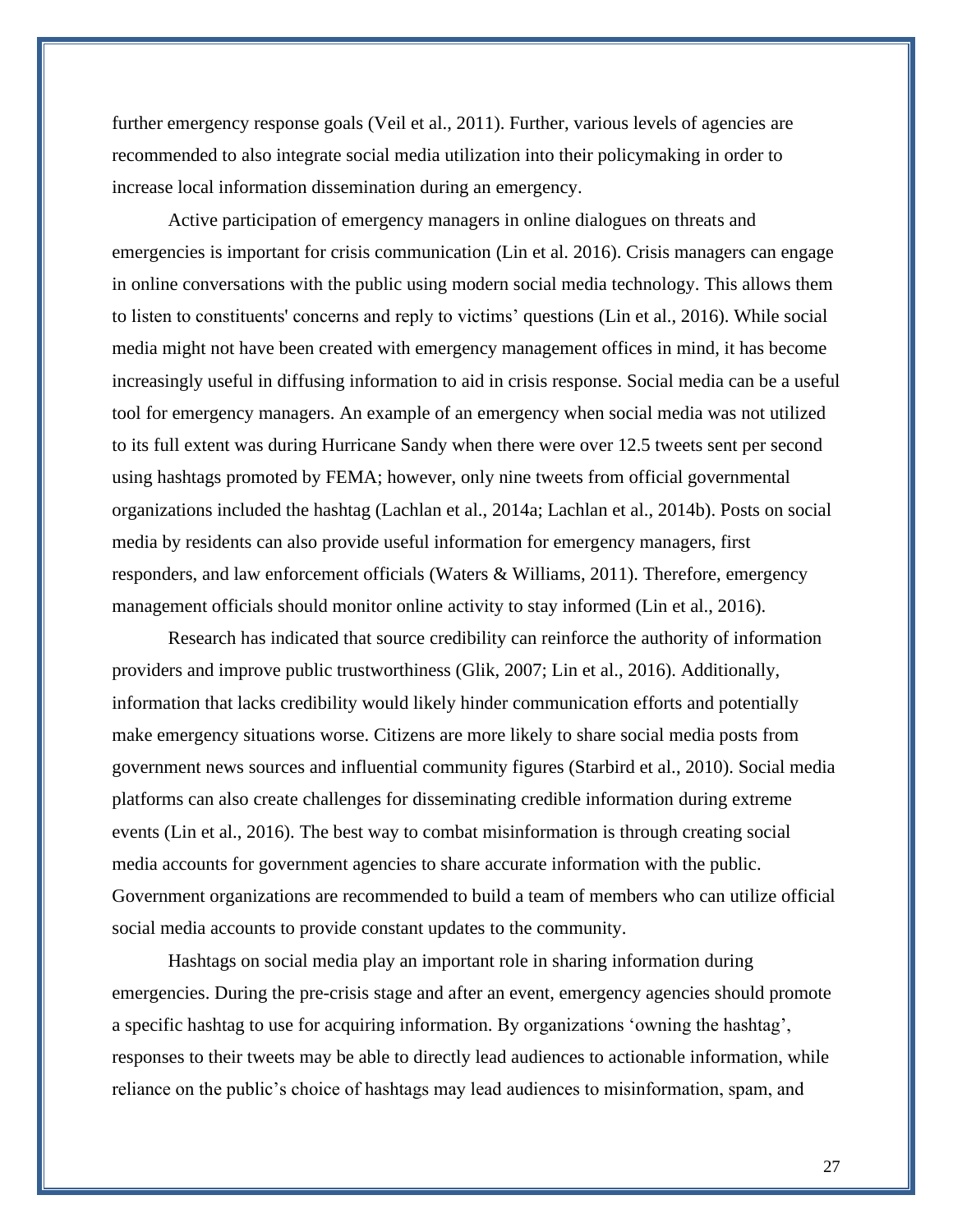further emergency response goals (Veil et al., 2011). Further, various levels of agencies are recommended to also integrate social media utilization into their policymaking in order to increase local information dissemination during an emergency.

Active participation of emergency managers in online dialogues on threats and emergencies is important for crisis communication (Lin et al. 2016). Crisis managers can engage in online conversations with the public using modern social media technology. This allows them to listen to constituents' concerns and reply to victims' questions (Lin et al., 2016). While social media might not have been created with emergency management offices in mind, it has become increasingly useful in diffusing information to aid in crisis response. Social media can be a useful tool for emergency managers. An example of an emergency when social media was not utilized to its full extent was during Hurricane Sandy when there were over 12.5 tweets sent per second using hashtags promoted by FEMA; however, only nine tweets from official governmental organizations included the hashtag (Lachlan et al., 2014a; Lachlan et al., 2014b). Posts on social media by residents can also provide useful information for emergency managers, first responders, and law enforcement officials (Waters & Williams, 2011). Therefore, emergency management officials should monitor online activity to stay informed (Lin et al., 2016).

Research has indicated that source credibility can reinforce the authority of information providers and improve public trustworthiness (Glik, 2007; Lin et al., 2016). Additionally, information that lacks credibility would likely hinder communication efforts and potentially make emergency situations worse. Citizens are more likely to share social media posts from government news sources and influential community figures (Starbird et al., 2010). Social media platforms can also create challenges for disseminating credible information during extreme events (Lin et al., 2016). The best way to combat misinformation is through creating social media accounts for government agencies to share accurate information with the public. Government organizations are recommended to build a team of members who can utilize official social media accounts to provide constant updates to the community.

Hashtags on social media play an important role in sharing information during emergencies. During the pre-crisis stage and after an event, emergency agencies should promote a specific hashtag to use for acquiring information. By organizations 'owning the hashtag', responses to their tweets may be able to directly lead audiences to actionable information, while reliance on the public's choice of hashtags may lead audiences to misinformation, spam, and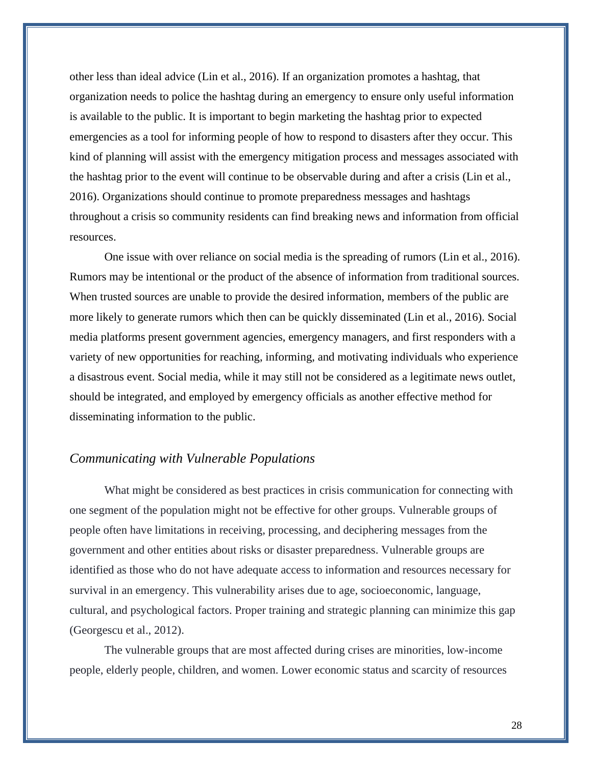other less than ideal advice (Lin et al., 2016). If an organization promotes a hashtag, that organization needs to police the hashtag during an emergency to ensure only useful information is available to the public. It is important to begin marketing the hashtag prior to expected emergencies as a tool for informing people of how to respond to disasters after they occur. This kind of planning will assist with the emergency mitigation process and messages associated with the hashtag prior to the event will continue to be observable during and after a crisis (Lin et al., 2016). Organizations should continue to promote preparedness messages and hashtags throughout a crisis so community residents can find breaking news and information from official resources.

One issue with over reliance on social media is the spreading of rumors (Lin et al., 2016). Rumors may be intentional or the product of the absence of information from traditional sources. When trusted sources are unable to provide the desired information, members of the public are more likely to generate rumors which then can be quickly disseminated (Lin et al., 2016). Social media platforms present government agencies, emergency managers, and first responders with a variety of new opportunities for reaching, informing, and motivating individuals who experience a disastrous event. Social media, while it may still not be considered as a legitimate news outlet, should be integrated, and employed by emergency officials as another effective method for disseminating information to the public.

### *Communicating with Vulnerable Populations*

What might be considered as best practices in crisis communication for connecting with one segment of the population might not be effective for other groups. Vulnerable groups of people often have limitations in receiving, processing, and deciphering messages from the government and other entities about risks or disaster preparedness. Vulnerable groups are identified as those who do not have adequate access to information and resources necessary for survival in an emergency. This vulnerability arises due to age, socioeconomic, language, cultural, and psychological factors. Proper training and strategic planning can minimize this gap (Georgescu et al., 2012).

The vulnerable groups that are most affected during crises are minorities, low-income people, elderly people, children, and women. Lower economic status and scarcity of resources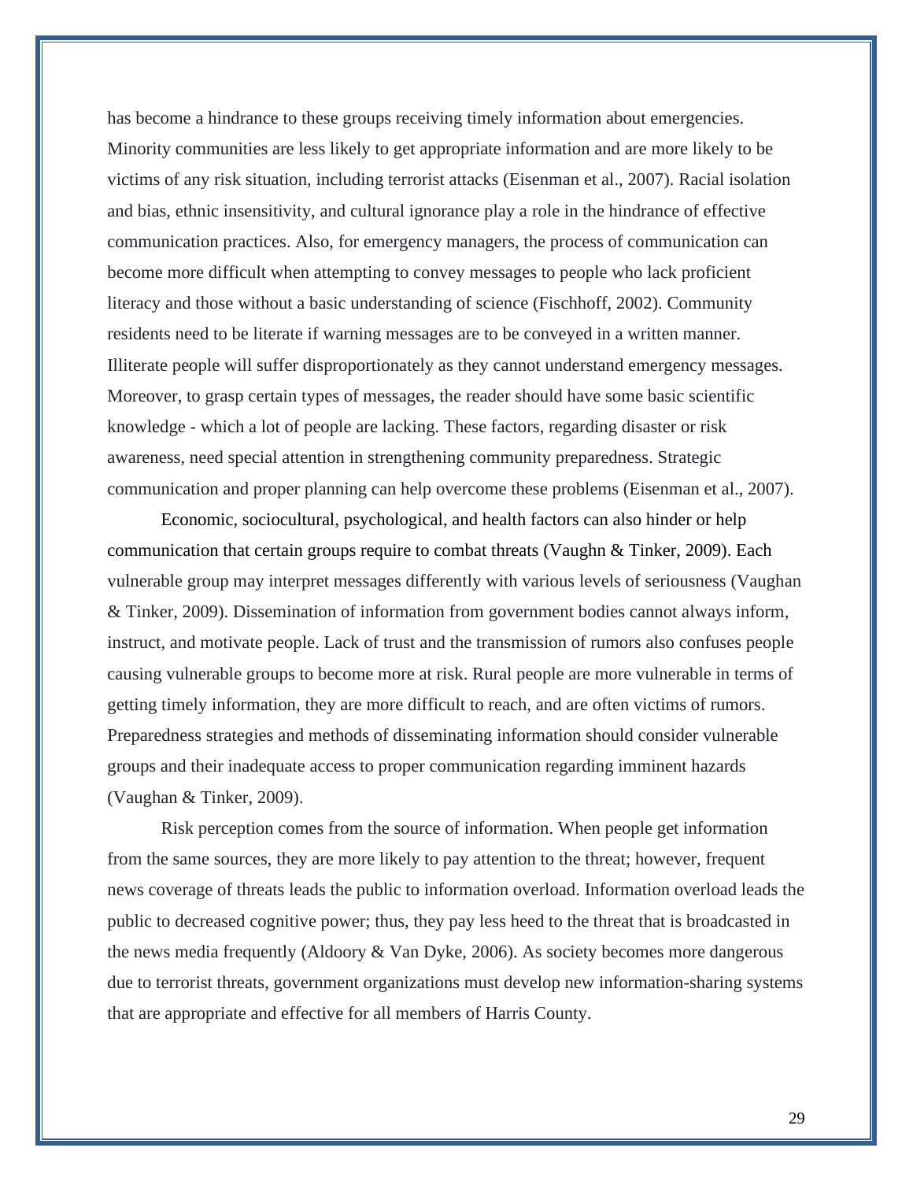has become a hindrance to these groups receiving timely information about emergencies. Minority communities are less likely to get appropriate information and are more likely to be victims of any risk situation, including terrorist attacks (Eisenman et al., 2007). Racial isolation and bias, ethnic insensitivity, and cultural ignorance play a role in the hindrance of effective communication practices. Also, for emergency managers, the process of communication can become more difficult when attempting to convey messages to people who lack proficient literacy and those without a basic understanding of science (Fischhoff, 2002). Community residents need to be literate if warning messages are to be conveyed in a written manner. Illiterate people will suffer disproportionately as they cannot understand emergency messages. Moreover, to grasp certain types of messages, the reader should have some basic scientific knowledge - which a lot of people are lacking. These factors, regarding disaster or risk awareness, need special attention in strengthening community preparedness. Strategic communication and proper planning can help overcome these problems (Eisenman et al., 2007).

Economic, sociocultural, psychological, and health factors can also hinder or help communication that certain groups require to combat threats (Vaughn & Tinker, 2009). Each vulnerable group may interpret messages differently with various levels of seriousness (Vaughan & Tinker, 2009). Dissemination of information from government bodies cannot always inform, instruct, and motivate people. Lack of trust and the transmission of rumors also confuses people causing vulnerable groups to become more at risk. Rural people are more vulnerable in terms of getting timely information, they are more difficult to reach, and are often victims of rumors. Preparedness strategies and methods of disseminating information should consider vulnerable groups and their inadequate access to proper communication regarding imminent hazards (Vaughan & Tinker, 2009).

Risk perception comes from the source of information. When people get information from the same sources, they are more likely to pay attention to the threat; however, frequent news coverage of threats leads the public to information overload. Information overload leads the public to decreased cognitive power; thus, they pay less heed to the threat that is broadcasted in the news media frequently (Aldoory & Van Dyke, 2006). As society becomes more dangerous due to terrorist threats, government organizations must develop new information-sharing systems that are appropriate and effective for all members of Harris County.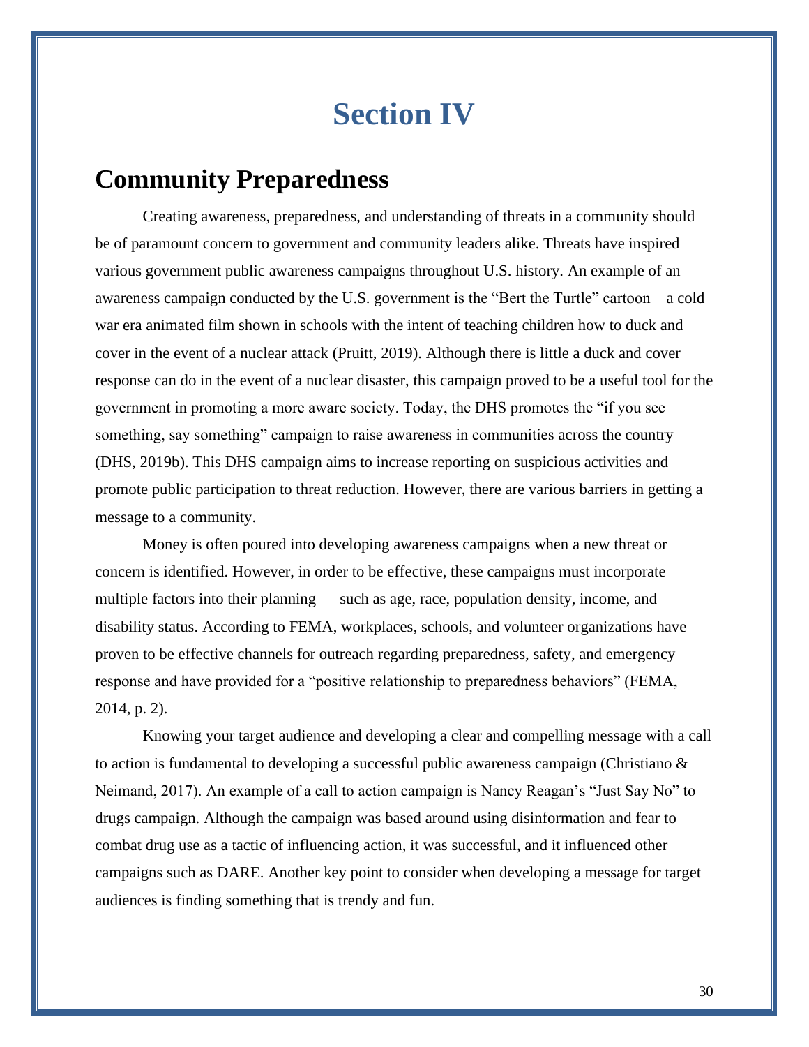# Section IV

## Community Preparedness

Creating awareness, preparedness, and understanding of threats in a community should be of paramount concern to government and community leaders alike. Threats have inspired various government public awareness campaigns throughout U.S. history. An example of an awareness campaign conducted by the U.S. government is the "Bert the Turtle" cartoon—a cold war era animated film shown in schools with the intent of teaching children how to duck and cover in the event of a nuclear attack (Pruitt, 2019). Although there is little a duck and cover response can do in the event of a nuclear disaster, this campaign proved to be a useful tool for the government in promoting a more aware society. Today, the DHS promotes the "if you see something, say something" campaign to raise awareness in communities across the country (DHS, 2019b). This DHS campaign aims to increase reporting on suspicious activities and promote public participation to threat reduction. However, there are various barriers in getting a message to a community.

Money is often poured into developing awareness campaigns when a new threat or concern is identified. However, in order to be effective, these campaigns must incorporate multiple factors into their planning — such as age, race, population density, income, and disability status. According to FEMA, workplaces, schools, and volunteer organizations have proven to be effective channels for outreach regarding preparedness, safety, and emergency response and have provided for a "positive relationship to preparedness behaviors" (FEMA, 2014, p. 2).

Knowing your target audience and developing a clear and compelling message with a call to action is fundamental to developing a successful public awareness campaign (Christiano & Neimand, 2017). An example of a call to action campaign is Nancy Reagan's "Just Say No" to drugs campaign. Although the campaign was based around using disinformation and fear to combat drug use as a tactic of influencing action, it was successful, and it influenced other campaigns such as DARE. Another key point to consider when developing a message for target audiences is finding something that is trendy and fun.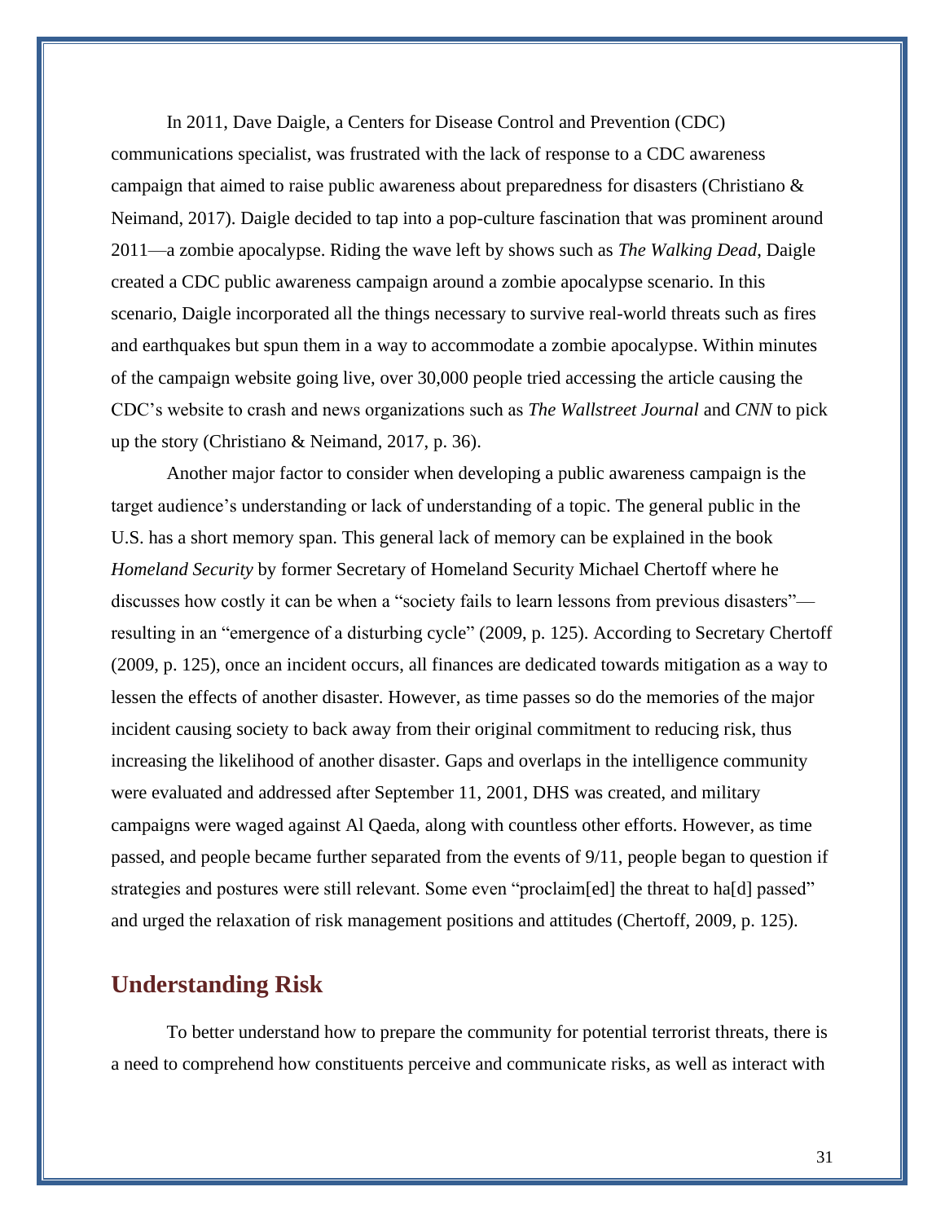In 2011, Dave Daigle, a Centers for Disease Control and Prevention (CDC) communications specialist, was frustrated with the lack of response to a CDC awareness campaign that aimed to raise public awareness about preparedness for disasters (Christiano & Neimand, 2017). Daigle decided to tap into a pop-culture fascination that was prominent around 2011—a zombie apocalypse. Riding the wave left by shows such as *The Walking Dead*, Daigle created a CDC public awareness campaign around a zombie apocalypse scenario. In this scenario, Daigle incorporated all the things necessary to survive real-world threats such as fires and earthquakes but spun them in a way to accommodate a zombie apocalypse. Within minutes of the campaign website going live, over 30,000 people tried accessing the article causing the CDC's website to crash and news organizations such as *The Wallstreet Journal* and *CNN* to pick up the story (Christiano & Neimand, 2017, p. 36).

Another major factor to consider when developing a public awareness campaign is the target audience's understanding or lack of understanding of a topic. The general public in the U.S. has a short memory span. This general lack of memory can be explained in the book *Homeland Security* by former Secretary of Homeland Security Michael Chertoff where he discusses how costly it can be when a "society fails to learn lessons from previous disasters"—resulting in an "emergence of a disturbing cycle" (2009, p. 125). According to Secretary Chertoff (2009, p. 125), once an incident occurs, all finances are dedicated towards mitigation as a way to lessen the effects of another disaster. However, as time passes so do the memories of the major incident causing society to back away from their original commitment to reducing risk, thus increasing the likelihood of another disaster. Gaps and overlaps in the intelligence community were evaluated and addressed after September 11, 2001, DHS was created, and military campaigns were waged against Al Qaeda, along with countless other efforts. However, as time passed, and people became further separated from the events of 9/11, people began to question if strategies and postures were still relevant. Some even "proclaim[ed] the threat to ha[d] passed" and urged the relaxation of risk management positions and attitudes (Chertoff, 2009, p. 125).

## Understanding Risk

To better understand how to prepare the community for potential terrorist threats, there is a need to comprehend how constituents perceive and communicate risks, as well as interact with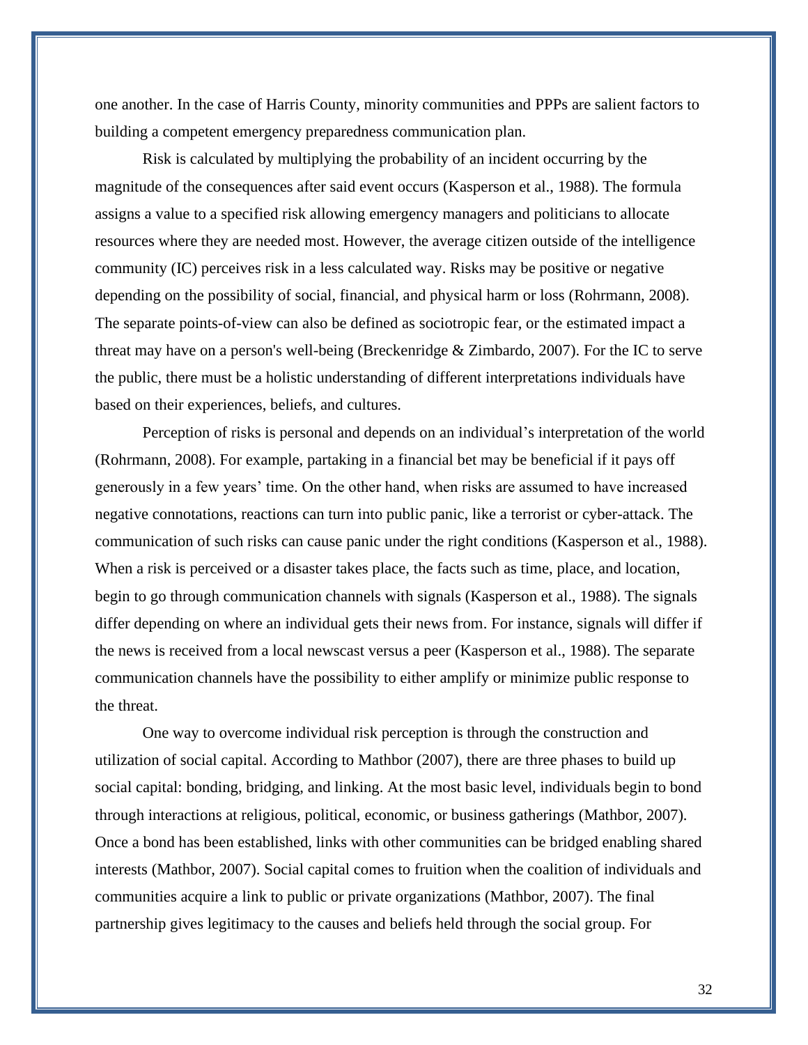one another. In the case of Harris County, minority communities and PPPs are salient factors to building a competent emergency preparedness communication plan.

Risk is calculated by multiplying the probability of an incident occurring by the magnitude of the consequences after said event occurs (Kasperson et al., 1988). The formula assigns a value to a specified risk allowing emergency managers and politicians to allocate resources where they are needed most. However, the average citizen outside of the intelligence community (IC) perceives risk in a less calculated way. Risks may be positive or negative depending on the possibility of social, financial, and physical harm or loss (Rohrmann, 2008). The separate points-of-view can also be defined as sociotropic fear, or the estimated impact a threat may have on a person's well-being (Breckenridge & Zimbardo, 2007). For the IC to serve the public, there must be a holistic understanding of different interpretations individuals have based on their experiences, beliefs, and cultures.

Perception of risks is personal and depends on an individual's interpretation of the world (Rohrmann, 2008). For example, partaking in a financial bet may be beneficial if it pays off generously in a few years' time. On the other hand, when risks are assumed to have increased negative connotations, reactions can turn into public panic, like a terrorist or cyber-attack. The communication of such risks can cause panic under the right conditions (Kasperson et al., 1988). When a risk is perceived or a disaster takes place, the facts such as time, place, and location, begin to go through communication channels with signals (Kasperson et al., 1988). The signals differ depending on where an individual gets their news from. For instance, signals will differ if the news is received from a local newscast versus a peer (Kasperson et al., 1988). The separate communication channels have the possibility to either amplify or minimize public response to the threat.

One way to overcome individual risk perception is through the construction and utilization of social capital. According to Mathbor (2007), there are three phases to build up social capital: bonding, bridging, and linking. At the most basic level, individuals begin to bond through interactions at religious, political, economic, or business gatherings (Mathbor, 2007). Once a bond has been established, links with other communities can be bridged enabling shared interests (Mathbor, 2007). Social capital comes to fruition when the coalition of individuals and communities acquire a link to public or private organizations (Mathbor, 2007). The final partnership gives legitimacy to the causes and beliefs held through the social group. For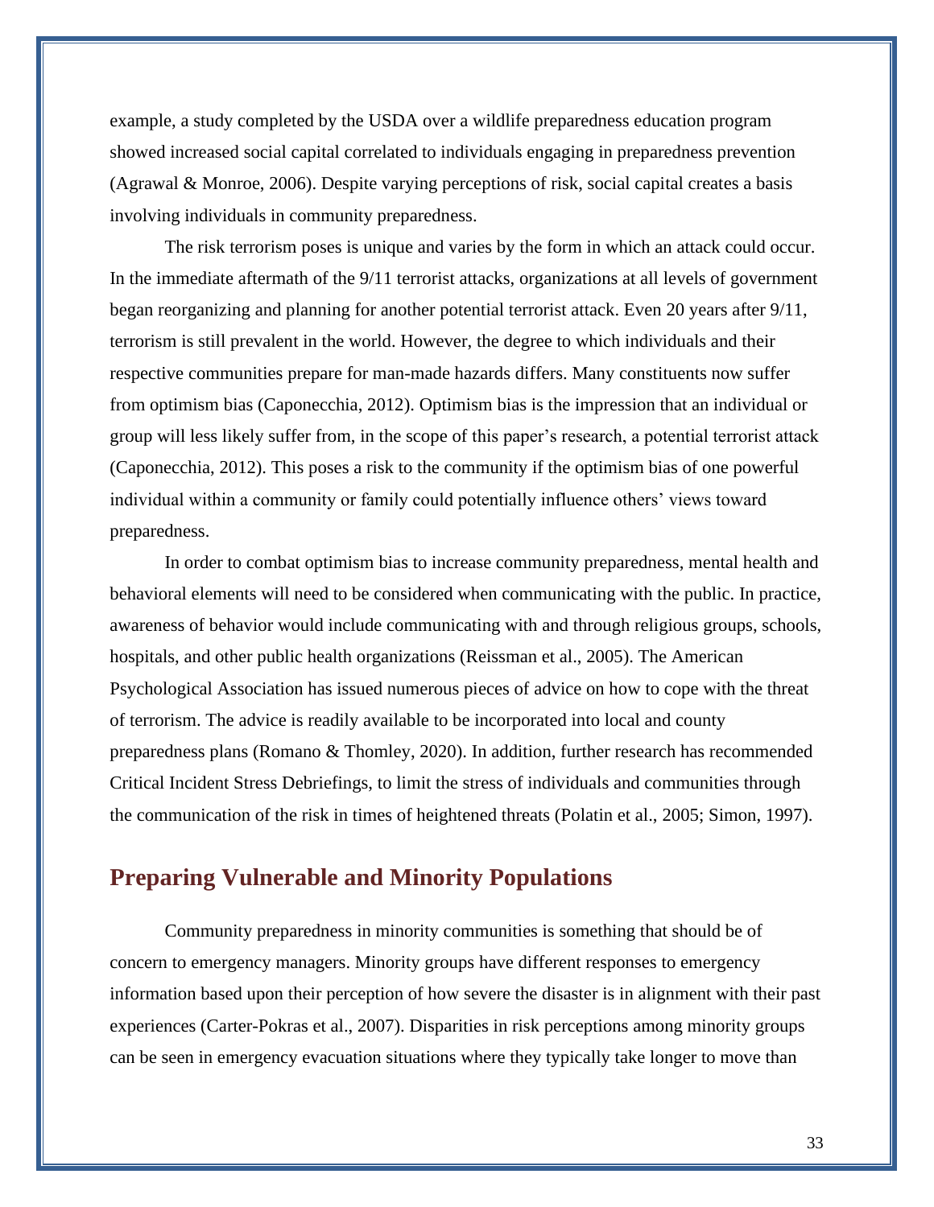example, a study completed by the USDA over a wildlife preparedness education program showed increased social capital correlated to individuals engaging in preparedness prevention (Agrawal & Monroe, 2006). Despite varying perceptions of risk, social capital creates a basis involving individuals in community preparedness.

The risk terrorism poses is unique and varies by the form in which an attack could occur. In the immediate aftermath of the 9/11 terrorist attacks, organizations at all levels of government began reorganizing and planning for another potential terrorist attack. Even 20 years after 9/11, terrorism is still prevalent in the world. However, the degree to which individuals and their respective communities prepare for man-made hazards differs. Many constituents now suffer from optimism bias (Caponecchia, 2012). Optimism bias is the impression that an individual or group will less likely suffer from, in the scope of this paper's research, a potential terrorist attack (Caponecchia, 2012). This poses a risk to the community if the optimism bias of one powerful individual within a community or family could potentially influence others' views toward preparedness.

In order to combat optimism bias to increase community preparedness, mental health and behavioral elements will need to be considered when communicating with the public. In practice, awareness of behavior would include communicating with and through religious groups, schools, hospitals, and other public health organizations (Reissman et al., 2005). The American Psychological Association has issued numerous pieces of advice on how to cope with the threat of terrorism. The advice is readily available to be incorporated into local and county preparedness plans (Romano & Thomley, 2020). In addition, further research has recommended Critical Incident Stress Debriefings, to limit the stress of individuals and communities through the communication of the risk in times of heightened threats (Polatin et al., 2005; Simon, 1997).

## Preparing Vulnerable and Minority Populations

Community preparedness in minority communities is something that should be of concern to emergency managers. Minority groups have different responses to emergency information based upon their perception of how severe the disaster is in alignment with their past experiences (Carter-Pokras et al., 2007). Disparities in risk perceptions among minority groups can be seen in emergency evacuation situations where they typically take longer to move than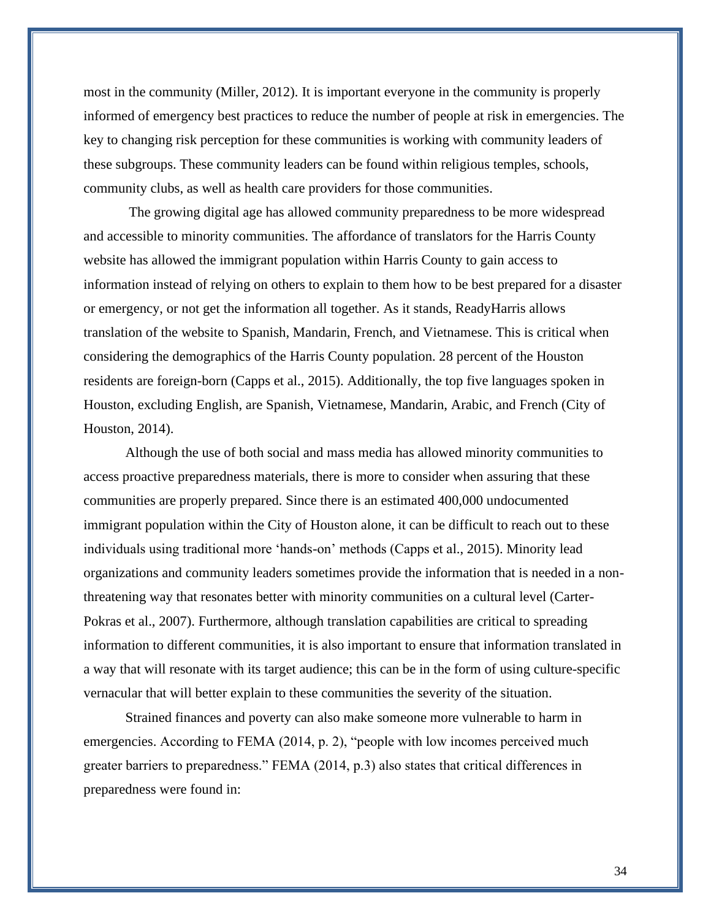most in the community (Miller, 2012). It is important everyone in the community is properly informed of emergency best practices to reduce the number of people at risk in emergencies. The key to changing risk perception for these communities is working with community leaders of these subgroups. These community leaders can be found within religious temples, schools, community clubs, as well as health care providers for those communities.

The growing digital age has allowed community preparedness to be more widespread and accessible to minority communities. The affordance of translators for the Harris County website has allowed the immigrant population within Harris County to gain access to information instead of relying on others to explain to them how to be best prepared for a disaster or emergency, or not get the information all together. As it stands, ReadyHarris allows translation of the website to Spanish, Mandarin, French, and Vietnamese. This is critical when considering the demographics of the Harris County population. 28 percent of the Houston residents are foreign-born (Capps et al., 2015). Additionally, the top five languages spoken in Houston, excluding English, are Spanish, Vietnamese, Mandarin, Arabic, and French (City of Houston, 2014).

Although the use of both social and mass media has allowed minority communities to access proactive preparedness materials, there is more to consider when assuring that these communities are properly prepared. Since there is an estimated 400,000 undocumented immigrant population within the City of Houston alone, it can be difficult to reach out to these individuals using traditional more 'hands-on' methods (Capps et al., 2015). Minority lead organizations and community leaders sometimes provide the information that is needed in a non-threatening way that resonates better with minority communities on a cultural level (Carter-Pokras et al., 2007). Furthermore, although translation capabilities are critical to spreading information to different communities, it is also important to ensure that information translated in a way that will resonate with its target audience; this can be in the form of using culture-specific vernacular that will better explain to these communities the severity of the situation.

Strained finances and poverty can also make someone more vulnerable to harm in emergencies. According to FEMA (2014, p. 2), "people with low incomes perceived much greater barriers to preparedness." FEMA (2014, p.3) also states that critical differences in preparedness were found in: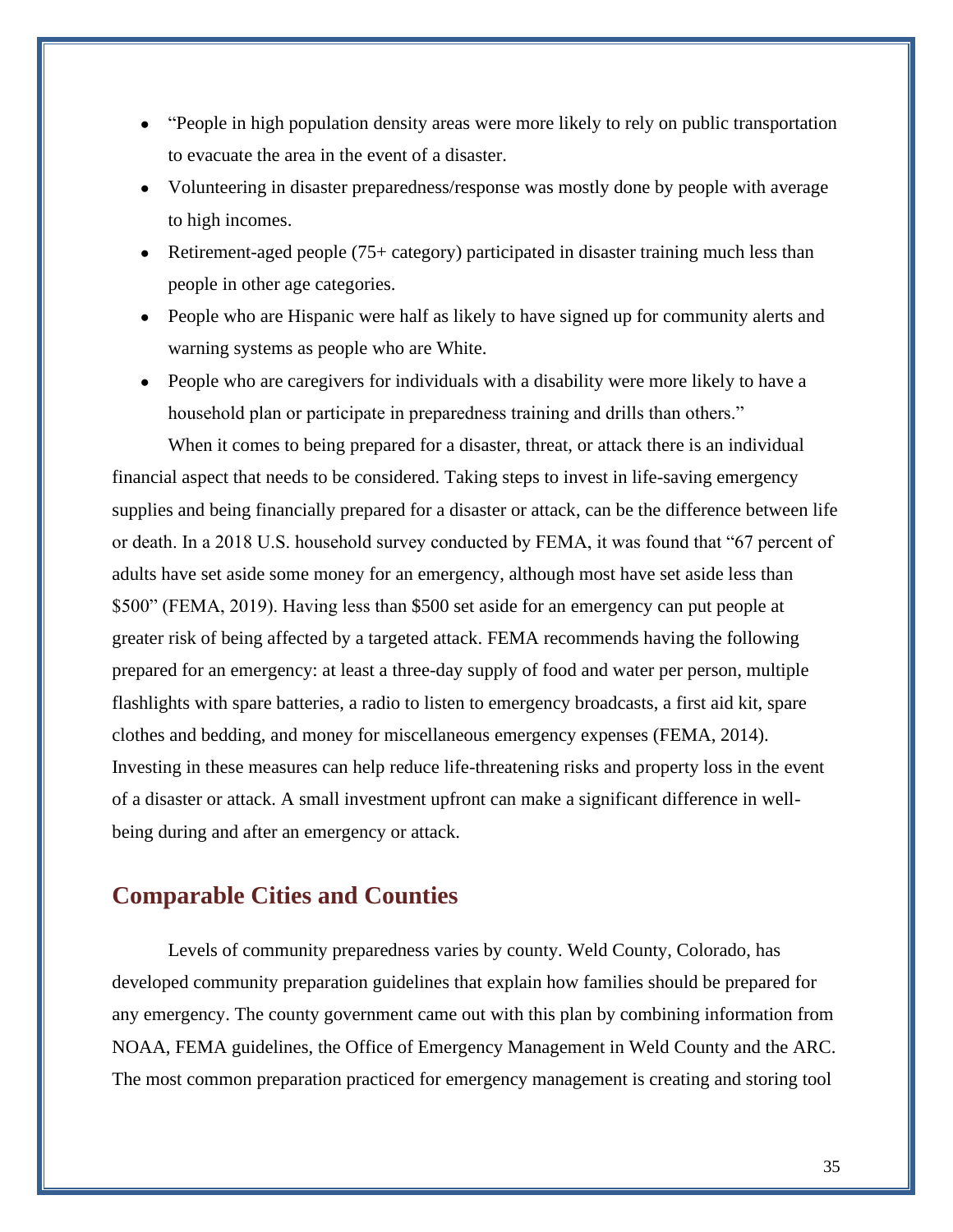- "People in high population density areas were more likely to rely on public transportation to evacuate the area in the event of a disaster.
- Volunteering in disaster preparedness/response was mostly done by people with average to high incomes.
- Retirement-aged people (75+ category) participated in disaster training much less than people in other age categories.
- People who are Hispanic were half as likely to have signed up for community alerts and warning systems as people who are White.
- People who are caregivers for individuals with a disability were more likely to have a household plan or participate in preparedness training and drills than others."

When it comes to being prepared for a disaster, threat, or attack there is an individual financial aspect that needs to be considered. Taking steps to invest in life-saving emergency supplies and being financially prepared for a disaster or attack, can be the difference between life or death. In a 2018 U.S. household survey conducted by FEMA, it was found that "67 percent of adults have set aside some money for an emergency, although most have set aside less than $500" (FEMA, 2019). Having less than $500 set aside for an emergency can put people at greater risk of being affected by a targeted attack. FEMA recommends having the following prepared for an emergency: at least a three-day supply of food and water per person, multiple flashlights with spare batteries, a radio to listen to emergency broadcasts, a first aid kit, spare clothes and bedding, and money for miscellaneous emergency expenses (FEMA, 2014). Investing in these measures can help reduce life-threatening risks and property loss in the event of a disaster or attack. A small investment upfront can make a significant difference in well-being during and after an emergency or attack.

## Comparable Cities and Counties

Levels of community preparedness varies by county. Weld County, Colorado, has developed community preparation guidelines that explain how families should be prepared for any emergency. The county government came out with this plan by combining information from NOAA, FEMA guidelines, the Office of Emergency Management in Weld County and the ARC. The most common preparation practiced for emergency management is creating and storing tool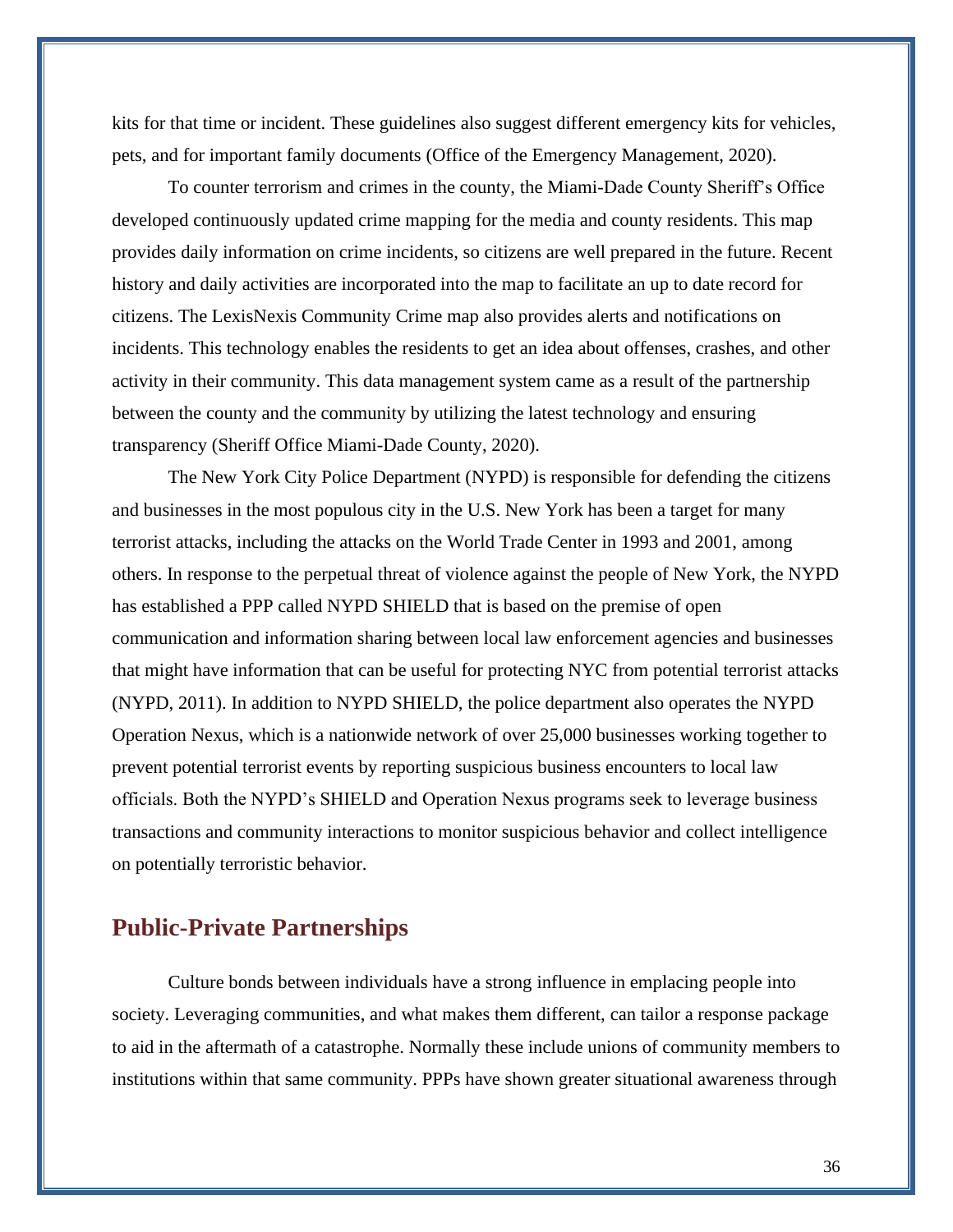kits for that time or incident. These guidelines also suggest different emergency kits for vehicles, pets, and for important family documents (Office of the Emergency Management, 2020).

To counter terrorism and crimes in the county, the Miami-Dade County Sheriff's Office developed continuously updated crime mapping for the media and county residents. This map provides daily information on crime incidents, so citizens are well prepared in the future. Recent history and daily activities are incorporated into the map to facilitate an up to date record for citizens. The LexisNexis Community Crime map also provides alerts and notifications on incidents. This technology enables the residents to get an idea about offenses, crashes, and other activity in their community. This data management system came as a result of the partnership between the county and the community by utilizing the latest technology and ensuring transparency (Sheriff Office Miami-Dade County, 2020).

The New York City Police Department (NYPD) is responsible for defending the citizens and businesses in the most populous city in the U.S. New York has been a target for many terrorist attacks, including the attacks on the World Trade Center in 1993 and 2001, among others. In response to the perpetual threat of violence against the people of New York, the NYPD has established a PPP called NYPD SHIELD that is based on the premise of open communication and information sharing between local law enforcement agencies and businesses that might have information that can be useful for protecting NYC from potential terrorist attacks (NYPD, 2011). In addition to NYPD SHIELD, the police department also operates the NYPD Operation Nexus, which is a nationwide network of over 25,000 businesses working together to prevent potential terrorist events by reporting suspicious business encounters to local law officials. Both the NYPD's SHIELD and Operation Nexus programs seek to leverage business transactions and community interactions to monitor suspicious behavior and collect intelligence on potentially terroristic behavior.

## Public-Private Partnerships

Culture bonds between individuals have a strong influence in emplacing people into society. Leveraging communities, and what makes them different, can tailor a response package to aid in the aftermath of a catastrophe. Normally these include unions of community members to institutions within that same community. PPPs have shown greater situational awareness through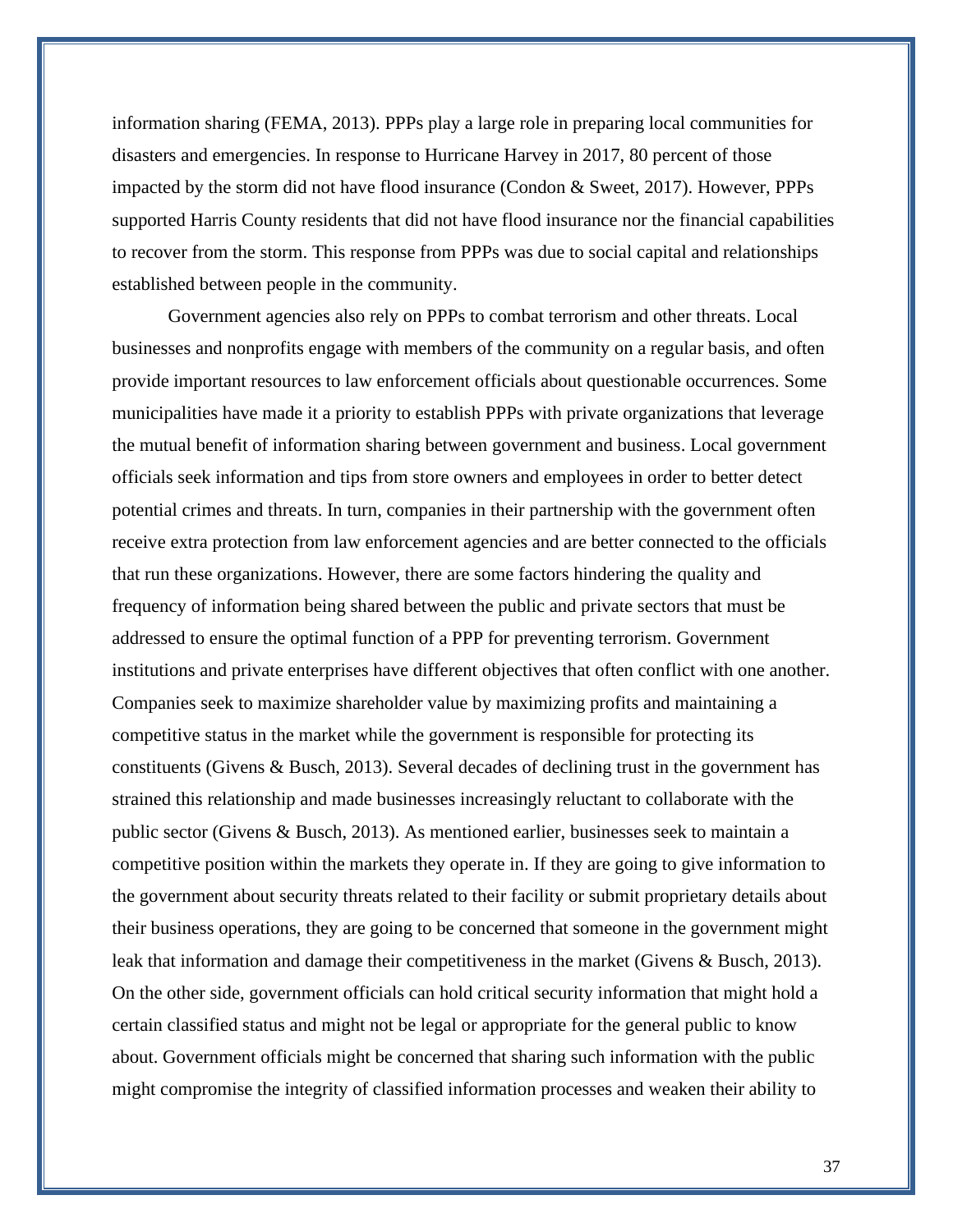information sharing (FEMA, 2013). PPPs play a large role in preparing local communities for disasters and emergencies. In response to Hurricane Harvey in 2017, 80 percent of those impacted by the storm did not have flood insurance (Condon & Sweet, 2017). However, PPPs supported Harris County residents that did not have flood insurance nor the financial capabilities to recover from the storm. This response from PPPs was due to social capital and relationships established between people in the community.

Government agencies also rely on PPPs to combat terrorism and other threats. Local businesses and nonprofits engage with members of the community on a regular basis, and often provide important resources to law enforcement officials about questionable occurrences. Some municipalities have made it a priority to establish PPPs with private organizations that leverage the mutual benefit of information sharing between government and business. Local government officials seek information and tips from store owners and employees in order to better detect potential crimes and threats. In turn, companies in their partnership with the government often receive extra protection from law enforcement agencies and are better connected to the officials that run these organizations. However, there are some factors hindering the quality and frequency of information being shared between the public and private sectors that must be addressed to ensure the optimal function of a PPP for preventing terrorism. Government institutions and private enterprises have different objectives that often conflict with one another. Companies seek to maximize shareholder value by maximizing profits and maintaining a competitive status in the market while the government is responsible for protecting its constituents (Givens & Busch, 2013). Several decades of declining trust in the government has strained this relationship and made businesses increasingly reluctant to collaborate with the public sector (Givens & Busch, 2013). As mentioned earlier, businesses seek to maintain a competitive position within the markets they operate in. If they are going to give information to the government about security threats related to their facility or submit proprietary details about their business operations, they are going to be concerned that someone in the government might leak that information and damage their competitiveness in the market (Givens & Busch, 2013). On the other side, government officials can hold critical security information that might hold a certain classified status and might not be legal or appropriate for the general public to know about. Government officials might be concerned that sharing such information with the public might compromise the integrity of classified information processes and weaken their ability to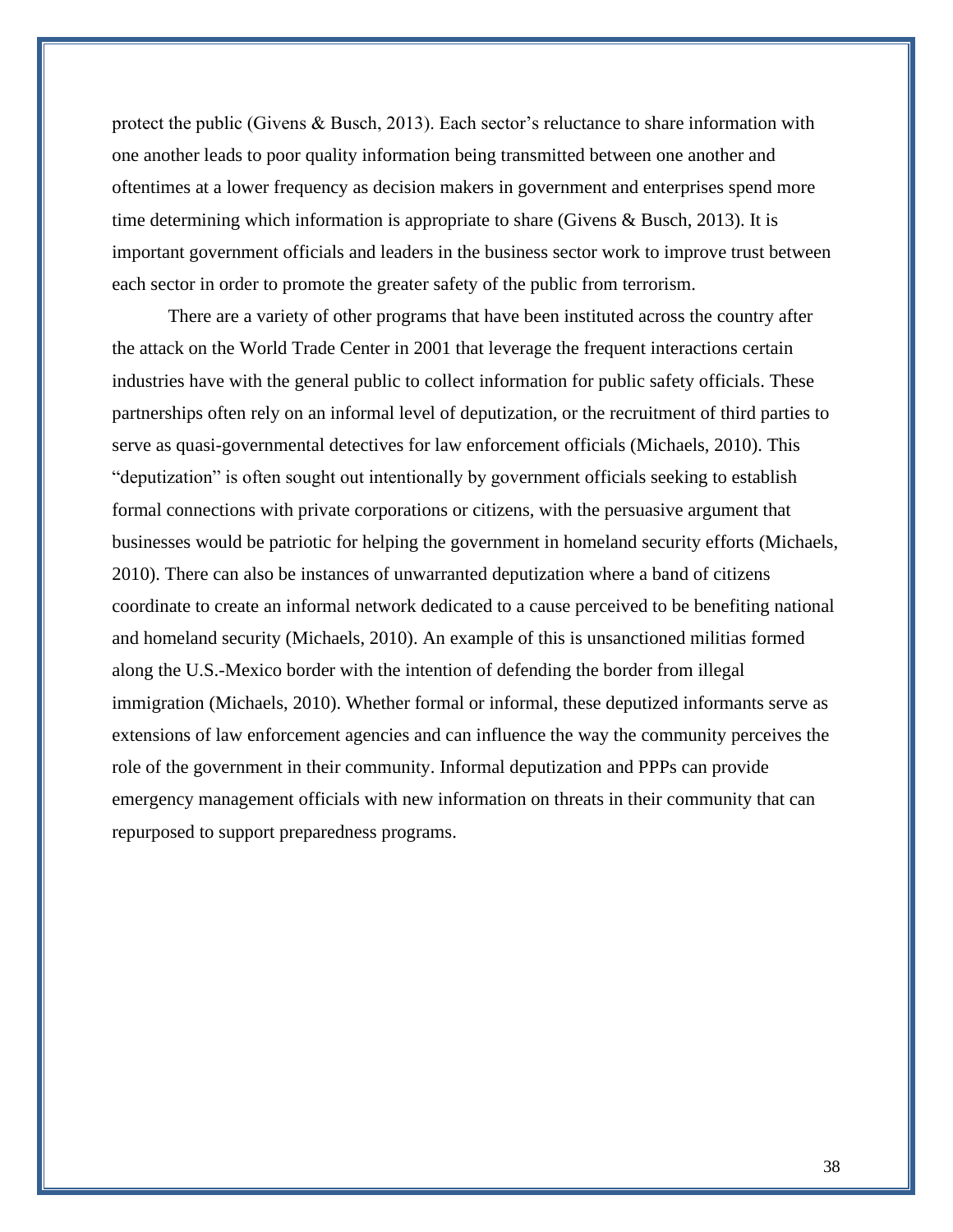protect the public (Givens & Busch, 2013). Each sector's reluctance to share information with one another leads to poor quality information being transmitted between one another and oftentimes at a lower frequency as decision makers in government and enterprises spend more time determining which information is appropriate to share (Givens & Busch, 2013). It is important government officials and leaders in the business sector work to improve trust between each sector in order to promote the greater safety of the public from terrorism.

There are a variety of other programs that have been instituted across the country after the attack on the World Trade Center in 2001 that leverage the frequent interactions certain industries have with the general public to collect information for public safety officials. These partnerships often rely on an informal level of deputization, or the recruitment of third parties to serve as quasi-governmental detectives for law enforcement officials (Michaels, 2010). This "deputization" is often sought out intentionally by government officials seeking to establish formal connections with private corporations or citizens, with the persuasive argument that businesses would be patriotic for helping the government in homeland security efforts (Michaels, 2010). There can also be instances of unwarranted deputization where a band of citizens coordinate to create an informal network dedicated to a cause perceived to be benefiting national and homeland security (Michaels, 2010). An example of this is unsanctioned militias formed along the U.S.-Mexico border with the intention of defending the border from illegal immigration (Michaels, 2010). Whether formal or informal, these deputized informants serve as extensions of law enforcement agencies and can influence the way the community perceives the role of the government in their community. Informal deputization and PPPs can provide emergency management officials with new information on threats in their community that can repurposed to support preparedness programs.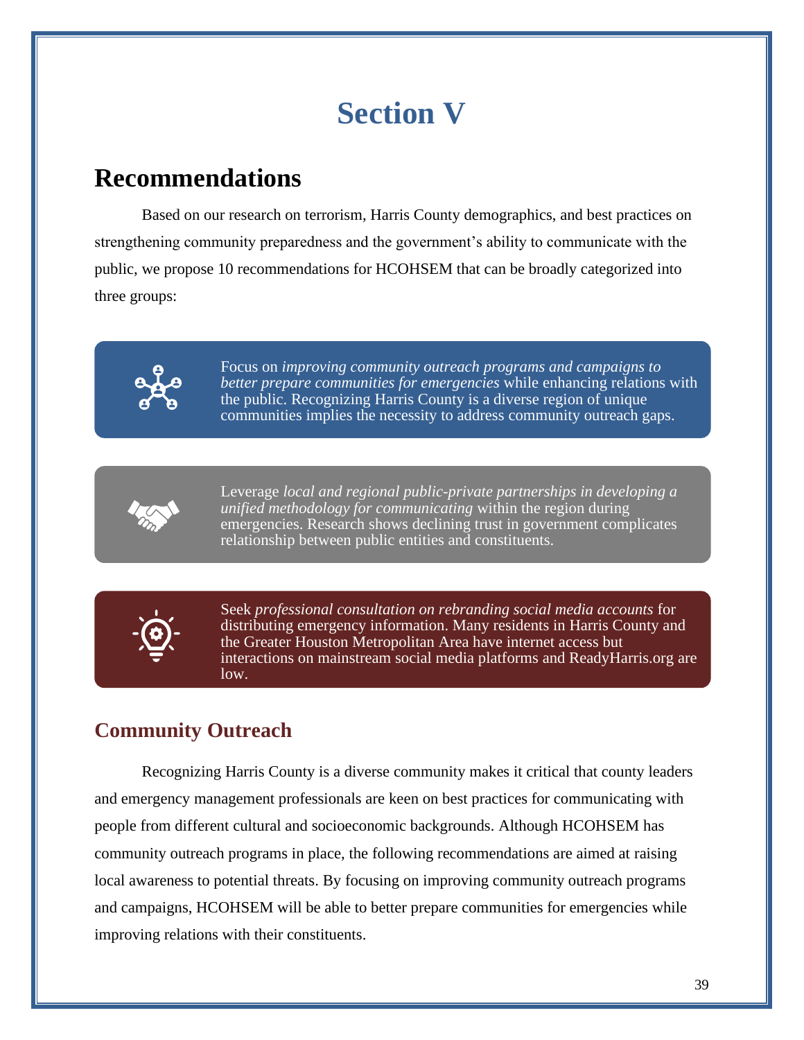# Section V

## Recommendations

Based on our research on terrorism, Harris County demographics, and best practices on strengthening community preparedness and the government's ability to communicate with the public, we propose 10 recommendations for HCOHSEM that can be broadly categorized into three groups:

Focus on *improving community outreach programs and campaigns to better prepare communities for emergencies* while enhancing relations with the public. Recognizing Harris County is a diverse region of unique communities implies the necessity to address community outreach gaps.

Leverage *local and regional public-private partnerships in developing a unified methodology for communicating* within the region during emergencies. Research shows declining trust in government complicates relationship between public entities and constituents.

Seek *professional consultation on rebranding social media accounts* for distributing emergency information. Many residents in Harris County and the Greater Houston Metropolitan Area have internet access but interactions on mainstream social media platforms and ReadyHarris.org are low.

### Community Outreach

Recognizing Harris County is a diverse community makes it critical that county leaders and emergency management professionals are keen on best practices for communicating with people from different cultural and socioeconomic backgrounds. Although HCOHSEM has community outreach programs in place, the following recommendations are aimed at raising local awareness to potential threats. By focusing on improving community outreach programs and campaigns, HCOHSEM will be able to better prepare communities for emergencies while improving relations with their constituents.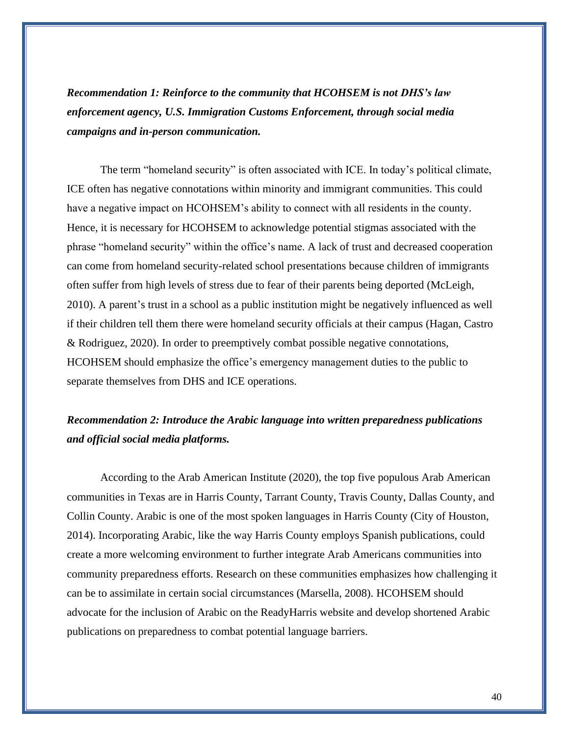***Recommendation 1: Reinforce to the community that HCOHSEM is not DHS's law enforcement agency, U.S. Immigration Customs Enforcement, through social media campaigns and in-person communication.***

The term "homeland security" is often associated with ICE. In today's political climate, ICE often has negative connotations within minority and immigrant communities. This could have a negative impact on HCOHSEM's ability to connect with all residents in the county. Hence, it is necessary for HCOHSEM to acknowledge potential stigmas associated with the phrase "homeland security" within the office's name. A lack of trust and decreased cooperation can come from homeland security-related school presentations because children of immigrants often suffer from high levels of stress due to fear of their parents being deported (McLeigh, 2010). A parent's trust in a school as a public institution might be negatively influenced as well if their children tell them there were homeland security officials at their campus (Hagan, Castro & Rodriguez, 2020). In order to preemptively combat possible negative connotations, HCOHSEM should emphasize the office's emergency management duties to the public to separate themselves from DHS and ICE operations.

***Recommendation 2: Introduce the Arabic language into written preparedness publications and official social media platforms.***

According to the Arab American Institute (2020), the top five populous Arab American communities in Texas are in Harris County, Tarrant County, Travis County, Dallas County, and Collin County. Arabic is one of the most spoken languages in Harris County (City of Houston, 2014). Incorporating Arabic, like the way Harris County employs Spanish publications, could create a more welcoming environment to further integrate Arab Americans communities into community preparedness efforts. Research on these communities emphasizes how challenging it can be to assimilate in certain social circumstances (Marsella, 2008). HCOHSEM should advocate for the inclusion of Arabic on the ReadyHarris website and develop shortened Arabic publications on preparedness to combat potential language barriers.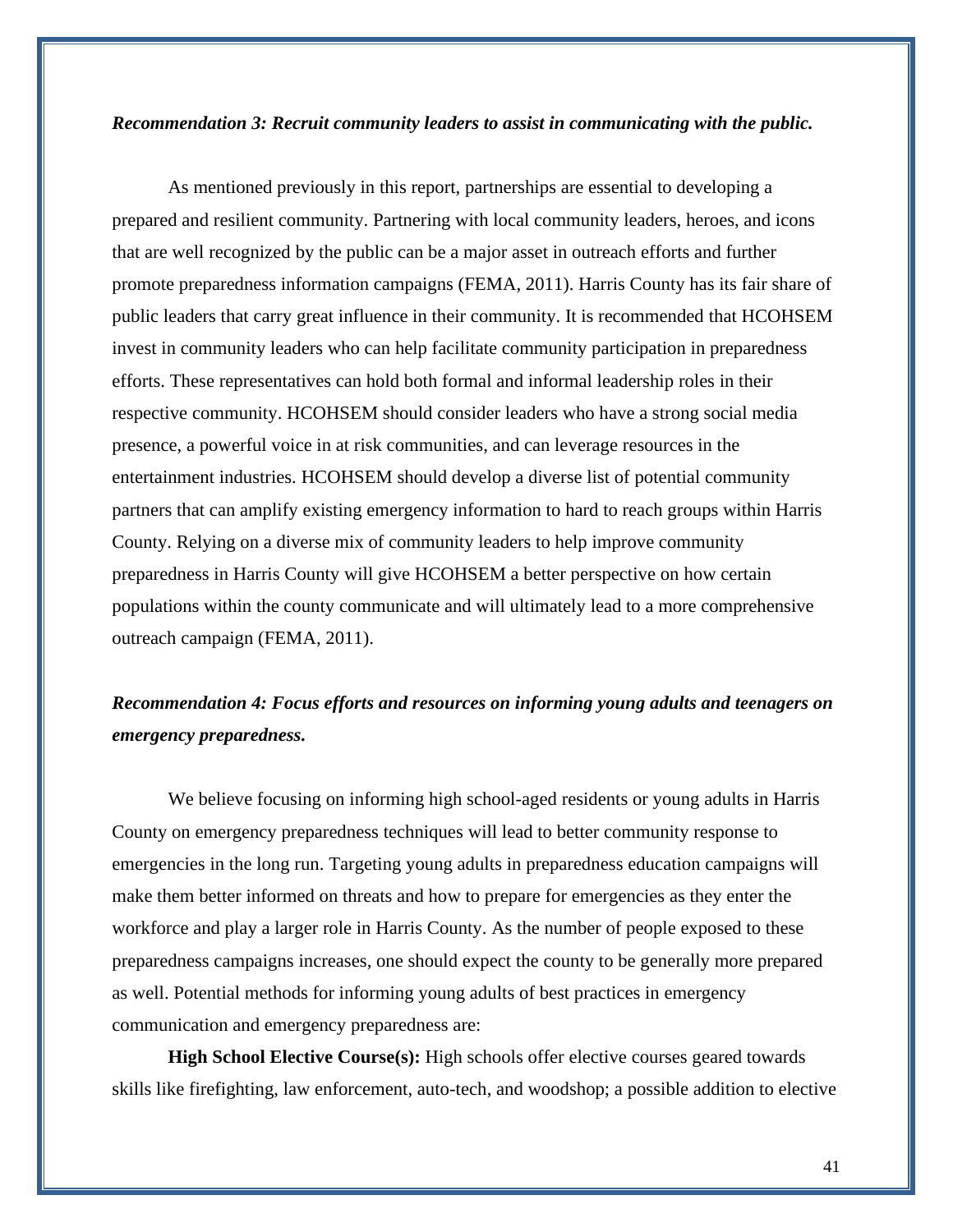***Recommendation 3: Recruit community leaders to assist in communicating with the public.***

As mentioned previously in this report, partnerships are essential to developing a prepared and resilient community. Partnering with local community leaders, heroes, and icons that are well recognized by the public can be a major asset in outreach efforts and further promote preparedness information campaigns (FEMA, 2011). Harris County has its fair share of public leaders that carry great influence in their community. It is recommended that HCOHSEM invest in community leaders who can help facilitate community participation in preparedness efforts. These representatives can hold both formal and informal leadership roles in their respective community. HCOHSEM should consider leaders who have a strong social media presence, a powerful voice in at risk communities, and can leverage resources in the entertainment industries. HCOHSEM should develop a diverse list of potential community partners that can amplify existing emergency information to hard to reach groups within Harris County. Relying on a diverse mix of community leaders to help improve community preparedness in Harris County will give HCOHSEM a better perspective on how certain populations within the county communicate and will ultimately lead to a more comprehensive outreach campaign (FEMA, 2011).

***Recommendation 4: Focus efforts and resources on informing young adults and teenagers on emergency preparedness.***

We believe focusing on informing high school-aged residents or young adults in Harris County on emergency preparedness techniques will lead to better community response to emergencies in the long run. Targeting young adults in preparedness education campaigns will make them better informed on threats and how to prepare for emergencies as they enter the workforce and play a larger role in Harris County. As the number of people exposed to these preparedness campaigns increases, one should expect the county to be generally more prepared as well. Potential methods for informing young adults of best practices in emergency communication and emergency preparedness are:

**High School Elective Course(s):** High schools offer elective courses geared towards skills like firefighting, law enforcement, auto-tech, and woodshop; a possible addition to elective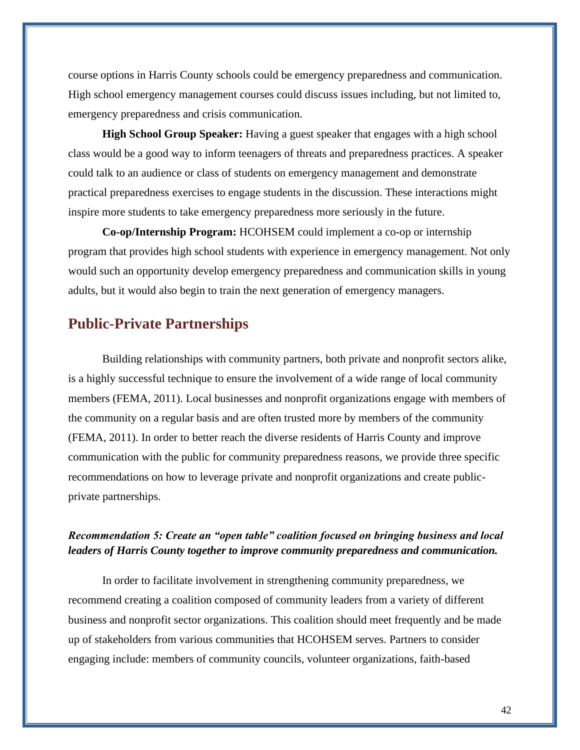course options in Harris County schools could be emergency preparedness and communication. High school emergency management courses could discuss issues including, but not limited to, emergency preparedness and crisis communication.

**High School Group Speaker:** Having a guest speaker that engages with a high school class would be a good way to inform teenagers of threats and preparedness practices. A speaker could talk to an audience or class of students on emergency management and demonstrate practical preparedness exercises to engage students in the discussion. These interactions might inspire more students to take emergency preparedness more seriously in the future.

**Co-op/Internship Program:** HCOHSEM could implement a co-op or internship program that provides high school students with experience in emergency management. Not only would such an opportunity develop emergency preparedness and communication skills in young adults, but it would also begin to train the next generation of emergency managers.

## Public-Private Partnerships

Building relationships with community partners, both private and nonprofit sectors alike, is a highly successful technique to ensure the involvement of a wide range of local community members (FEMA, 2011). Local businesses and nonprofit organizations engage with members of the community on a regular basis and are often trusted more by members of the community (FEMA, 2011). In order to better reach the diverse residents of Harris County and improve communication with the public for community preparedness reasons, we provide three specific recommendations on how to leverage private and nonprofit organizations and create public-private partnerships.

***Recommendation 5: Create an "open table" coalition focused on bringing business and local leaders of Harris County together to improve community preparedness and communication.***

In order to facilitate involvement in strengthening community preparedness, we recommend creating a coalition composed of community leaders from a variety of different business and nonprofit sector organizations. This coalition should meet frequently and be made up of stakeholders from various communities that HCOHSEM serves. Partners to consider engaging include: members of community councils, volunteer organizations, faith-based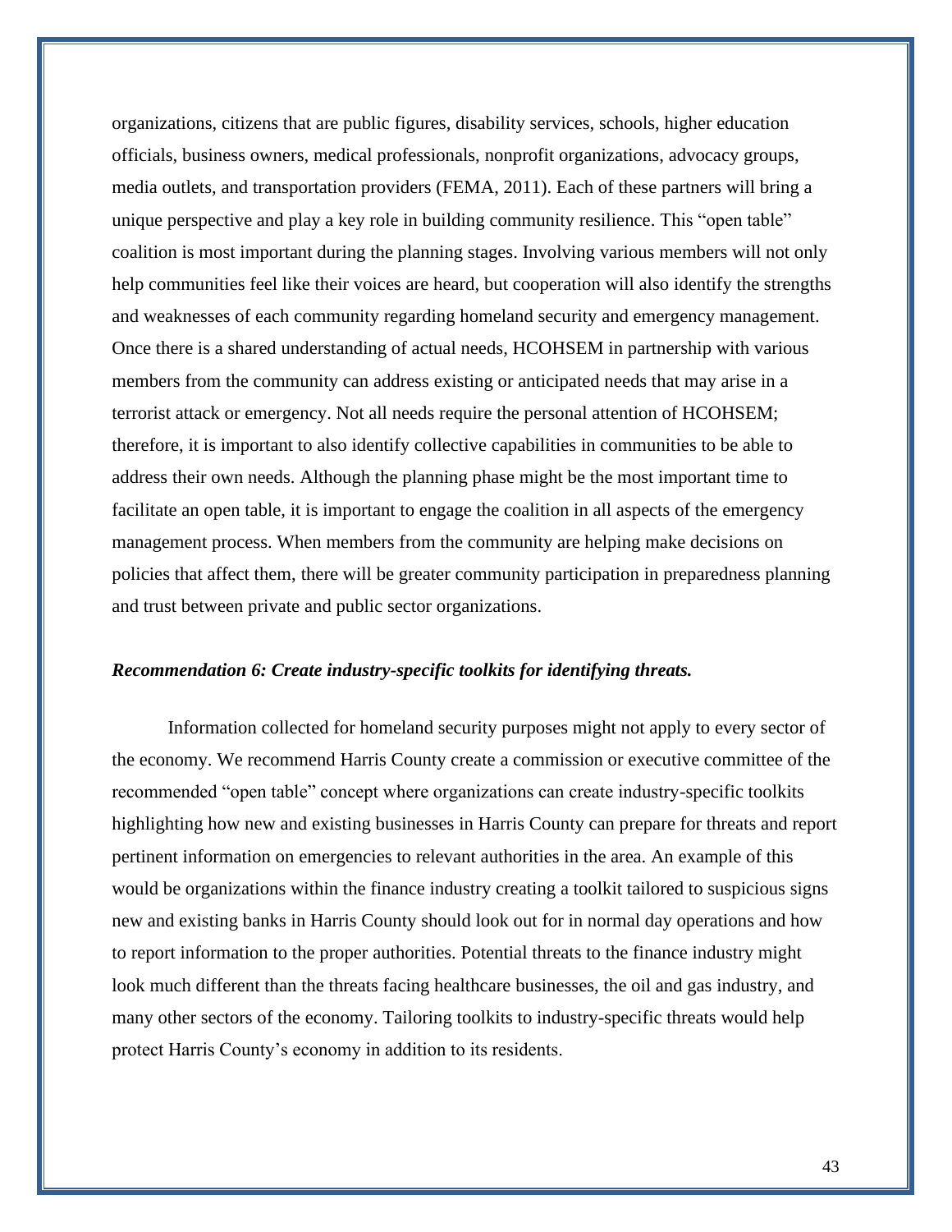organizations, citizens that are public figures, disability services, schools, higher education officials, business owners, medical professionals, nonprofit organizations, advocacy groups, media outlets, and transportation providers (FEMA, 2011). Each of these partners will bring a unique perspective and play a key role in building community resilience. This "open table" coalition is most important during the planning stages. Involving various members will not only help communities feel like their voices are heard, but cooperation will also identify the strengths and weaknesses of each community regarding homeland security and emergency management. Once there is a shared understanding of actual needs, HCOHSEM in partnership with various members from the community can address existing or anticipated needs that may arise in a terrorist attack or emergency. Not all needs require the personal attention of HCOHSEM; therefore, it is important to also identify collective capabilities in communities to be able to address their own needs. Although the planning phase might be the most important time to facilitate an open table, it is important to engage the coalition in all aspects of the emergency management process. When members from the community are helping make decisions on policies that affect them, there will be greater community participation in preparedness planning and trust between private and public sector organizations.

***Recommendation 6: Create industry-specific toolkits for identifying threats.***

Information collected for homeland security purposes might not apply to every sector of the economy. We recommend Harris County create a commission or executive committee of the recommended "open table" concept where organizations can create industry-specific toolkits highlighting how new and existing businesses in Harris County can prepare for threats and report pertinent information on emergencies to relevant authorities in the area. An example of this would be organizations within the finance industry creating a toolkit tailored to suspicious signs new and existing banks in Harris County should look out for in normal day operations and how to report information to the proper authorities. Potential threats to the finance industry might look much different than the threats facing healthcare businesses, the oil and gas industry, and many other sectors of the economy. Tailoring toolkits to industry-specific threats would help protect Harris County's economy in addition to its residents.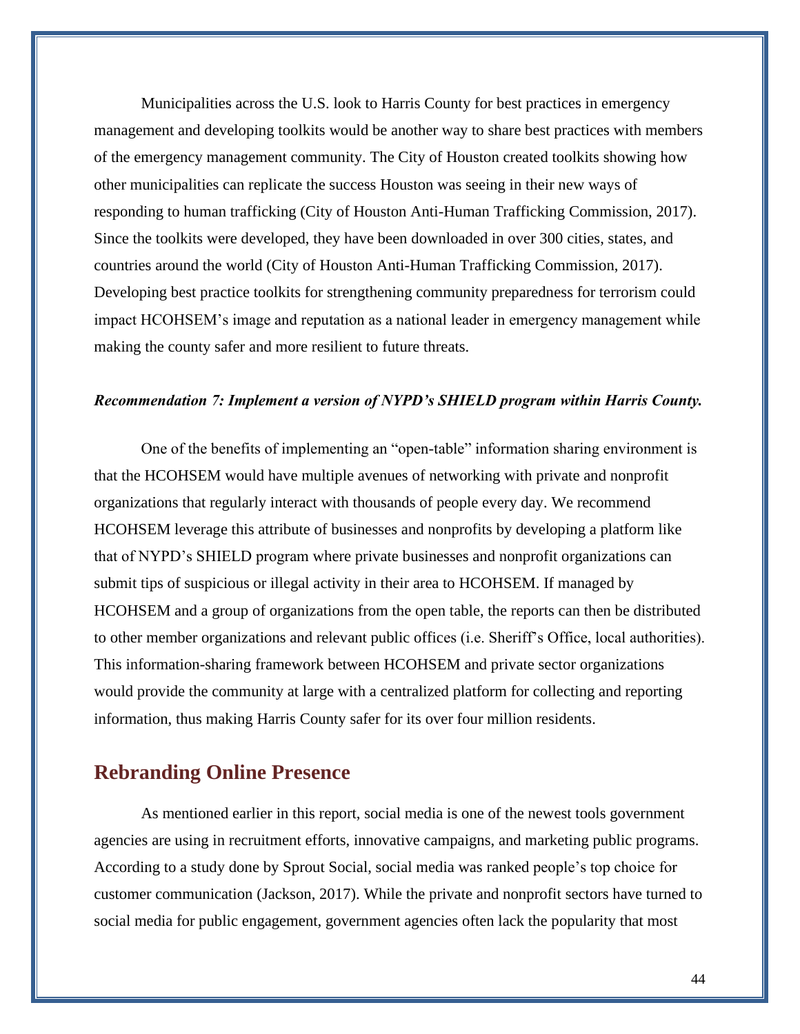Municipalities across the U.S. look to Harris County for best practices in emergency management and developing toolkits would be another way to share best practices with members of the emergency management community. The City of Houston created toolkits showing how other municipalities can replicate the success Houston was seeing in their new ways of responding to human trafficking (City of Houston Anti-Human Trafficking Commission, 2017). Since the toolkits were developed, they have been downloaded in over 300 cities, states, and countries around the world (City of Houston Anti-Human Trafficking Commission, 2017). Developing best practice toolkits for strengthening community preparedness for terrorism could impact HCOHSEM's image and reputation as a national leader in emergency management while making the county safer and more resilient to future threats.

***Recommendation 7: Implement a version of NYPD's SHIELD program within Harris County.***

One of the benefits of implementing an "open-table" information sharing environment is that the HCOHSEM would have multiple avenues of networking with private and nonprofit organizations that regularly interact with thousands of people every day. We recommend HCOHSEM leverage this attribute of businesses and nonprofits by developing a platform like that of NYPD's SHIELD program where private businesses and nonprofit organizations can submit tips of suspicious or illegal activity in their area to HCOHSEM. If managed by HCOHSEM and a group of organizations from the open table, the reports can then be distributed to other member organizations and relevant public offices (i.e. Sheriff's Office, local authorities). This information-sharing framework between HCOHSEM and private sector organizations would provide the community at large with a centralized platform for collecting and reporting information, thus making Harris County safer for its over four million residents.

## Rebranding Online Presence

As mentioned earlier in this report, social media is one of the newest tools government agencies are using in recruitment efforts, innovative campaigns, and marketing public programs. According to a study done by Sprout Social, social media was ranked people's top choice for customer communication (Jackson, 2017). While the private and nonprofit sectors have turned to social media for public engagement, government agencies often lack the popularity that most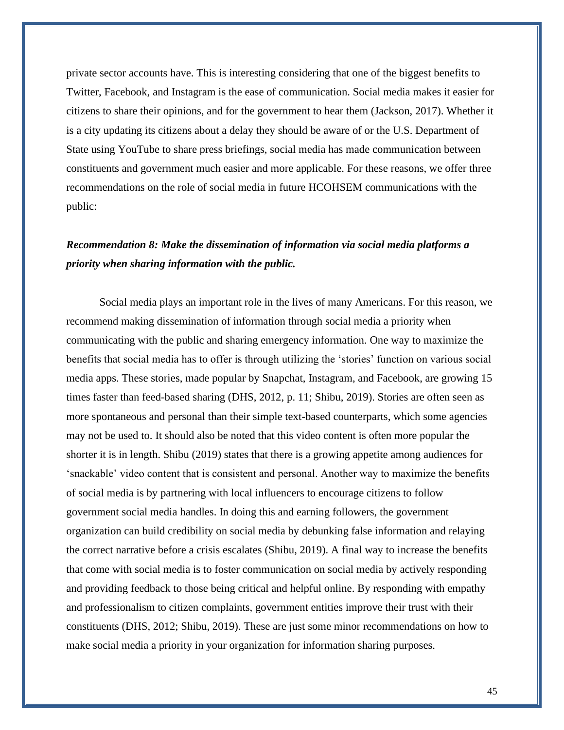private sector accounts have. This is interesting considering that one of the biggest benefits to Twitter, Facebook, and Instagram is the ease of communication. Social media makes it easier for citizens to share their opinions, and for the government to hear them (Jackson, 2017). Whether it is a city updating its citizens about a delay they should be aware of or the U.S. Department of State using YouTube to share press briefings, social media has made communication between constituents and government much easier and more applicable. For these reasons, we offer three recommendations on the role of social media in future HCOHSEM communications with the public:

***Recommendation 8: Make the dissemination of information via social media platforms a priority when sharing information with the public.***

Social media plays an important role in the lives of many Americans. For this reason, we recommend making dissemination of information through social media a priority when communicating with the public and sharing emergency information. One way to maximize the benefits that social media has to offer is through utilizing the 'stories' function on various social media apps. These stories, made popular by Snapchat, Instagram, and Facebook, are growing 15 times faster than feed-based sharing (DHS, 2012, p. 11; Shibu, 2019). Stories are often seen as more spontaneous and personal than their simple text-based counterparts, which some agencies may not be used to. It should also be noted that this video content is often more popular the shorter it is in length. Shibu (2019) states that there is a growing appetite among audiences for 'snackable' video content that is consistent and personal. Another way to maximize the benefits of social media is by partnering with local influencers to encourage citizens to follow government social media handles. In doing this and earning followers, the government organization can build credibility on social media by debunking false information and relaying the correct narrative before a crisis escalates (Shibu, 2019). A final way to increase the benefits that come with social media is to foster communication on social media by actively responding and providing feedback to those being critical and helpful online. By responding with empathy and professionalism to citizen complaints, government entities improve their trust with their constituents (DHS, 2012; Shibu, 2019). These are just some minor recommendations on how to make social media a priority in your organization for information sharing purposes.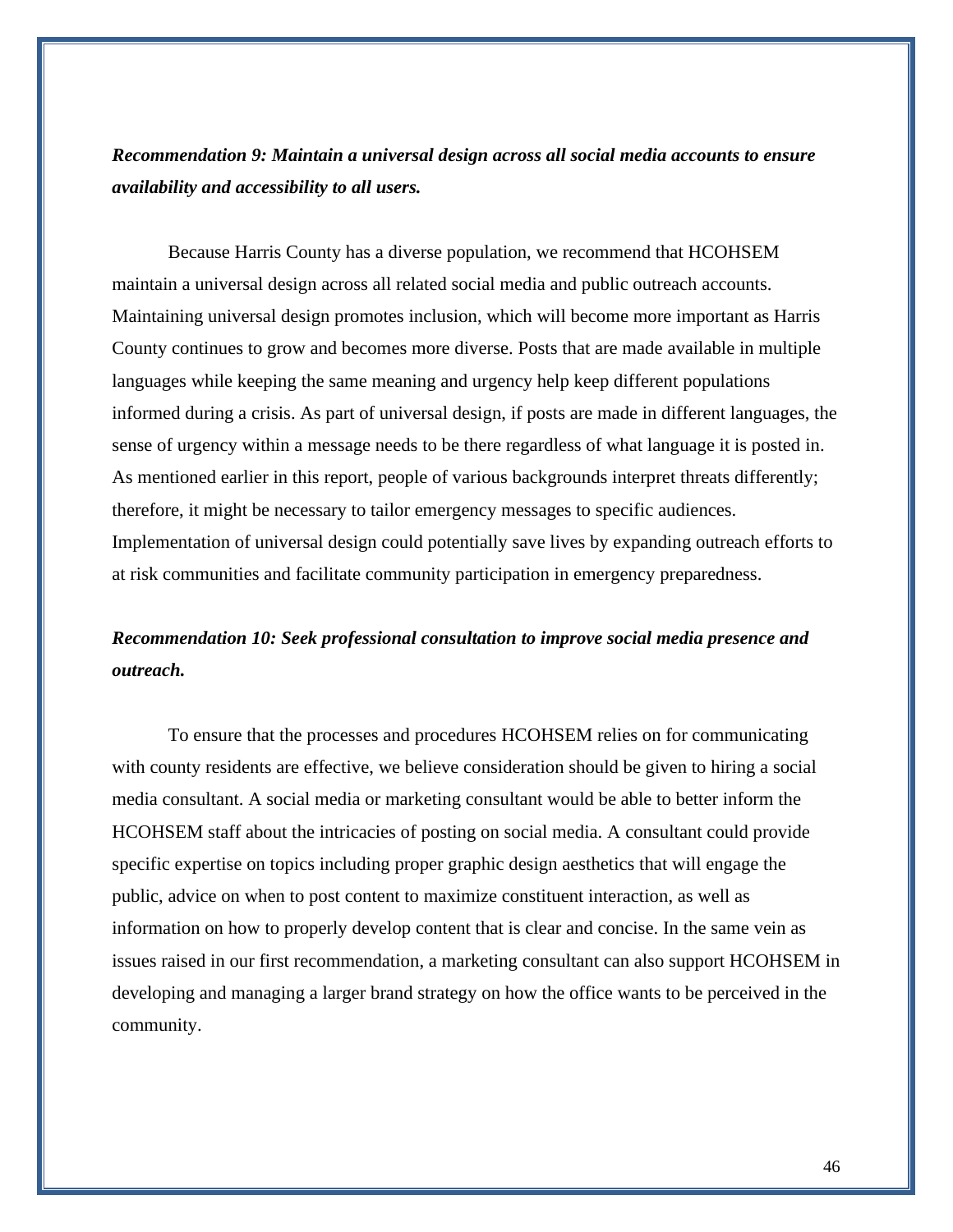***Recommendation 9: Maintain a universal design across all social media accounts to ensure availability and accessibility to all users.***

Because Harris County has a diverse population, we recommend that HCOHSEM maintain a universal design across all related social media and public outreach accounts. Maintaining universal design promotes inclusion, which will become more important as Harris County continues to grow and becomes more diverse. Posts that are made available in multiple languages while keeping the same meaning and urgency help keep different populations informed during a crisis. As part of universal design, if posts are made in different languages, the sense of urgency within a message needs to be there regardless of what language it is posted in. As mentioned earlier in this report, people of various backgrounds interpret threats differently; therefore, it might be necessary to tailor emergency messages to specific audiences. Implementation of universal design could potentially save lives by expanding outreach efforts to at risk communities and facilitate community participation in emergency preparedness.

***Recommendation 10: Seek professional consultation to improve social media presence and outreach.***

To ensure that the processes and procedures HCOHSEM relies on for communicating with county residents are effective, we believe consideration should be given to hiring a social media consultant. A social media or marketing consultant would be able to better inform the HCOHSEM staff about the intricacies of posting on social media. A consultant could provide specific expertise on topics including proper graphic design aesthetics that will engage the public, advice on when to post content to maximize constituent interaction, as well as information on how to properly develop content that is clear and concise. In the same vein as issues raised in our first recommendation, a marketing consultant can also support HCOHSEM in developing and managing a larger brand strategy on how the office wants to be perceived in the community.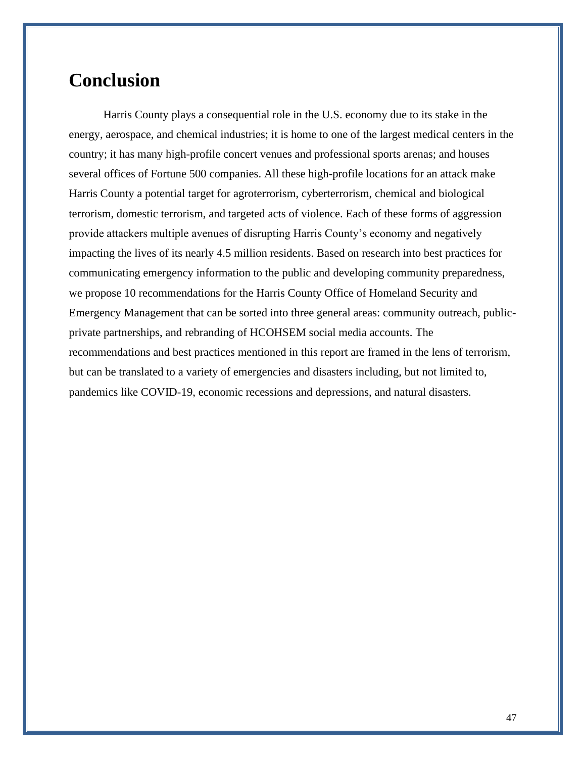# Conclusion

Harris County plays a consequential role in the U.S. economy due to its stake in the energy, aerospace, and chemical industries; it is home to one of the largest medical centers in the country; it has many high-profile concert venues and professional sports arenas; and houses several offices of Fortune 500 companies. All these high-profile locations for an attack make Harris County a potential target for agroterrorism, cyberterrorism, chemical and biological terrorism, domestic terrorism, and targeted acts of violence. Each of these forms of aggression provide attackers multiple avenues of disrupting Harris County's economy and negatively impacting the lives of its nearly 4.5 million residents. Based on research into best practices for communicating emergency information to the public and developing community preparedness, we propose 10 recommendations for the Harris County Office of Homeland Security and Emergency Management that can be sorted into three general areas: community outreach, public-private partnerships, and rebranding of HCOHSEM social media accounts. The recommendations and best practices mentioned in this report are framed in the lens of terrorism, but can be translated to a variety of emergencies and disasters including, but not limited to, pandemics like COVID-19, economic recessions and depressions, and natural disasters.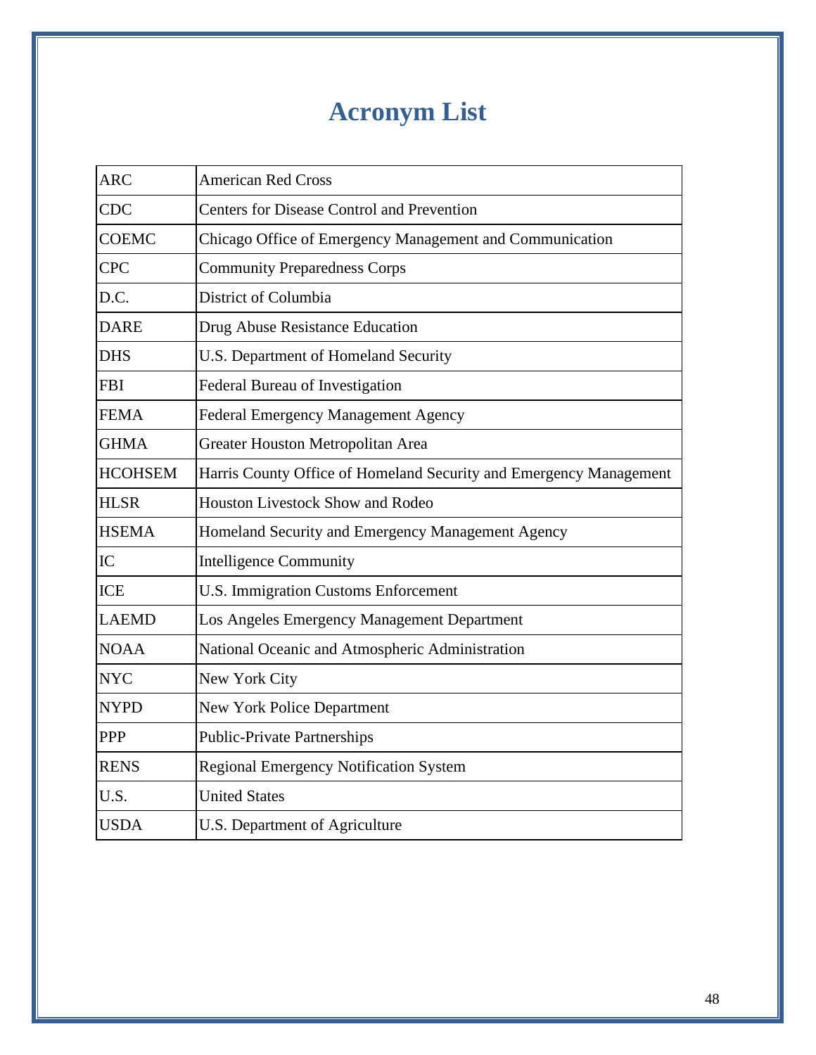# Acronym List

| | |
|---|---|
| ARC | American Red Cross |
| CDC | Centers for Disease Control and Prevention |
| COEMC | Chicago Office of Emergency Management and Communication |
| CPC | Community Preparedness Corps |
| D.C. | District of Columbia |
| DARE | Drug Abuse Resistance Education |
| DHS | U.S. Department of Homeland Security |
| FBI | Federal Bureau of Investigation |
| FEMA | Federal Emergency Management Agency |
| GHMA | Greater Houston Metropolitan Area |
| HCOHSEM | Harris County Office of Homeland Security and Emergency Management |
| HLSR | Houston Livestock Show and Rodeo |
| HSEMA | Homeland Security and Emergency Management Agency |
| IC | Intelligence Community |
| ICE | U.S. Immigration Customs Enforcement |
| LAEMD | Los Angeles Emergency Management Department |
| NOAA | National Oceanic and Atmospheric Administration |
| NYC | New York City |
| NYPD | New York Police Department |
| PPP | Public-Private Partnerships |
| RENS | Regional Emergency Notification System |
| U.S. | United States |
| USDA | U.S. Department of Agriculture |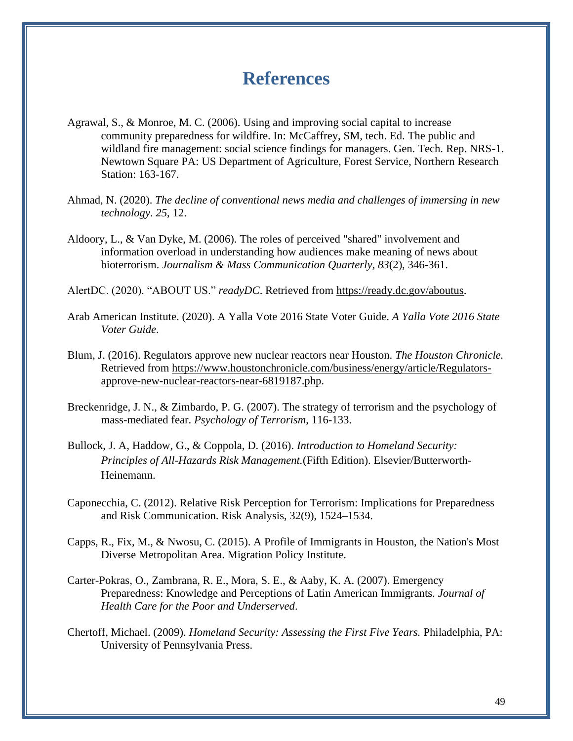# References

Agrawal, S., & Monroe, M. C. (2006). Using and improving social capital to increase community preparedness for wildfire. In: McCaffrey, SM, tech. Ed. The public and wildland fire management: social science findings for managers. Gen. Tech. Rep. NRS-1. Newtown Square PA: US Department of Agriculture, Forest Service, Northern Research Station: 163-167.

Ahmad, N. (2020). *The decline of conventional news media and challenges of immersing in new technology*. *25*, 12.

Aldoory, L., & Van Dyke, M. (2006). The roles of perceived "shared" involvement and information overload in understanding how audiences make meaning of news about bioterrorism. *Journalism & Mass Communication Quarterly*, *83*(2), 346-361.

AlertDC. (2020). "ABOUT US." *readyDC*. Retrieved from https://ready.dc.gov/aboutus.

Arab American Institute. (2020). A Yalla Vote 2016 State Voter Guide. *A Yalla Vote 2016 State Voter Guide*.

Blum, J. (2016). Regulators approve new nuclear reactors near Houston. *The Houston Chronicle.* Retrieved from https://www.houstonchronicle.com/business/energy/article/Regulators-approve-new-nuclear-reactors-near-6819187.php.

Breckenridge, J. N., & Zimbardo, P. G. (2007). The strategy of terrorism and the psychology of mass-mediated fear. *Psychology of Terrorism*, 116-133.

Bullock, J. A, Haddow, G., & Coppola, D. (2016). *Introduction to Homeland Security: Principles of All-Hazards Risk Management.*(Fifth Edition). Elsevier/Butterworth-Heinemann.

Caponecchia, C. (2012). Relative Risk Perception for Terrorism: Implications for Preparedness and Risk Communication. Risk Analysis, 32(9), 1524–1534.

Capps, R., Fix, M., & Nwosu, C. (2015). A Profile of Immigrants in Houston, the Nation's Most Diverse Metropolitan Area. Migration Policy Institute.

Carter-Pokras, O., Zambrana, R. E., Mora, S. E., & Aaby, K. A. (2007). Emergency Preparedness: Knowledge and Perceptions of Latin American Immigrants. *Journal of Health Care for the Poor and Underserved*.

Chertoff, Michael. (2009). *Homeland Security: Assessing the First Five Years.* Philadelphia, PA: University of Pennsylvania Press.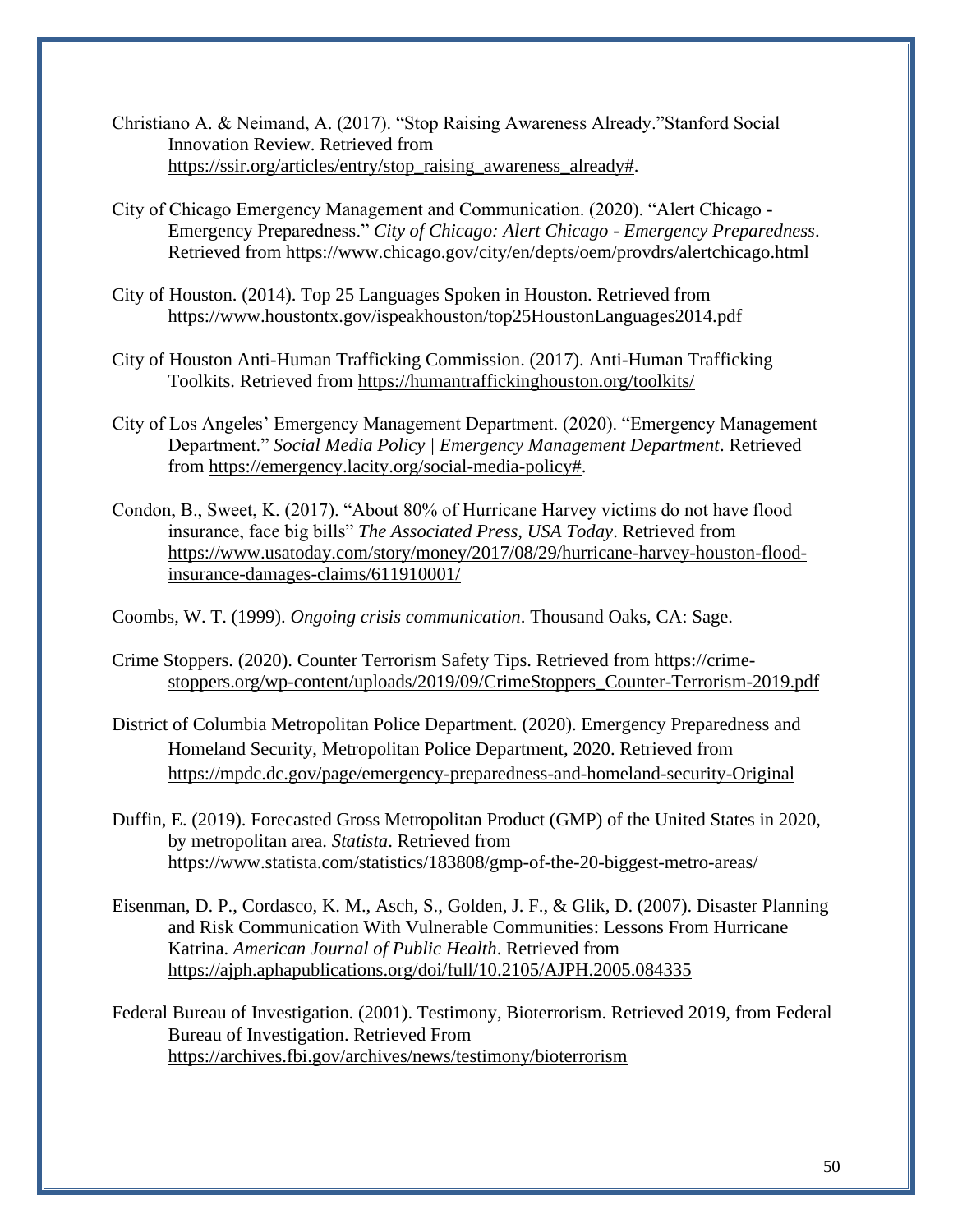Christiano A. & Neimand, A. (2017). “Stop Raising Awareness Already.”Stanford Social Innovation Review. Retrieved from https://ssir.org/articles/entry/stop_raising_awareness_already#.

City of Chicago Emergency Management and Communication. (2020). “Alert Chicago - Emergency Preparedness.” *City of Chicago: Alert Chicago - Emergency Preparedness*. Retrieved from https://www.chicago.gov/city/en/depts/oem/provdrs/alertchicago.html

City of Houston. (2014). Top 25 Languages Spoken in Houston. Retrieved from https://www.houstontx.gov/ispeakhouston/top25HoustonLanguages2014.pdf

City of Houston Anti-Human Trafficking Commission. (2017). Anti-Human Trafficking Toolkits. Retrieved from https://humantraffickinghouston.org/toolkits/

City of Los Angeles’ Emergency Management Department. (2020). “Emergency Management Department.” *Social Media Policy | Emergency Management Department*. Retrieved from https://emergency.lacity.org/social-media-policy#.

Condon, B., Sweet, K. (2017). “About 80% of Hurricane Harvey victims do not have flood insurance, face big bills” *The Associated Press, USA Today*. Retrieved from https://www.usatoday.com/story/money/2017/08/29/hurricane-harvey-houston-flood-insurance-damages-claims/611910001/

Coombs, W. T. (1999). *Ongoing crisis communication*. Thousand Oaks, CA: Sage.

Crime Stoppers. (2020). Counter Terrorism Safety Tips. Retrieved from https://crime-stoppers.org/wp-content/uploads/2019/09/CrimeStoppers_Counter-Terrorism-2019.pdf

District of Columbia Metropolitan Police Department. (2020). Emergency Preparedness and Homeland Security, Metropolitan Police Department, 2020. Retrieved from https://mpdc.dc.gov/page/emergency-preparedness-and-homeland-security-Original

Duffin, E. (2019). Forecasted Gross Metropolitan Product (GMP) of the United States in 2020, by metropolitan area. *Statista*. Retrieved from https://www.statista.com/statistics/183808/gmp-of-the-20-biggest-metro-areas/

Eisenman, D. P., Cordasco, K. M., Asch, S., Golden, J. F., & Glik, D. (2007). Disaster Planning and Risk Communication With Vulnerable Communities: Lessons From Hurricane Katrina. *American Journal of Public Health*. Retrieved from https://ajph.aphapublications.org/doi/full/10.2105/AJPH.2005.084335

Federal Bureau of Investigation. (2001). Testimony, Bioterrorism. Retrieved 2019, from Federal Bureau of Investigation. Retrieved From https://archives.fbi.gov/archives/news/testimony/bioterrorism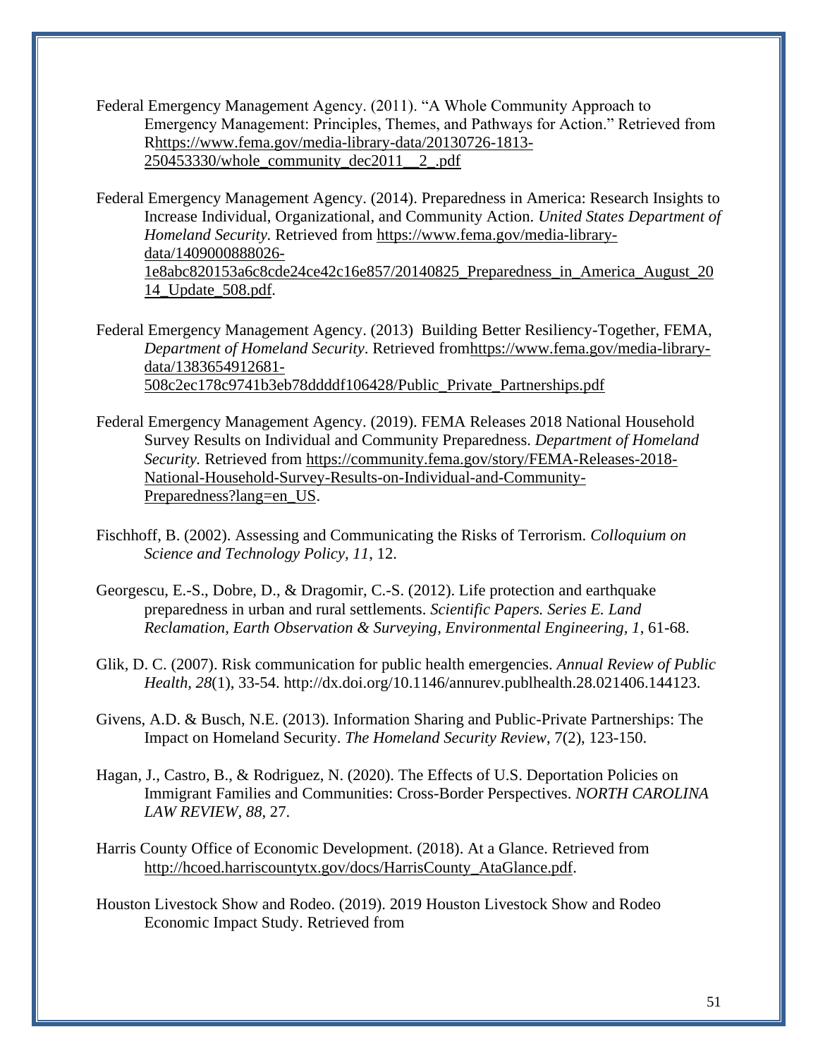Federal Emergency Management Agency. (2011). "A Whole Community Approach to Emergency Management: Principles, Themes, and Pathways for Action." Retrieved from Rhttps://www.fema.gov/media-library-data/20130726-1813-250453330/whole_community_dec2011__2_.pdf

Federal Emergency Management Agency. (2014). Preparedness in America: Research Insights to Increase Individual, Organizational, and Community Action. *United States Department of Homeland Security.* Retrieved from https://www.fema.gov/media-library-data/1409000888026-1e8abc820153a6c8cde24ce42c16e857/20140825_Preparedness_in_America_August_2014_Update_508.pdf.

Federal Emergency Management Agency. (2013) Building Better Resiliency-Together, FEMA, *Department of Homeland Security*. Retrieved fromhttps://www.fema.gov/media-library-data/1383654912681-508c2ec178c9741b3eb78ddddf106428/Public_Private_Partnerships.pdf

Federal Emergency Management Agency. (2019). FEMA Releases 2018 National Household Survey Results on Individual and Community Preparedness. *Department of Homeland Security.* Retrieved from https://community.fema.gov/story/FEMA-Releases-2018-National-Household-Survey-Results-on-Individual-and-Community-Preparedness?lang=en_US.

Fischhoff, B. (2002). Assessing and Communicating the Risks of Terrorism. *Colloquium on Science and Technology Policy, 11*, 12.

Georgescu, E.-S., Dobre, D., & Dragomir, C.-S. (2012). Life protection and earthquake preparedness in urban and rural settlements. *Scientific Papers. Series E. Land Reclamation, Earth Observation & Surveying, Environmental Engineering, 1*, 61-68.

Glik, D. C. (2007). Risk communication for public health emergencies. *Annual Review of Public Health, 28*(1), 33-54. http://dx.doi.org/10.1146/annurev.publhealth.28.021406.144123.

Givens, A.D. & Busch, N.E. (2013). Information Sharing and Public-Private Partnerships: The Impact on Homeland Security. *The Homeland Security Review*, 7(2), 123-150.

Hagan, J., Castro, B., & Rodriguez, N. (2020). The Effects of U.S. Deportation Policies on Immigrant Families and Communities: Cross-Border Perspectives. *NORTH CAROLINA LAW REVIEW*, *88*, 27.

Harris County Office of Economic Development. (2018). At a Glance. Retrieved from http://hcoed.harriscountytx.gov/docs/HarrisCounty_AtaGlance.pdf.

Houston Livestock Show and Rodeo. (2019). 2019 Houston Livestock Show and Rodeo Economic Impact Study. Retrieved from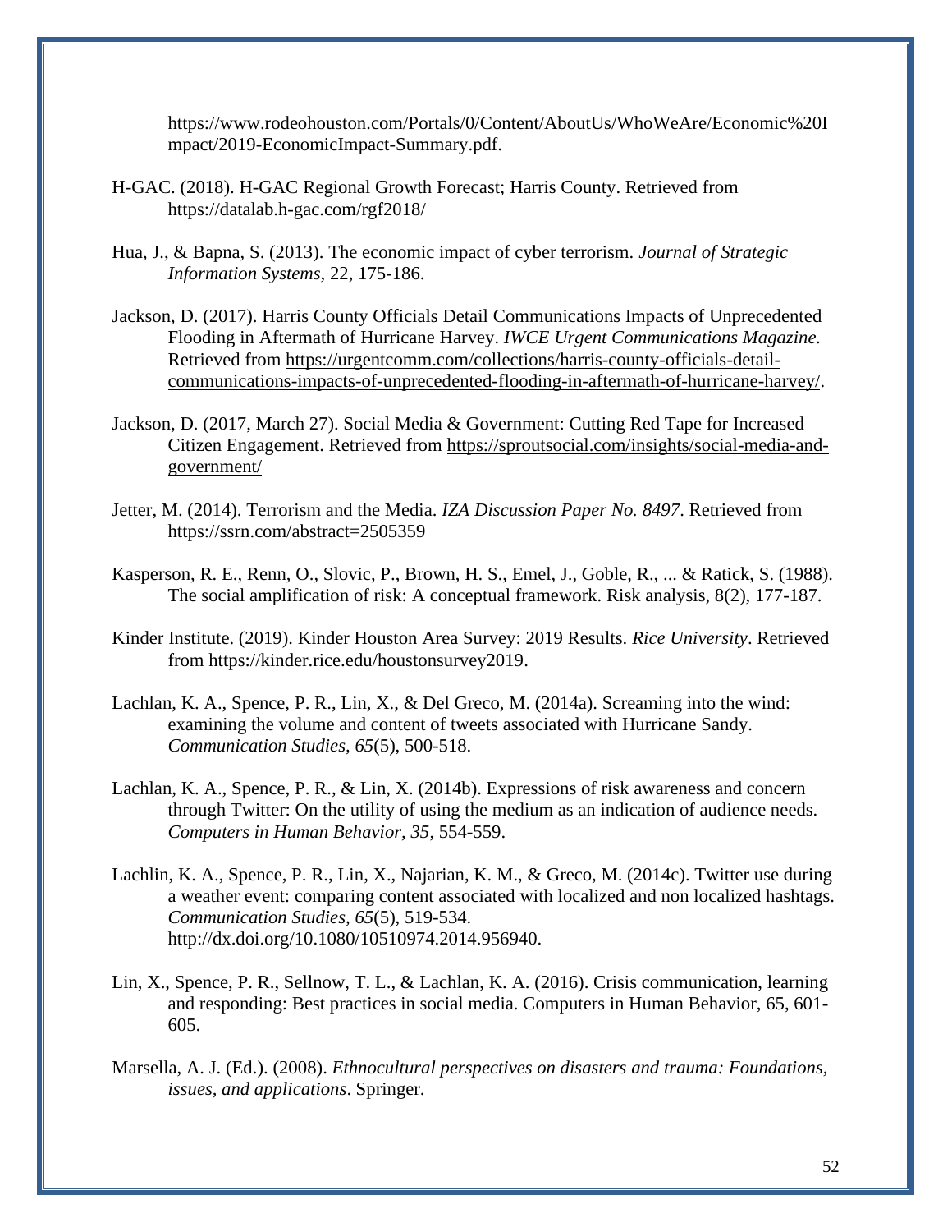https://www.rodeohouston.com/Portals/0/Content/AboutUs/WhoWeAre/Economic%20Impact/2019-EconomicImpact-Summary.pdf.

H-GAC. (2018). H-GAC Regional Growth Forecast; Harris County. Retrieved from https://datalab.h-gac.com/rgf2018/

Hua, J., & Bapna, S. (2013). The economic impact of cyber terrorism. *Journal of Strategic Information Systems*, 22, 175-186.

Jackson, D. (2017). Harris County Officials Detail Communications Impacts of Unprecedented Flooding in Aftermath of Hurricane Harvey. *IWCE Urgent Communications Magazine.* Retrieved from https://urgentcomm.com/collections/harris-county-officials-detail-communications-impacts-of-unprecedented-flooding-in-aftermath-of-hurricane-harvey/.

Jackson, D. (2017, March 27). Social Media & Government: Cutting Red Tape for Increased Citizen Engagement. Retrieved from https://sproutsocial.com/insights/social-media-and-government/

Jetter, M. (2014). Terrorism and the Media. *IZA Discussion Paper No. 8497*. Retrieved from https://ssrn.com/abstract=2505359

Kasperson, R. E., Renn, O., Slovic, P., Brown, H. S., Emel, J., Goble, R., ... & Ratick, S. (1988). The social amplification of risk: A conceptual framework. Risk analysis, 8(2), 177-187.

Kinder Institute. (2019). Kinder Houston Area Survey: 2019 Results. *Rice University*. Retrieved from https://kinder.rice.edu/houstonsurvey2019.

Lachlan, K. A., Spence, P. R., Lin, X., & Del Greco, M. (2014a). Screaming into the wind: examining the volume and content of tweets associated with Hurricane Sandy. *Communication Studies, 65*(5), 500-518.

Lachlan, K. A., Spence, P. R., & Lin, X. (2014b). Expressions of risk awareness and concern through Twitter: On the utility of using the medium as an indication of audience needs. *Computers in Human Behavior, 35*, 554-559.

Lachlin, K. A., Spence, P. R., Lin, X., Najarian, K. M., & Greco, M. (2014c). Twitter use during a weather event: comparing content associated with localized and non localized hashtags. *Communication Studies, 65*(5), 519-534. http://dx.doi.org/10.1080/10510974.2014.956940.

Lin, X., Spence, P. R., Sellnow, T. L., & Lachlan, K. A. (2016). Crisis communication, learning and responding: Best practices in social media. Computers in Human Behavior, 65, 601-605.

Marsella, A. J. (Ed.). (2008). *Ethnocultural perspectives on disasters and trauma: Foundations, issues, and applications*. Springer.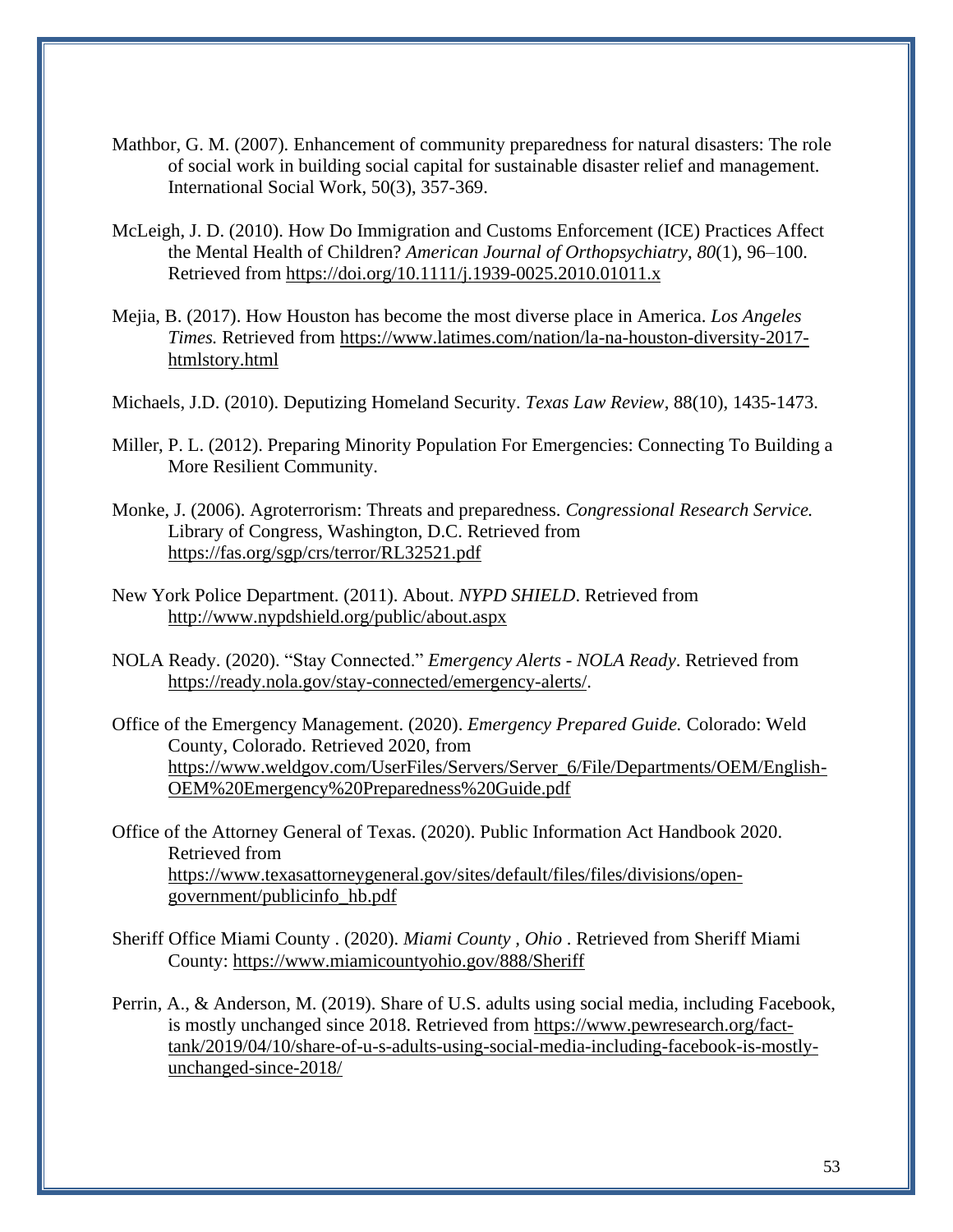Mathbor, G. M. (2007). Enhancement of community preparedness for natural disasters: The role of social work in building social capital for sustainable disaster relief and management. International Social Work, 50(3), 357-369.

McLeigh, J. D. (2010). How Do Immigration and Customs Enforcement (ICE) Practices Affect the Mental Health of Children? *American Journal of Orthopsychiatry*, *80*(1), 96–100. Retrieved from https://doi.org/10.1111/j.1939-0025.2010.01011.x

Mejia, B. (2017). How Houston has become the most diverse place in America. *Los Angeles Times.* Retrieved from https://www.latimes.com/nation/la-na-houston-diversity-2017-htmlstory.html

Michaels, J.D. (2010). Deputizing Homeland Security. *Texas Law Review*, 88(10), 1435-1473.

Miller, P. L. (2012). Preparing Minority Population For Emergencies: Connecting To Building a More Resilient Community.

Monke, J. (2006). Agroterrorism: Threats and preparedness. *Congressional Research Service.* Library of Congress, Washington, D.C. Retrieved from https://fas.org/sgp/crs/terror/RL32521.pdf

New York Police Department. (2011). About. *NYPD SHIELD*. Retrieved from http://www.nypdshield.org/public/about.aspx

NOLA Ready. (2020). "Stay Connected." *Emergency Alerts - NOLA Ready*. Retrieved from https://ready.nola.gov/stay-connected/emergency-alerts/.

Office of the Emergency Management. (2020). *Emergency Prepared Guide.* Colorado: Weld County, Colorado. Retrieved 2020, from https://www.weldgov.com/UserFiles/Servers/Server_6/File/Departments/OEM/English-OEM%20Emergency%20Preparedness%20Guide.pdf

Office of the Attorney General of Texas. (2020). Public Information Act Handbook 2020. Retrieved from https://www.texasattorneygeneral.gov/sites/default/files/files/divisions/open-government/publicinfo_hb.pdf

Sheriff Office Miami County . (2020). *Miami County , Ohio* . Retrieved from Sheriff Miami County: https://www.miamicountyohio.gov/888/Sheriff

Perrin, A., & Anderson, M. (2019). Share of U.S. adults using social media, including Facebook, is mostly unchanged since 2018. Retrieved from https://www.pewresearch.org/fact-tank/2019/04/10/share-of-u-s-adults-using-social-media-including-facebook-is-mostly-unchanged-since-2018/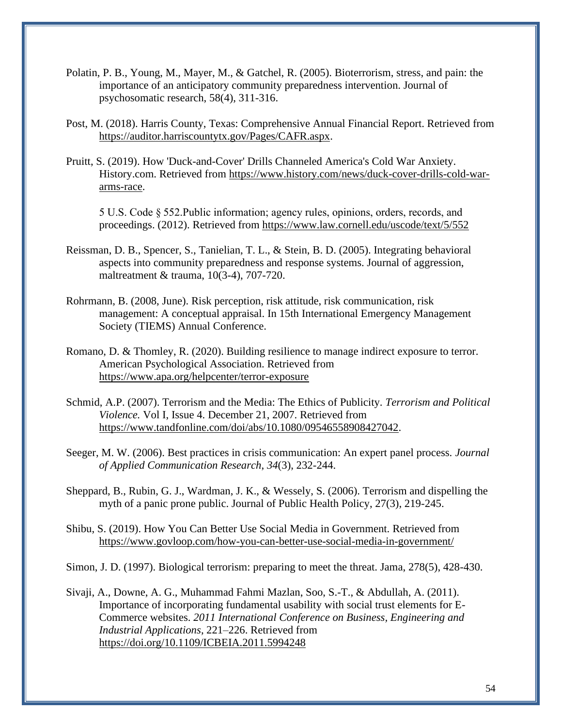Polatin, P. B., Young, M., Mayer, M., & Gatchel, R. (2005). Bioterrorism, stress, and pain: the importance of an anticipatory community preparedness intervention. Journal of psychosomatic research, 58(4), 311-316.

Post, M. (2018). Harris County, Texas: Comprehensive Annual Financial Report. Retrieved from https://auditor.harriscountytx.gov/Pages/CAFR.aspx.

Pruitt, S. (2019). How 'Duck-and-Cover' Drills Channeled America's Cold War Anxiety. History.com. Retrieved from https://www.history.com/news/duck-cover-drills-cold-war-arms-race.

5 U.S. Code § 552.Public information; agency rules, opinions, orders, records, and proceedings. (2012). Retrieved from https://www.law.cornell.edu/uscode/text/5/552

Reissman, D. B., Spencer, S., Tanielian, T. L., & Stein, B. D. (2005). Integrating behavioral aspects into community preparedness and response systems. Journal of aggression, maltreatment & trauma, 10(3-4), 707-720.

Rohrmann, B. (2008, June). Risk perception, risk attitude, risk communication, risk management: A conceptual appraisal. In 15th International Emergency Management Society (TIEMS) Annual Conference.

Romano, D. & Thomley, R. (2020). Building resilience to manage indirect exposure to terror. American Psychological Association. Retrieved from https://www.apa.org/helpcenter/terror-exposure

Schmid, A.P. (2007). Terrorism and the Media: The Ethics of Publicity. *Terrorism and Political Violence.* Vol I, Issue 4. December 21, 2007. Retrieved from https://www.tandfonline.com/doi/abs/10.1080/09546558908427042.

Seeger, M. W. (2006). Best practices in crisis communication: An expert panel process. *Journal of Applied Communication Research*, *34*(3), 232-244.

Sheppard, B., Rubin, G. J., Wardman, J. K., & Wessely, S. (2006). Terrorism and dispelling the myth of a panic prone public. Journal of Public Health Policy, 27(3), 219-245.

Shibu, S. (2019). How You Can Better Use Social Media in Government. Retrieved from https://www.govloop.com/how-you-can-better-use-social-media-in-government/

Simon, J. D. (1997). Biological terrorism: preparing to meet the threat. Jama, 278(5), 428-430.

Sivaji, A., Downe, A. G., Muhammad Fahmi Mazlan, Soo, S.-T., & Abdullah, A. (2011). Importance of incorporating fundamental usability with social trust elements for E-Commerce websites. *2011 International Conference on Business, Engineering and Industrial Applications*, 221–226. Retrieved from https://doi.org/10.1109/ICBEIA.2011.5994248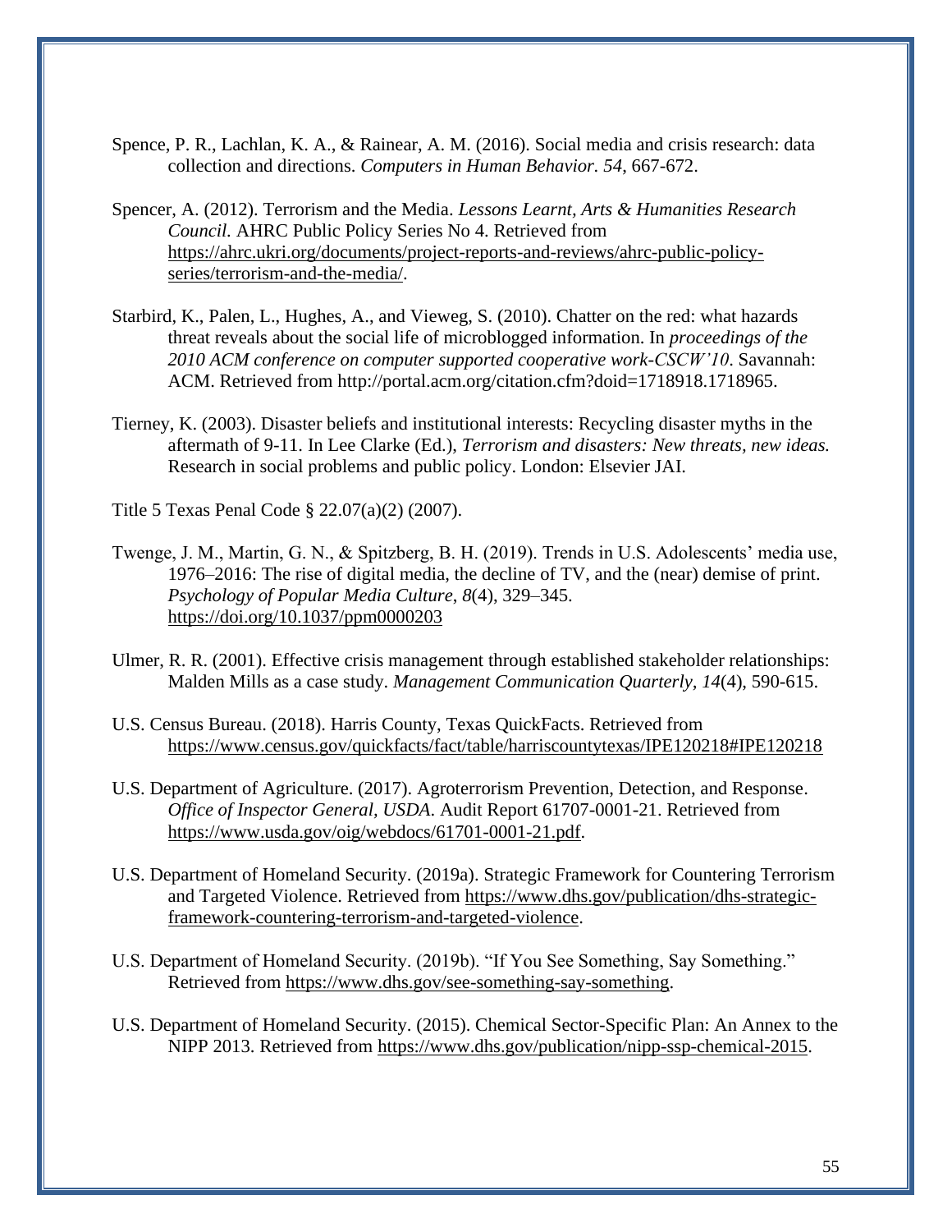Spence, P. R., Lachlan, K. A., & Rainear, A. M. (2016). Social media and crisis research: data collection and directions. *Computers in Human Behavior. 54*, 667-672.

Spencer, A. (2012). Terrorism and the Media. *Lessons Learnt, Arts & Humanities Research Council*. AHRC Public Policy Series No 4. Retrieved from https://ahrc.ukri.org/documents/project-reports-and-reviews/ahrc-public-policy-series/terrorism-and-the-media/.

Starbird, K., Palen, L., Hughes, A., and Vieweg, S. (2010). Chatter on the red: what hazards threat reveals about the social life of microblogged information. In *proceedings of the 2010 ACM conference on computer supported cooperative work-CSCW'10*. Savannah: ACM. Retrieved from http://portal.acm.org/citation.cfm?doid=1718918.1718965.

Tierney, K. (2003). Disaster beliefs and institutional interests: Recycling disaster myths in the aftermath of 9-11. In Lee Clarke (Ed.), *Terrorism and disasters: New threats, new ideas.* Research in social problems and public policy. London: Elsevier JAI.

Title 5 Texas Penal Code § 22.07(a)(2) (2007).

Twenge, J. M., Martin, G. N., & Spitzberg, B. H. (2019). Trends in U.S. Adolescents' media use, 1976–2016: The rise of digital media, the decline of TV, and the (near) demise of print. *Psychology of Popular Media Culture*, *8*(4), 329–345. https://doi.org/10.1037/ppm0000203

Ulmer, R. R. (2001). Effective crisis management through established stakeholder relationships: Malden Mills as a case study. *Management Communication Quarterly, 14*(4), 590-615.

U.S. Census Bureau. (2018). Harris County, Texas QuickFacts. Retrieved from https://www.census.gov/quickfacts/fact/table/harriscountytexas/IPE120218#IPE120218

U.S. Department of Agriculture. (2017). Agroterrorism Prevention, Detection, and Response. *Office of Inspector General, USDA*. Audit Report 61707-0001-21. Retrieved from https://www.usda.gov/oig/webdocs/61701-0001-21.pdf.

U.S. Department of Homeland Security. (2019a). Strategic Framework for Countering Terrorism and Targeted Violence. Retrieved from https://www.dhs.gov/publication/dhs-strategic-framework-countering-terrorism-and-targeted-violence.

U.S. Department of Homeland Security. (2019b). "If You See Something, Say Something." Retrieved from https://www.dhs.gov/see-something-say-something.

U.S. Department of Homeland Security. (2015). Chemical Sector-Specific Plan: An Annex to the NIPP 2013. Retrieved from https://www.dhs.gov/publication/nipp-ssp-chemical-2015.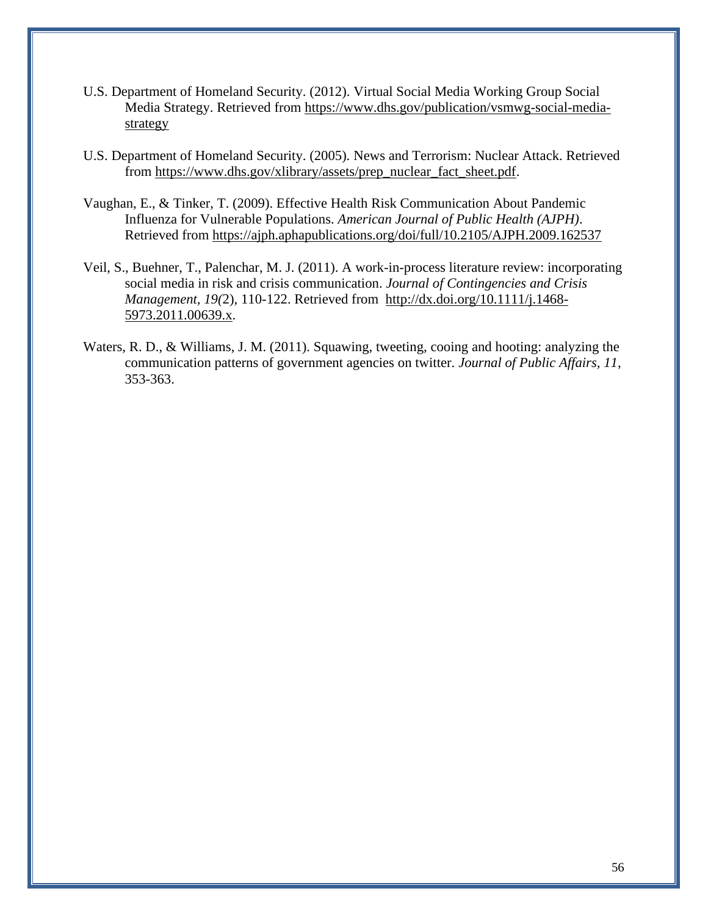U.S. Department of Homeland Security. (2012). Virtual Social Media Working Group Social Media Strategy. Retrieved from https://www.dhs.gov/publication/vsmwg-social-media-strategy

U.S. Department of Homeland Security. (2005). News and Terrorism: Nuclear Attack. Retrieved from https://www.dhs.gov/xlibrary/assets/prep_nuclear_fact_sheet.pdf.

Vaughan, E., & Tinker, T. (2009). Effective Health Risk Communication About Pandemic Influenza for Vulnerable Populations. *American Journal of Public Health (AJPH)*. Retrieved from https://ajph.aphapublications.org/doi/full/10.2105/AJPH.2009.162537

Veil, S., Buehner, T., Palenchar, M. J. (2011). A work-in-process literature review: incorporating social media in risk and crisis communication. *Journal of Contingencies and Crisis Management, 19(*2), 110-122. Retrieved from http://dx.doi.org/10.1111/j.1468-5973.2011.00639.x.

Waters, R. D., & Williams, J. M. (2011). Squawing, tweeting, cooing and hooting: analyzing the communication patterns of government agencies on twitter. *Journal of Public Affairs, 11*, 353-363.